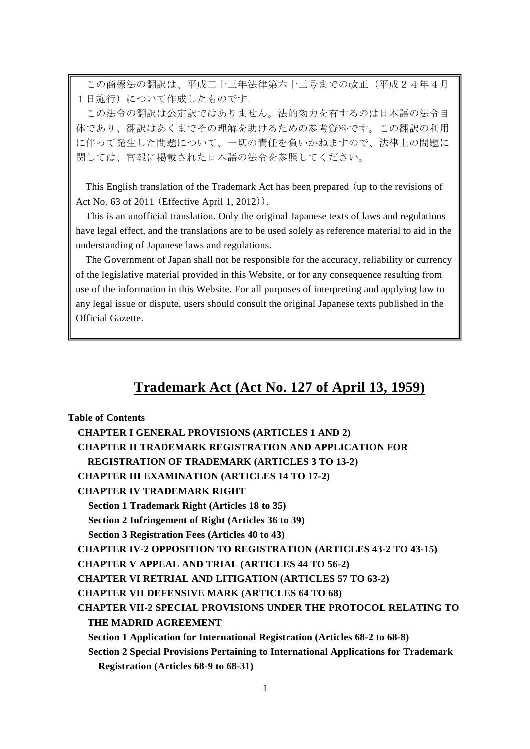この商標法の翻訳は、平成二十三年法律第六十三号までの改正（平成２４年４月１日施行）について作成したものです。

この法令の翻訳は公定訳ではありません。法的効力を有するのは日本語の法令自体であり、翻訳はあくまでその理解を助けるための参考資料です。この翻訳の利用に伴って発生した問題について、一切の責任を負いかねますので、法律上の問題に関しては、官報に掲載された日本語の法令を参照してください。

This English translation of the Trademark Act has been prepared (up to the revisions of Act No. 63 of 2011 (Effective April 1, 2012)).

This is an unofficial translation. Only the original Japanese texts of laws and regulations have legal effect, and the translations are to be used solely as reference material to aid in the understanding of Japanese laws and regulations.

The Government of Japan shall not be responsible for the accuracy, reliability or currency of the legislative material provided in this Website, or for any consequence resulting from use of the information in this Website. For all purposes of interpreting and applying law to any legal issue or dispute, users should consult the original Japanese texts published in the Official Gazette.

# Trademark Act (Act No. 127 of April 13, 1959)

**Table of Contents**

- **CHAPTER I GENERAL PROVISIONS (ARTICLES 1 AND 2)**
- **CHAPTER II TRADEMARK REGISTRATION AND APPLICATION FOR REGISTRATION OF TRADEMARK (ARTICLES 3 TO 13-2)**
- **CHAPTER III EXAMINATION (ARTICLES 14 TO 17-2)**
- **CHAPTER IV TRADEMARK RIGHT**
  - **Section 1 Trademark Right (Articles 18 to 35)**
  - **Section 2 Infringement of Right (Articles 36 to 39)**
  - **Section 3 Registration Fees (Articles 40 to 43)**
- **CHAPTER IV-2 OPPOSITION TO REGISTRATION (ARTICLES 43-2 TO 43-15)**
- **CHAPTER V APPEAL AND TRIAL (ARTICLES 44 TO 56-2)**
- **CHAPTER VI RETRIAL AND LITIGATION (ARTICLES 57 TO 63-2)**
- **CHAPTER VII DEFENSIVE MARK (ARTICLES 64 TO 68)**
- **CHAPTER VII-2 SPECIAL PROVISIONS UNDER THE PROTOCOL RELATING TO THE MADRID AGREEMENT**
  - **Section 1 Application for International Registration (Articles 68-2 to 68-8)**
  - **Section 2 Special Provisions Pertaining to International Applications for Trademark Registration (Articles 68-9 to 68-31)**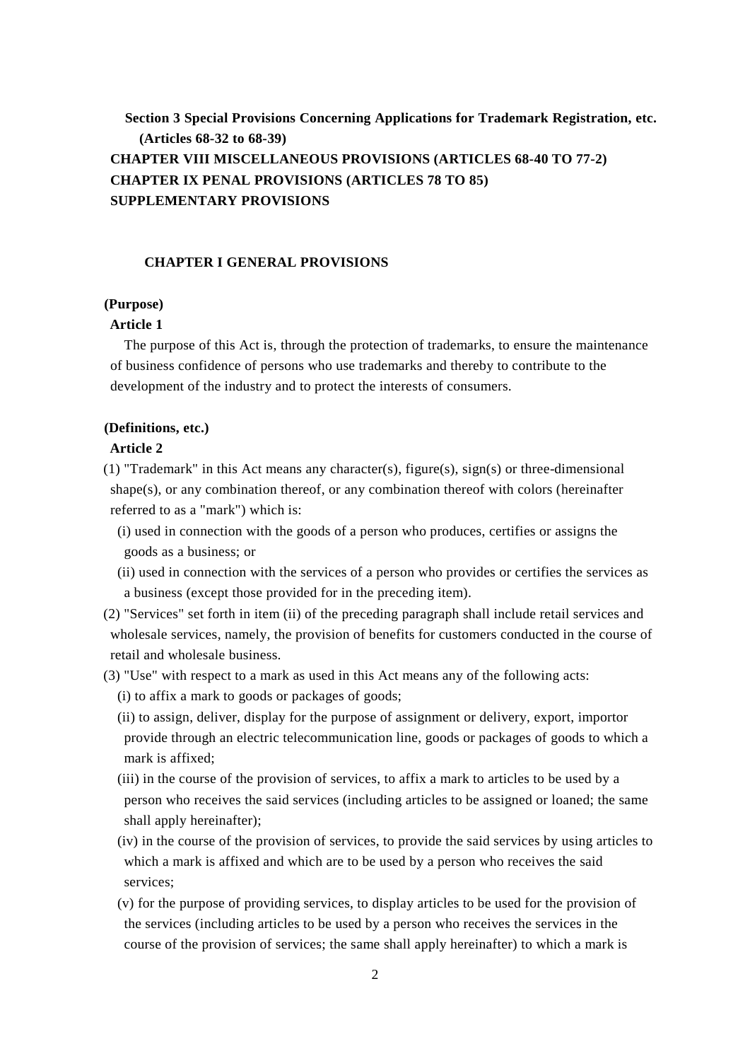**Section 3 Special Provisions Concerning Applications for Trademark Registration, etc. (Articles 68-32 to 68-39)**

**CHAPTER VIII MISCELLANEOUS PROVISIONS (ARTICLES 68-40 TO 77-2)**

**CHAPTER IX PENAL PROVISIONS (ARTICLES 78 TO 85)**

**SUPPLEMENTARY PROVISIONS**

## CHAPTER I GENERAL PROVISIONS

**(Purpose)**

**Article 1**

The purpose of this Act is, through the protection of trademarks, to ensure the maintenance of business confidence of persons who use trademarks and thereby to contribute to the development of the industry and to protect the interests of consumers.

**(Definitions, etc.)**

**Article 2**

(1) "Trademark" in this Act means any character(s), figure(s), sign(s) or three-dimensional shape(s), or any combination thereof, or any combination thereof with colors (hereinafter referred to as a "mark") which is:

(i) used in connection with the goods of a person who produces, certifies or assigns the goods as a business; or

(ii) used in connection with the services of a person who provides or certifies the services as a business (except those provided for in the preceding item).

(2) "Services" set forth in item (ii) of the preceding paragraph shall include retail services and wholesale services, namely, the provision of benefits for customers conducted in the course of retail and wholesale business.

(3) "Use" with respect to a mark as used in this Act means any of the following acts:

(i) to affix a mark to goods or packages of goods;

(ii) to assign, deliver, display for the purpose of assignment or delivery, export, importor provide through an electric telecommunication line, goods or packages of goods to which a mark is affixed;

(iii) in the course of the provision of services, to affix a mark to articles to be used by a person who receives the said services (including articles to be assigned or loaned; the same shall apply hereinafter);

(iv) in the course of the provision of services, to provide the said services by using articles to which a mark is affixed and which are to be used by a person who receives the said services;

(v) for the purpose of providing services, to display articles to be used for the provision of the services (including articles to be used by a person who receives the services in the course of the provision of services; the same shall apply hereinafter) to which a mark is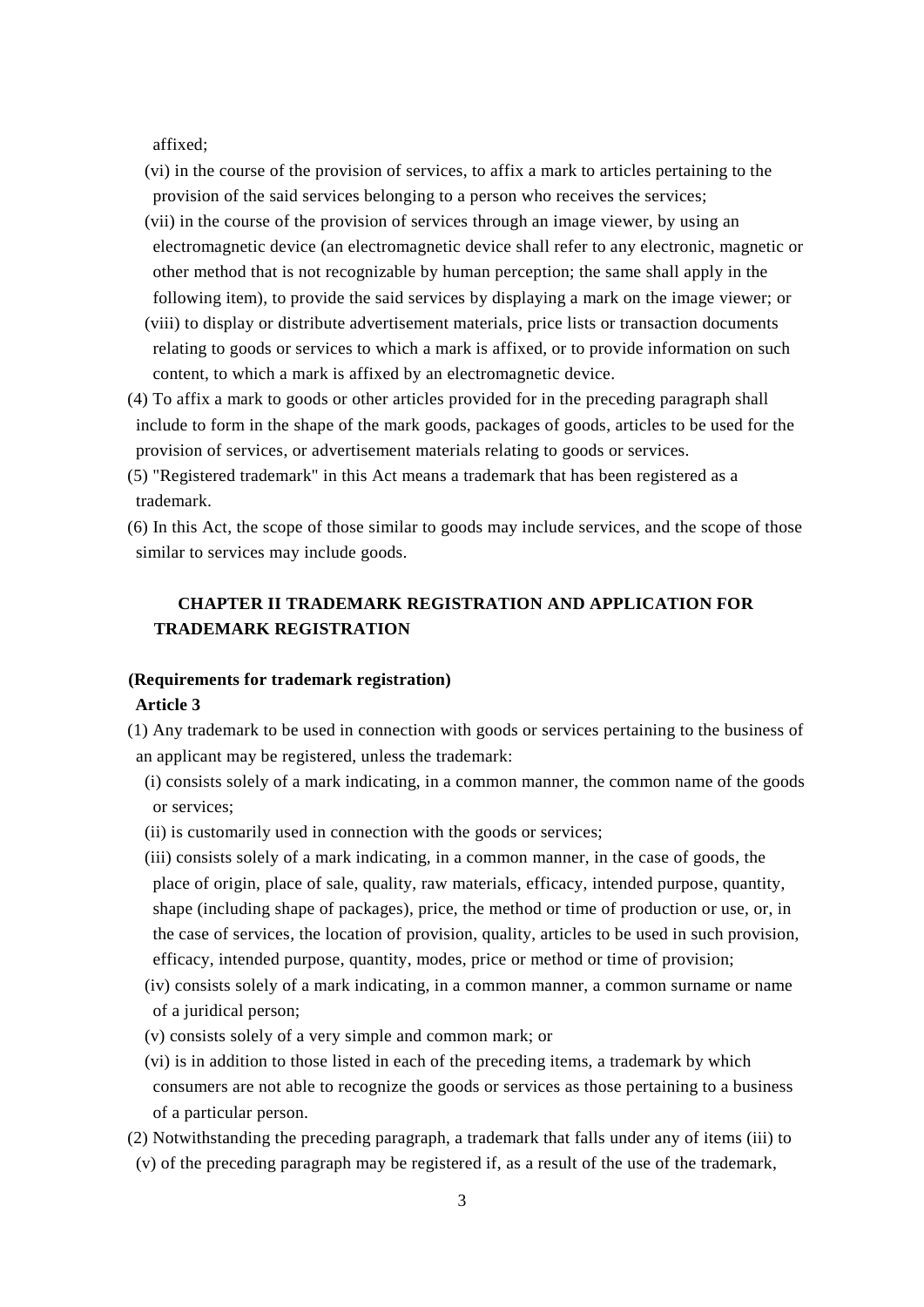affixed;

(vi) in the course of the provision of services, to affix a mark to articles pertaining to the provision of the said services belonging to a person who receives the services;

(vii) in the course of the provision of services through an image viewer, by using an electromagnetic device (an electromagnetic device shall refer to any electronic, magnetic or other method that is not recognizable by human perception; the same shall apply in the following item), to provide the said services by displaying a mark on the image viewer; or

(viii) to display or distribute advertisement materials, price lists or transaction documents relating to goods or services to which a mark is affixed, or to provide information on such content, to which a mark is affixed by an electromagnetic device.

(4) To affix a mark to goods or other articles provided for in the preceding paragraph shall include to form in the shape of the mark goods, packages of goods, articles to be used for the provision of services, or advertisement materials relating to goods or services.

(5) "Registered trademark" in this Act means a trademark that has been registered as a trademark.

(6) In this Act, the scope of those similar to goods may include services, and the scope of those similar to services may include goods.

## CHAPTER II TRADEMARK REGISTRATION AND APPLICATION FOR TRADEMARK REGISTRATION

**(Requirements for trademark registration)**

**Article 3**

(1) Any trademark to be used in connection with goods or services pertaining to the business of an applicant may be registered, unless the trademark:

(i) consists solely of a mark indicating, in a common manner, the common name of the goods or services;

(ii) is customarily used in connection with the goods or services;

(iii) consists solely of a mark indicating, in a common manner, in the case of goods, the place of origin, place of sale, quality, raw materials, efficacy, intended purpose, quantity, shape (including shape of packages), price, the method or time of production or use, or, in the case of services, the location of provision, quality, articles to be used in such provision, efficacy, intended purpose, quantity, modes, price or method or time of provision;

(iv) consists solely of a mark indicating, in a common manner, a common surname or name of a juridical person;

(v) consists solely of a very simple and common mark; or

(vi) is in addition to those listed in each of the preceding items, a trademark by which consumers are not able to recognize the goods or services as those pertaining to a business of a particular person.

(2) Notwithstanding the preceding paragraph, a trademark that falls under any of items (iii) to (v) of the preceding paragraph may be registered if, as a result of the use of the trademark,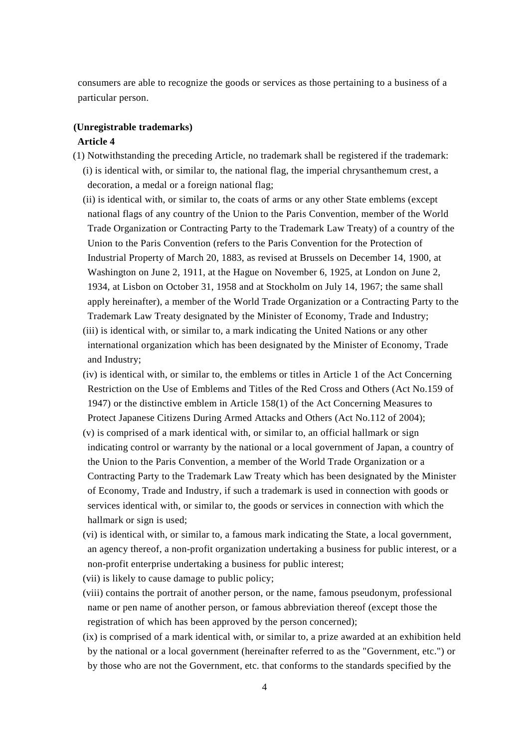consumers are able to recognize the goods or services as those pertaining to a business of a particular person.

**(Unregistrable trademarks)**

**Article 4**

(1) Notwithstanding the preceding Article, no trademark shall be registered if the trademark:

(i) is identical with, or similar to, the national flag, the imperial chrysanthemum crest, a decoration, a medal or a foreign national flag;

(ii) is identical with, or similar to, the coats of arms or any other State emblems (except national flags of any country of the Union to the Paris Convention, member of the World Trade Organization or Contracting Party to the Trademark Law Treaty) of a country of the Union to the Paris Convention (refers to the Paris Convention for the Protection of Industrial Property of March 20, 1883, as revised at Brussels on December 14, 1900, at Washington on June 2, 1911, at the Hague on November 6, 1925, at London on June 2, 1934, at Lisbon on October 31, 1958 and at Stockholm on July 14, 1967; the same shall apply hereinafter), a member of the World Trade Organization or a Contracting Party to the Trademark Law Treaty designated by the Minister of Economy, Trade and Industry;

(iii) is identical with, or similar to, a mark indicating the United Nations or any other international organization which has been designated by the Minister of Economy, Trade and Industry;

(iv) is identical with, or similar to, the emblems or titles in Article 1 of the Act Concerning Restriction on the Use of Emblems and Titles of the Red Cross and Others (Act No.159 of 1947) or the distinctive emblem in Article 158(1) of the Act Concerning Measures to Protect Japanese Citizens During Armed Attacks and Others (Act No.112 of 2004);

(v) is comprised of a mark identical with, or similar to, an official hallmark or sign indicating control or warranty by the national or a local government of Japan, a country of the Union to the Paris Convention, a member of the World Trade Organization or a Contracting Party to the Trademark Law Treaty which has been designated by the Minister of Economy, Trade and Industry, if such a trademark is used in connection with goods or services identical with, or similar to, the goods or services in connection with which the hallmark or sign is used;

(vi) is identical with, or similar to, a famous mark indicating the State, a local government, an agency thereof, a non-profit organization undertaking a business for public interest, or a non-profit enterprise undertaking a business for public interest;

(vii) is likely to cause damage to public policy;

(viii) contains the portrait of another person, or the name, famous pseudonym, professional name or pen name of another person, or famous abbreviation thereof (except those the registration of which has been approved by the person concerned);

(ix) is comprised of a mark identical with, or similar to, a prize awarded at an exhibition held by the national or a local government (hereinafter referred to as the "Government, etc.") or by those who are not the Government, etc. that conforms to the standards specified by the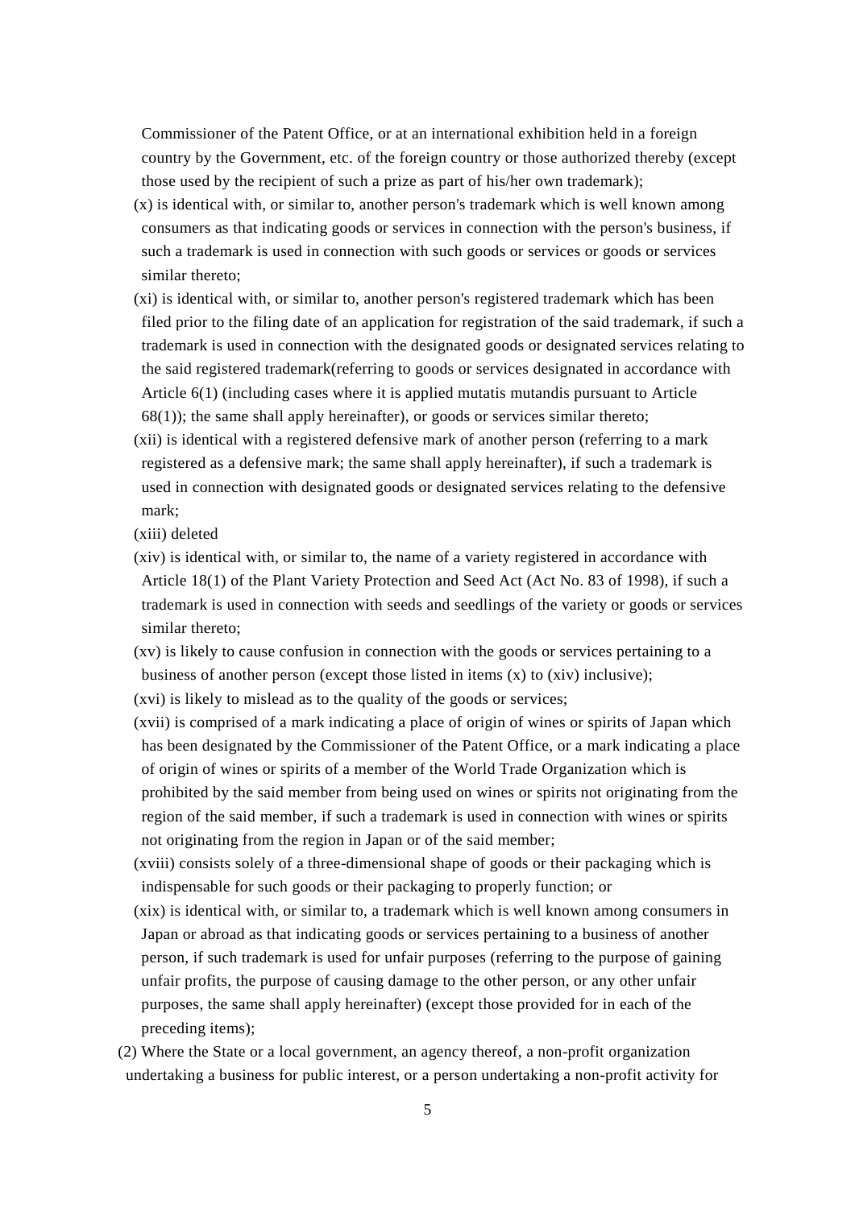Commissioner of the Patent Office, or at an international exhibition held in a foreign country by the Government, etc. of the foreign country or those authorized thereby (except those used by the recipient of such a prize as part of his/her own trademark);

(x) is identical with, or similar to, another person's trademark which is well known among consumers as that indicating goods or services in connection with the person's business, if such a trademark is used in connection with such goods or services or goods or services similar thereto;

(xi) is identical with, or similar to, another person's registered trademark which has been filed prior to the filing date of an application for registration of the said trademark, if such a trademark is used in connection with the designated goods or designated services relating to the said registered trademark(referring to goods or services designated in accordance with Article 6(1) (including cases where it is applied mutatis mutandis pursuant to Article 68(1)); the same shall apply hereinafter), or goods or services similar thereto;

(xii) is identical with a registered defensive mark of another person (referring to a mark registered as a defensive mark; the same shall apply hereinafter), if such a trademark is used in connection with designated goods or designated services relating to the defensive mark;

(xiii) deleted

(xiv) is identical with, or similar to, the name of a variety registered in accordance with Article 18(1) of the Plant Variety Protection and Seed Act (Act No. 83 of 1998), if such a trademark is used in connection with seeds and seedlings of the variety or goods or services similar thereto;

(xv) is likely to cause confusion in connection with the goods or services pertaining to a business of another person (except those listed in items (x) to (xiv) inclusive);

(xvi) is likely to mislead as to the quality of the goods or services;

(xvii) is comprised of a mark indicating a place of origin of wines or spirits of Japan which has been designated by the Commissioner of the Patent Office, or a mark indicating a place of origin of wines or spirits of a member of the World Trade Organization which is prohibited by the said member from being used on wines or spirits not originating from the region of the said member, if such a trademark is used in connection with wines or spirits not originating from the region in Japan or of the said member;

(xviii) consists solely of a three-dimensional shape of goods or their packaging which is indispensable for such goods or their packaging to properly function; or

(xix) is identical with, or similar to, a trademark which is well known among consumers in Japan or abroad as that indicating goods or services pertaining to a business of another person, if such trademark is used for unfair purposes (referring to the purpose of gaining unfair profits, the purpose of causing damage to the other person, or any other unfair purposes, the same shall apply hereinafter) (except those provided for in each of the preceding items);

(2) Where the State or a local government, an agency thereof, a non-profit organization undertaking a business for public interest, or a person undertaking a non-profit activity for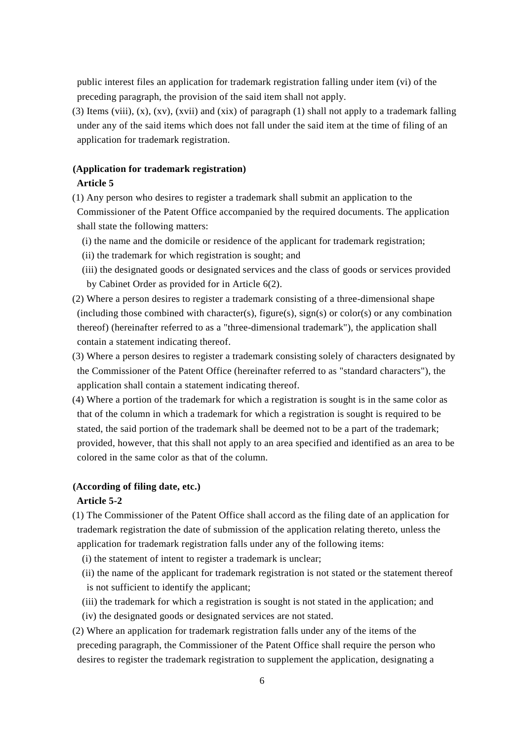public interest files an application for trademark registration falling under item (vi) of the preceding paragraph, the provision of the said item shall not apply.

(3) Items (viii), (x), (xv), (xvii) and (xix) of paragraph (1) shall not apply to a trademark falling under any of the said items which does not fall under the said item at the time of filing of an application for trademark registration.

**(Application for trademark registration)**

**Article 5**

(1) Any person who desires to register a trademark shall submit an application to the Commissioner of the Patent Office accompanied by the required documents. The application shall state the following matters:

(i) the name and the domicile or residence of the applicant for trademark registration;

(ii) the trademark for which registration is sought; and

(iii) the designated goods or designated services and the class of goods or services provided by Cabinet Order as provided for in Article 6(2).

(2) Where a person desires to register a trademark consisting of a three-dimensional shape (including those combined with character(s), figure(s), sign(s) or color(s) or any combination thereof) (hereinafter referred to as a "three-dimensional trademark"), the application shall contain a statement indicating thereof.

(3) Where a person desires to register a trademark consisting solely of characters designated by the Commissioner of the Patent Office (hereinafter referred to as "standard characters"), the application shall contain a statement indicating thereof.

(4) Where a portion of the trademark for which a registration is sought is in the same color as that of the column in which a trademark for which a registration is sought is required to be stated, the said portion of the trademark shall be deemed not to be a part of the trademark; provided, however, that this shall not apply to an area specified and identified as an area to be colored in the same color as that of the column.

**(According of filing date, etc.)**

**Article 5-2**

(1) The Commissioner of the Patent Office shall accord as the filing date of an application for trademark registration the date of submission of the application relating thereto, unless the application for trademark registration falls under any of the following items:

(i) the statement of intent to register a trademark is unclear;

(ii) the name of the applicant for trademark registration is not stated or the statement thereof is not sufficient to identify the applicant;

(iii) the trademark for which a registration is sought is not stated in the application; and

(iv) the designated goods or designated services are not stated.

(2) Where an application for trademark registration falls under any of the items of the preceding paragraph, the Commissioner of the Patent Office shall require the person who desires to register the trademark registration to supplement the application, designating a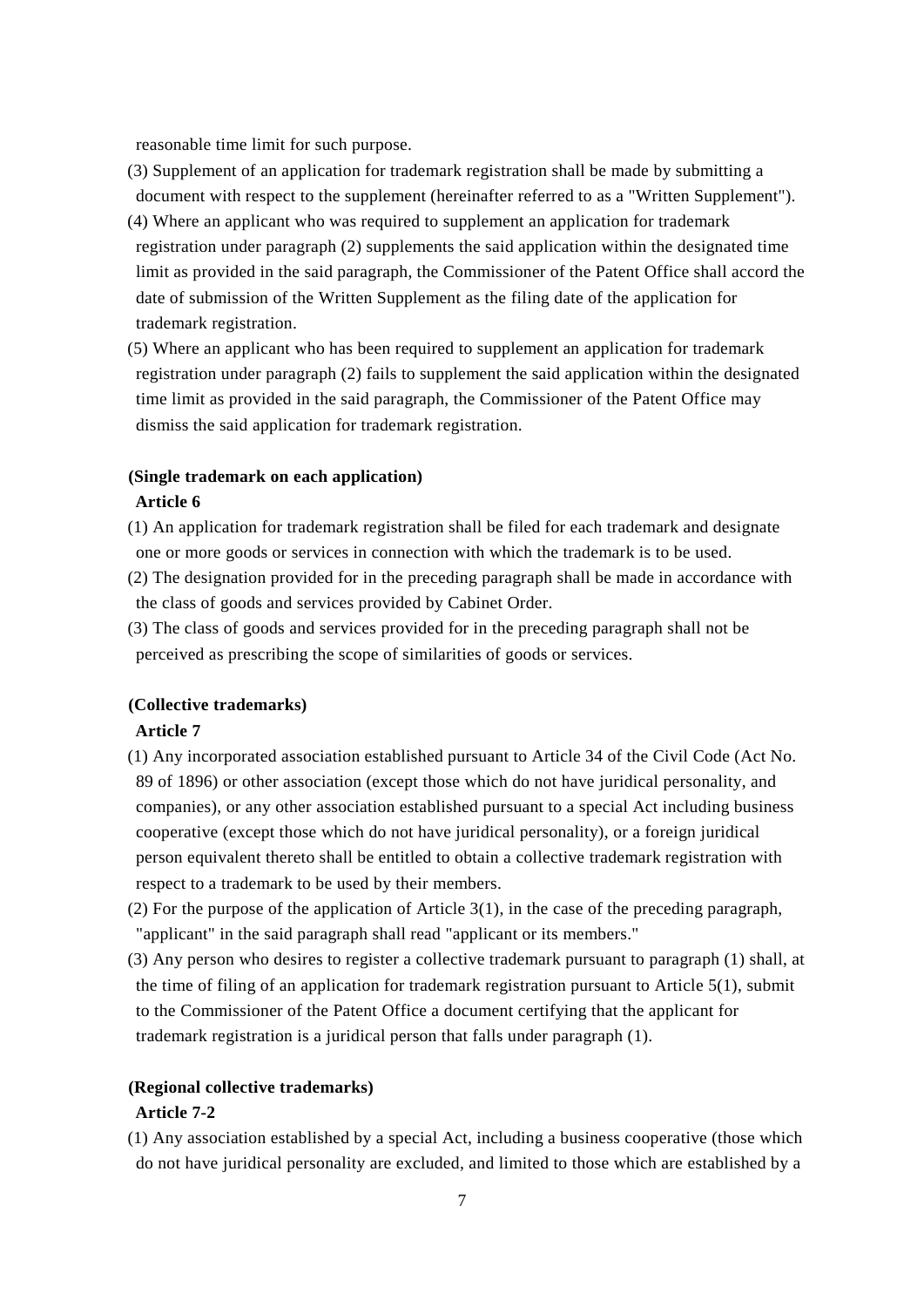reasonable time limit for such purpose.

(3) Supplement of an application for trademark registration shall be made by submitting a document with respect to the supplement (hereinafter referred to as a "Written Supplement").

(4) Where an applicant who was required to supplement an application for trademark registration under paragraph (2) supplements the said application within the designated time limit as provided in the said paragraph, the Commissioner of the Patent Office shall accord the date of submission of the Written Supplement as the filing date of the application for trademark registration.

(5) Where an applicant who has been required to supplement an application for trademark registration under paragraph (2) fails to supplement the said application within the designated time limit as provided in the said paragraph, the Commissioner of the Patent Office may dismiss the said application for trademark registration.

**(Single trademark on each application)**

**Article 6**

(1) An application for trademark registration shall be filed for each trademark and designate one or more goods or services in connection with which the trademark is to be used.

(2) The designation provided for in the preceding paragraph shall be made in accordance with the class of goods and services provided by Cabinet Order.

(3) The class of goods and services provided for in the preceding paragraph shall not be perceived as prescribing the scope of similarities of goods or services.

**(Collective trademarks)**

**Article 7**

(1) Any incorporated association established pursuant to Article 34 of the Civil Code (Act No. 89 of 1896) or other association (except those which do not have juridical personality, and companies), or any other association established pursuant to a special Act including business cooperative (except those which do not have juridical personality), or a foreign juridical person equivalent thereto shall be entitled to obtain a collective trademark registration with respect to a trademark to be used by their members.

(2) For the purpose of the application of Article 3(1), in the case of the preceding paragraph, "applicant" in the said paragraph shall read "applicant or its members."

(3) Any person who desires to register a collective trademark pursuant to paragraph (1) shall, at the time of filing of an application for trademark registration pursuant to Article 5(1), submit to the Commissioner of the Patent Office a document certifying that the applicant for trademark registration is a juridical person that falls under paragraph (1).

**(Regional collective trademarks)**

**Article 7-2**

(1) Any association established by a special Act, including a business cooperative (those which do not have juridical personality are excluded, and limited to those which are established by a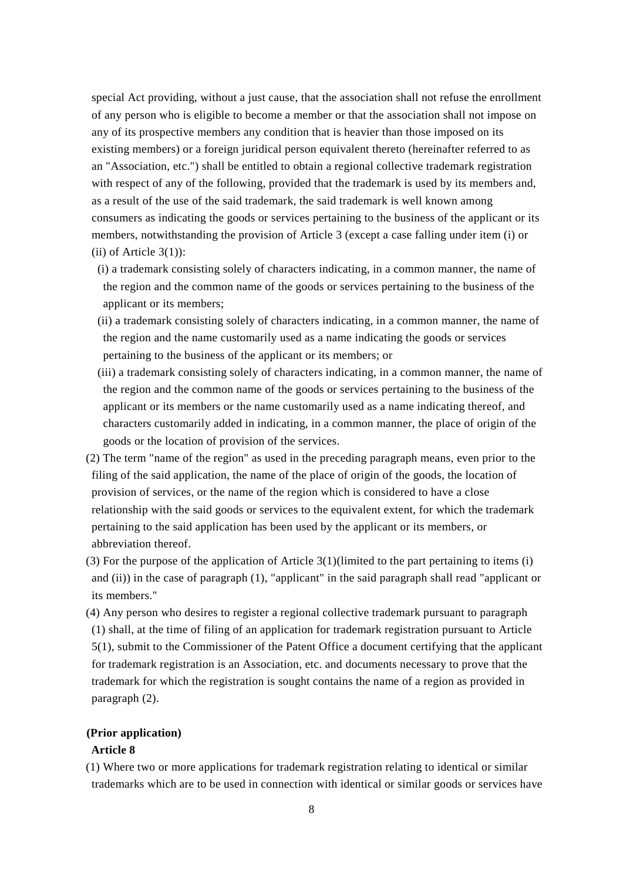special Act providing, without a just cause, that the association shall not refuse the enrollment of any person who is eligible to become a member or that the association shall not impose on any of its prospective members any condition that is heavier than those imposed on its existing members) or a foreign juridical person equivalent thereto (hereinafter referred to as an "Association, etc.") shall be entitled to obtain a regional collective trademark registration with respect of any of the following, provided that the trademark is used by its members and, as a result of the use of the said trademark, the said trademark is well known among consumers as indicating the goods or services pertaining to the business of the applicant or its members, notwithstanding the provision of Article 3 (except a case falling under item (i) or (ii) of Article 3(1)):

(i) a trademark consisting solely of characters indicating, in a common manner, the name of the region and the common name of the goods or services pertaining to the business of the applicant or its members;

(ii) a trademark consisting solely of characters indicating, in a common manner, the name of the region and the name customarily used as a name indicating the goods or services pertaining to the business of the applicant or its members; or

(iii) a trademark consisting solely of characters indicating, in a common manner, the name of the region and the common name of the goods or services pertaining to the business of the applicant or its members or the name customarily used as a name indicating thereof, and characters customarily added in indicating, in a common manner, the place of origin of the goods or the location of provision of the services.

(2) The term "name of the region" as used in the preceding paragraph means, even prior to the filing of the said application, the name of the place of origin of the goods, the location of provision of services, or the name of the region which is considered to have a close relationship with the said goods or services to the equivalent extent, for which the trademark pertaining to the said application has been used by the applicant or its members, or abbreviation thereof.

(3) For the purpose of the application of Article 3(1)(limited to the part pertaining to items (i) and (ii)) in the case of paragraph (1), "applicant" in the said paragraph shall read "applicant or its members."

(4) Any person who desires to register a regional collective trademark pursuant to paragraph (1) shall, at the time of filing of an application for trademark registration pursuant to Article 5(1), submit to the Commissioner of the Patent Office a document certifying that the applicant for trademark registration is an Association, etc. and documents necessary to prove that the trademark for which the registration is sought contains the name of a region as provided in paragraph (2).

**(Prior application)**

**Article 8**

(1) Where two or more applications for trademark registration relating to identical or similar trademarks which are to be used in connection with identical or similar goods or services have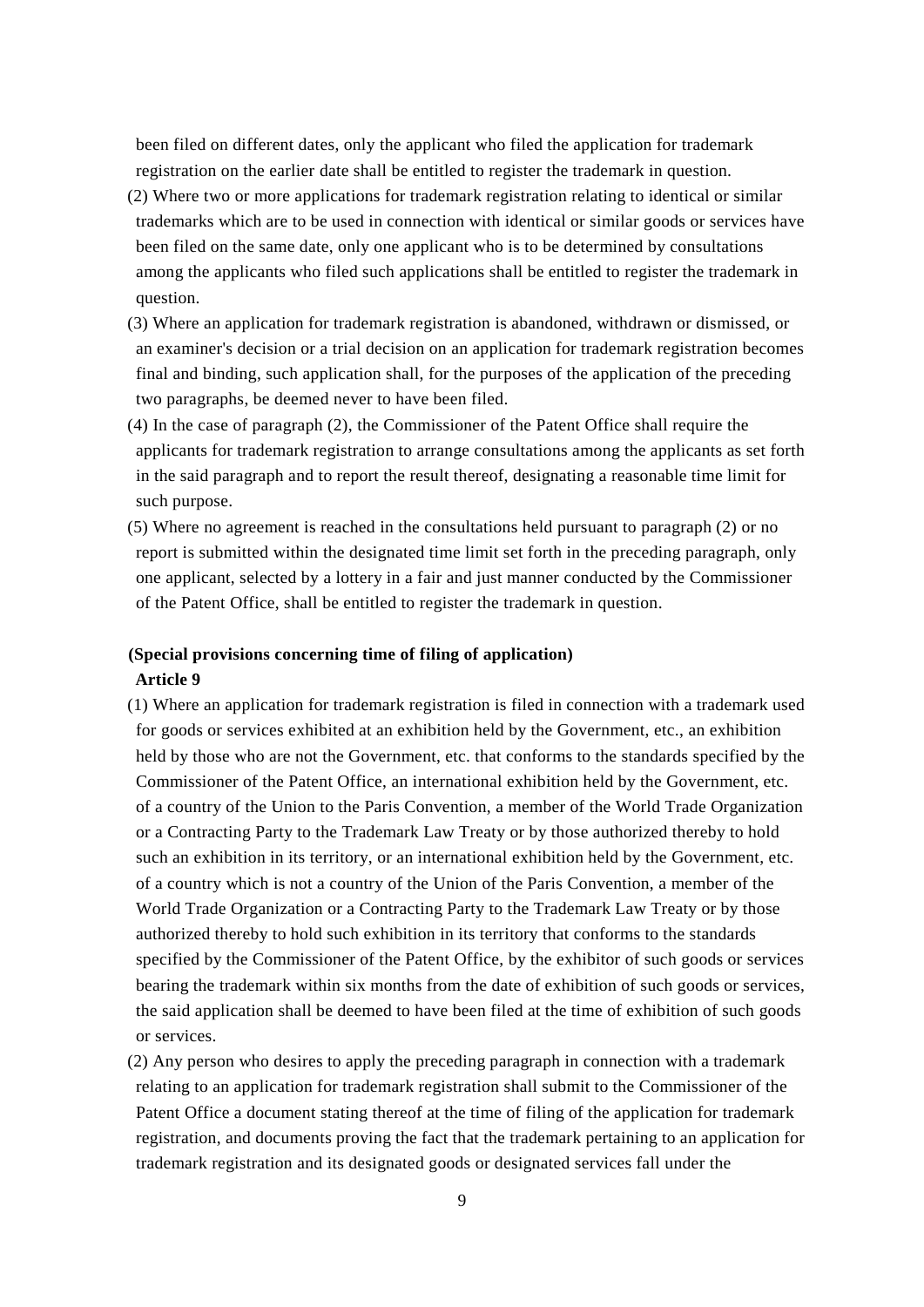been filed on different dates, only the applicant who filed the application for trademark registration on the earlier date shall be entitled to register the trademark in question.

(2) Where two or more applications for trademark registration relating to identical or similar trademarks which are to be used in connection with identical or similar goods or services have been filed on the same date, only one applicant who is to be determined by consultations among the applicants who filed such applications shall be entitled to register the trademark in question.

(3) Where an application for trademark registration is abandoned, withdrawn or dismissed, or an examiner's decision or a trial decision on an application for trademark registration becomes final and binding, such application shall, for the purposes of the application of the preceding two paragraphs, be deemed never to have been filed.

(4) In the case of paragraph (2), the Commissioner of the Patent Office shall require the applicants for trademark registration to arrange consultations among the applicants as set forth in the said paragraph and to report the result thereof, designating a reasonable time limit for such purpose.

(5) Where no agreement is reached in the consultations held pursuant to paragraph (2) or no report is submitted within the designated time limit set forth in the preceding paragraph, only one applicant, selected by a lottery in a fair and just manner conducted by the Commissioner of the Patent Office, shall be entitled to register the trademark in question.

**(Special provisions concerning time of filing of application)**

**Article 9**

(1) Where an application for trademark registration is filed in connection with a trademark used for goods or services exhibited at an exhibition held by the Government, etc., an exhibition held by those who are not the Government, etc. that conforms to the standards specified by the Commissioner of the Patent Office, an international exhibition held by the Government, etc. of a country of the Union to the Paris Convention, a member of the World Trade Organization or a Contracting Party to the Trademark Law Treaty or by those authorized thereby to hold such an exhibition in its territory, or an international exhibition held by the Government, etc. of a country which is not a country of the Union of the Paris Convention, a member of the World Trade Organization or a Contracting Party to the Trademark Law Treaty or by those authorized thereby to hold such exhibition in its territory that conforms to the standards specified by the Commissioner of the Patent Office, by the exhibitor of such goods or services bearing the trademark within six months from the date of exhibition of such goods or services, the said application shall be deemed to have been filed at the time of exhibition of such goods or services.

(2) Any person who desires to apply the preceding paragraph in connection with a trademark relating to an application for trademark registration shall submit to the Commissioner of the Patent Office a document stating thereof at the time of filing of the application for trademark registration, and documents proving the fact that the trademark pertaining to an application for trademark registration and its designated goods or designated services fall under the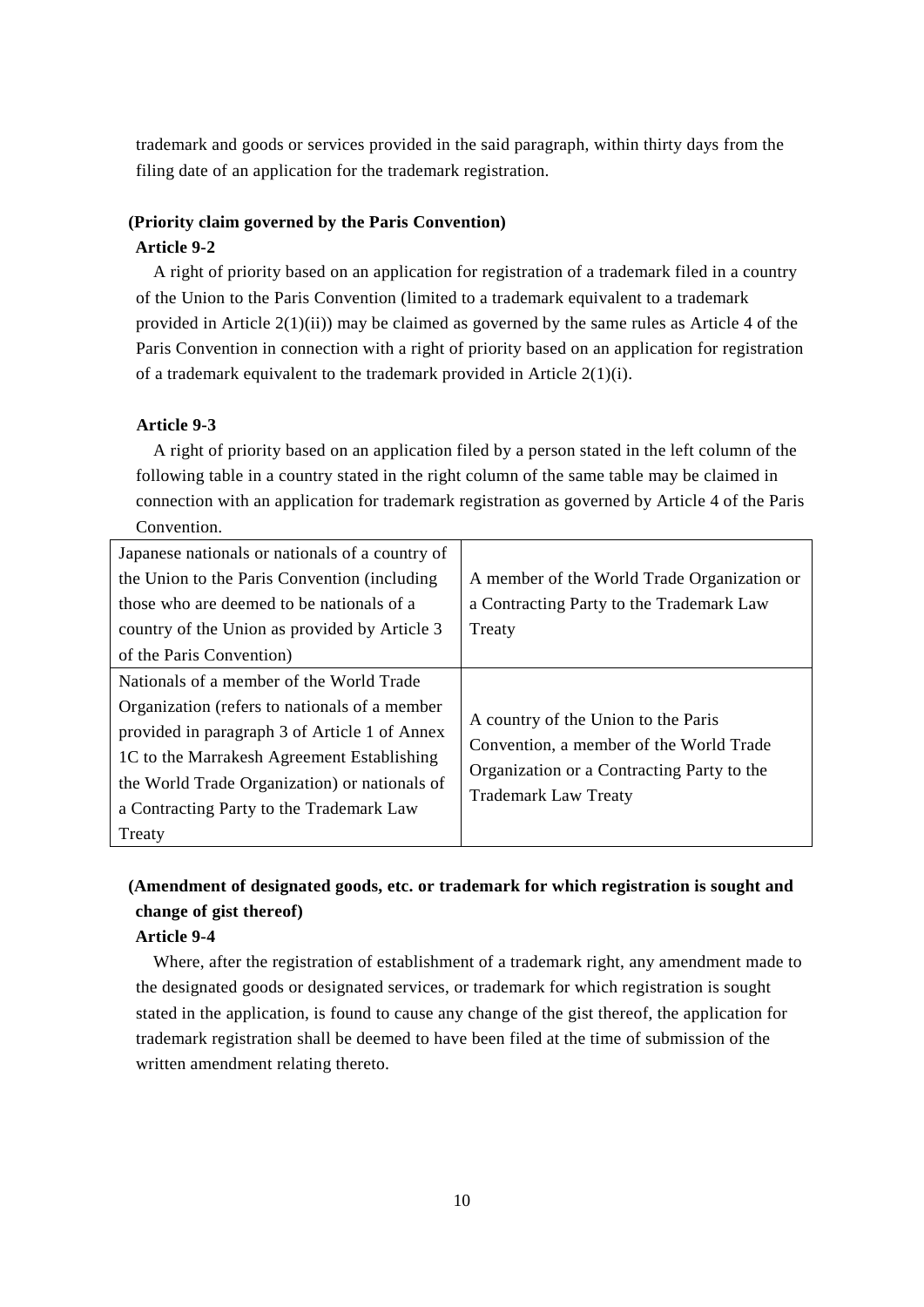trademark and goods or services provided in the said paragraph, within thirty days from the filing date of an application for the trademark registration.

**(Priority claim governed by the Paris Convention)**

**Article 9-2**

A right of priority based on an application for registration of a trademark filed in a country of the Union to the Paris Convention (limited to a trademark equivalent to a trademark provided in Article 2(1)(ii)) may be claimed as governed by the same rules as Article 4 of the Paris Convention in connection with a right of priority based on an application for registration of a trademark equivalent to the trademark provided in Article 2(1)(i).

**Article 9-3**

A right of priority based on an application filed by a person stated in the left column of the following table in a country stated in the right column of the same table may be claimed in connection with an application for trademark registration as governed by Article 4 of the Paris Convention.

| | |
|---|---|
| Japanese nationals or nationals of a country of the Union to the Paris Convention (including those who are deemed to be nationals of a country of the Union as provided by Article 3 of the Paris Convention) | A member of the World Trade Organization or a Contracting Party to the Trademark Law Treaty |
| Nationals of a member of the World Trade Organization (refers to nationals of a member provided in paragraph 3 of Article 1 of Annex 1C to the Marrakesh Agreement Establishing the World Trade Organization) or nationals of a Contracting Party to the Trademark Law Treaty | A country of the Union to the Paris Convention, a member of the World Trade Organization or a Contracting Party to the Trademark Law Treaty |

**(Amendment of designated goods, etc. or trademark for which registration is sought and change of gist thereof)**

**Article 9-4**

Where, after the registration of establishment of a trademark right, any amendment made to the designated goods or designated services, or trademark for which registration is sought stated in the application, is found to cause any change of the gist thereof, the application for trademark registration shall be deemed to have been filed at the time of submission of the written amendment relating thereto.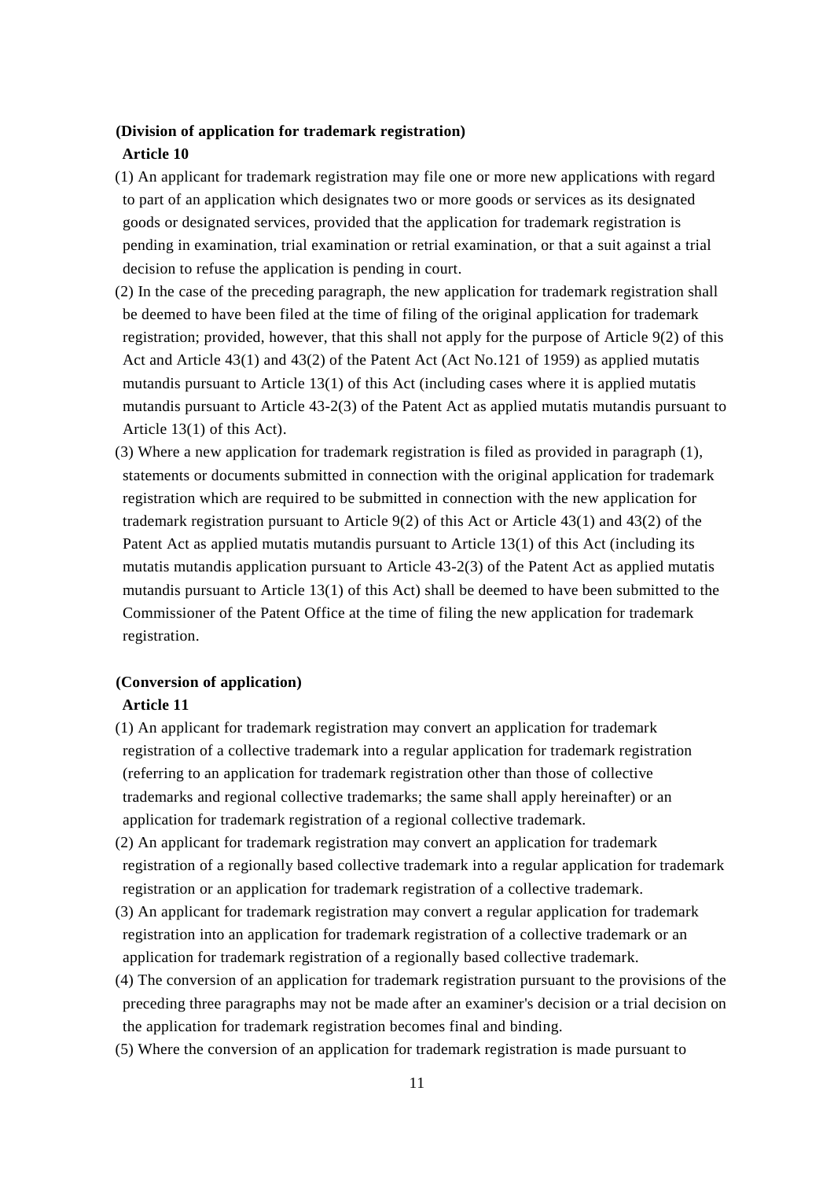**(Division of application for trademark registration)**

**Article 10**

(1) An applicant for trademark registration may file one or more new applications with regard to part of an application which designates two or more goods or services as its designated goods or designated services, provided that the application for trademark registration is pending in examination, trial examination or retrial examination, or that a suit against a trial decision to refuse the application is pending in court.

(2) In the case of the preceding paragraph, the new application for trademark registration shall be deemed to have been filed at the time of filing of the original application for trademark registration; provided, however, that this shall not apply for the purpose of Article 9(2) of this Act and Article 43(1) and 43(2) of the Patent Act (Act No.121 of 1959) as applied mutatis mutandis pursuant to Article 13(1) of this Act (including cases where it is applied mutatis mutandis pursuant to Article 43-2(3) of the Patent Act as applied mutatis mutandis pursuant to Article 13(1) of this Act).

(3) Where a new application for trademark registration is filed as provided in paragraph (1), statements or documents submitted in connection with the original application for trademark registration which are required to be submitted in connection with the new application for trademark registration pursuant to Article 9(2) of this Act or Article 43(1) and 43(2) of the Patent Act as applied mutatis mutandis pursuant to Article 13(1) of this Act (including its mutatis mutandis application pursuant to Article 43-2(3) of the Patent Act as applied mutatis mutandis pursuant to Article 13(1) of this Act) shall be deemed to have been submitted to the Commissioner of the Patent Office at the time of filing the new application for trademark registration.

**(Conversion of application)**

**Article 11**

(1) An applicant for trademark registration may convert an application for trademark registration of a collective trademark into a regular application for trademark registration (referring to an application for trademark registration other than those of collective trademarks and regional collective trademarks; the same shall apply hereinafter) or an application for trademark registration of a regional collective trademark.

(2) An applicant for trademark registration may convert an application for trademark registration of a regionally based collective trademark into a regular application for trademark registration or an application for trademark registration of a collective trademark.

(3) An applicant for trademark registration may convert a regular application for trademark registration into an application for trademark registration of a collective trademark or an application for trademark registration of a regionally based collective trademark.

(4) The conversion of an application for trademark registration pursuant to the provisions of the preceding three paragraphs may not be made after an examiner's decision or a trial decision on the application for trademark registration becomes final and binding.

(5) Where the conversion of an application for trademark registration is made pursuant to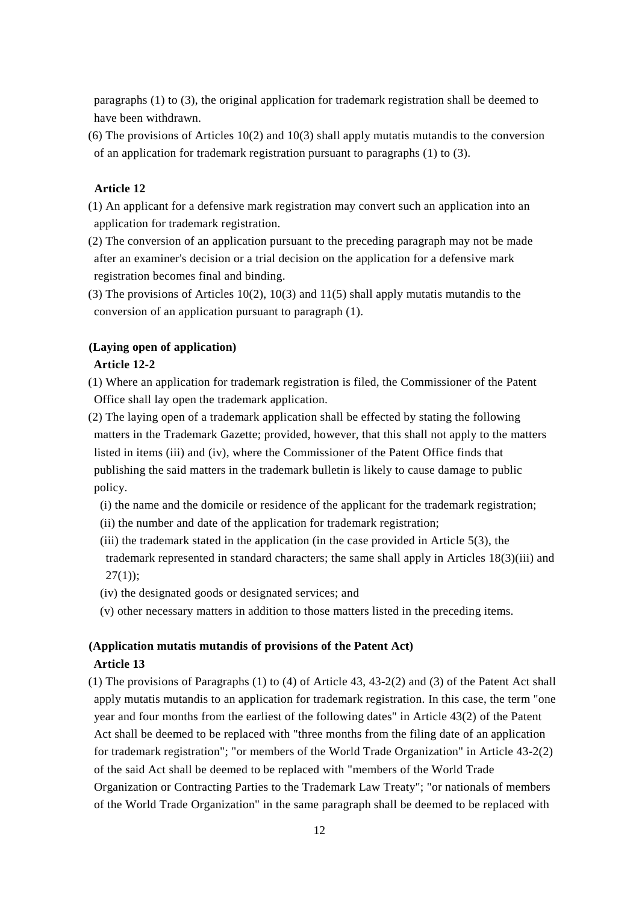paragraphs (1) to (3), the original application for trademark registration shall be deemed to have been withdrawn.

(6) The provisions of Articles 10(2) and 10(3) shall apply mutatis mutandis to the conversion of an application for trademark registration pursuant to paragraphs (1) to (3).

**Article 12**

(1) An applicant for a defensive mark registration may convert such an application into an application for trademark registration.

(2) The conversion of an application pursuant to the preceding paragraph may not be made after an examiner's decision or a trial decision on the application for a defensive mark registration becomes final and binding.

(3) The provisions of Articles 10(2), 10(3) and 11(5) shall apply mutatis mutandis to the conversion of an application pursuant to paragraph (1).

**(Laying open of application)**

**Article 12-2**

(1) Where an application for trademark registration is filed, the Commissioner of the Patent Office shall lay open the trademark application.

(2) The laying open of a trademark application shall be effected by stating the following matters in the Trademark Gazette; provided, however, that this shall not apply to the matters listed in items (iii) and (iv), where the Commissioner of the Patent Office finds that publishing the said matters in the trademark bulletin is likely to cause damage to public policy.

(i) the name and the domicile or residence of the applicant for the trademark registration;

(ii) the number and date of the application for trademark registration;

(iii) the trademark stated in the application (in the case provided in Article 5(3), the trademark represented in standard characters; the same shall apply in Articles 18(3)(iii) and 27(1));

(iv) the designated goods or designated services; and

(v) other necessary matters in addition to those matters listed in the preceding items.

**(Application mutatis mutandis of provisions of the Patent Act)**

**Article 13**

(1) The provisions of Paragraphs (1) to (4) of Article 43, 43-2(2) and (3) of the Patent Act shall apply mutatis mutandis to an application for trademark registration. In this case, the term "one year and four months from the earliest of the following dates" in Article 43(2) of the Patent Act shall be deemed to be replaced with "three months from the filing date of an application for trademark registration"; "or members of the World Trade Organization" in Article 43-2(2) of the said Act shall be deemed to be replaced with "members of the World Trade Organization or Contracting Parties to the Trademark Law Treaty"; "or nationals of members of the World Trade Organization" in the same paragraph shall be deemed to be replaced with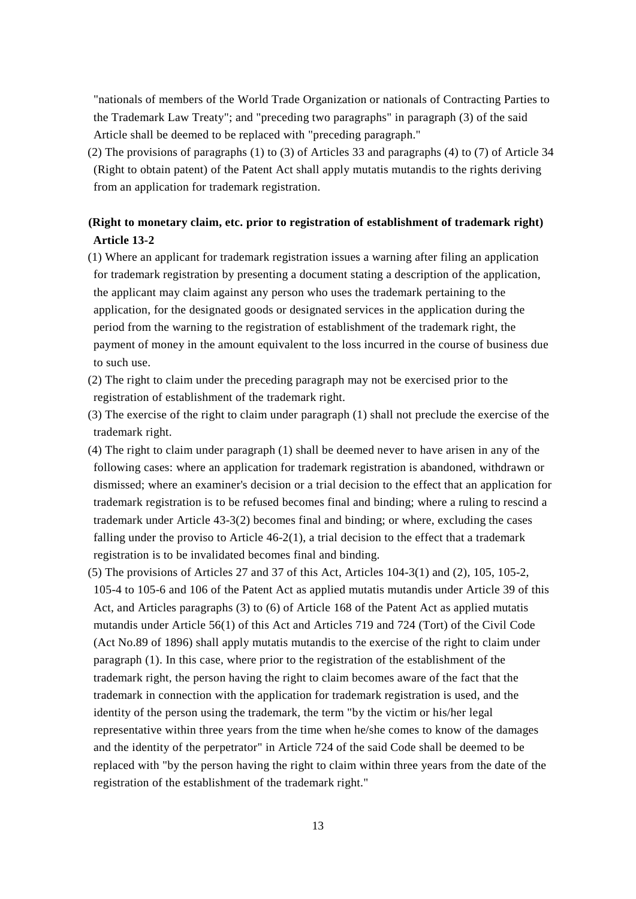"nationals of members of the World Trade Organization or nationals of Contracting Parties to the Trademark Law Treaty"; and "preceding two paragraphs" in paragraph (3) of the said Article shall be deemed to be replaced with "preceding paragraph."

(2) The provisions of paragraphs (1) to (3) of Articles 33 and paragraphs (4) to (7) of Article 34 (Right to obtain patent) of the Patent Act shall apply mutatis mutandis to the rights deriving from an application for trademark registration.

**(Right to monetary claim, etc. prior to registration of establishment of trademark right)**
**Article 13-2**

(1) Where an applicant for trademark registration issues a warning after filing an application for trademark registration by presenting a document stating a description of the application, the applicant may claim against any person who uses the trademark pertaining to the application, for the designated goods or designated services in the application during the period from the warning to the registration of establishment of the trademark right, the payment of money in the amount equivalent to the loss incurred in the course of business due to such use.

(2) The right to claim under the preceding paragraph may not be exercised prior to the registration of establishment of the trademark right.

(3) The exercise of the right to claim under paragraph (1) shall not preclude the exercise of the trademark right.

(4) The right to claim under paragraph (1) shall be deemed never to have arisen in any of the following cases: where an application for trademark registration is abandoned, withdrawn or dismissed; where an examiner's decision or a trial decision to the effect that an application for trademark registration is to be refused becomes final and binding; where a ruling to rescind a trademark under Article 43-3(2) becomes final and binding; or where, excluding the cases falling under the proviso to Article 46-2(1), a trial decision to the effect that a trademark registration is to be invalidated becomes final and binding.

(5) The provisions of Articles 27 and 37 of this Act, Articles 104-3(1) and (2), 105, 105-2, 105-4 to 105-6 and 106 of the Patent Act as applied mutatis mutandis under Article 39 of this Act, and Articles paragraphs (3) to (6) of Article 168 of the Patent Act as applied mutatis mutandis under Article 56(1) of this Act and Articles 719 and 724 (Tort) of the Civil Code (Act No.89 of 1896) shall apply mutatis mutandis to the exercise of the right to claim under paragraph (1). In this case, where prior to the registration of the establishment of the trademark right, the person having the right to claim becomes aware of the fact that the trademark in connection with the application for trademark registration is used, and the identity of the person using the trademark, the term "by the victim or his/her legal representative within three years from the time when he/she comes to know of the damages and the identity of the perpetrator" in Article 724 of the said Code shall be deemed to be replaced with "by the person having the right to claim within three years from the date of the registration of the establishment of the trademark right."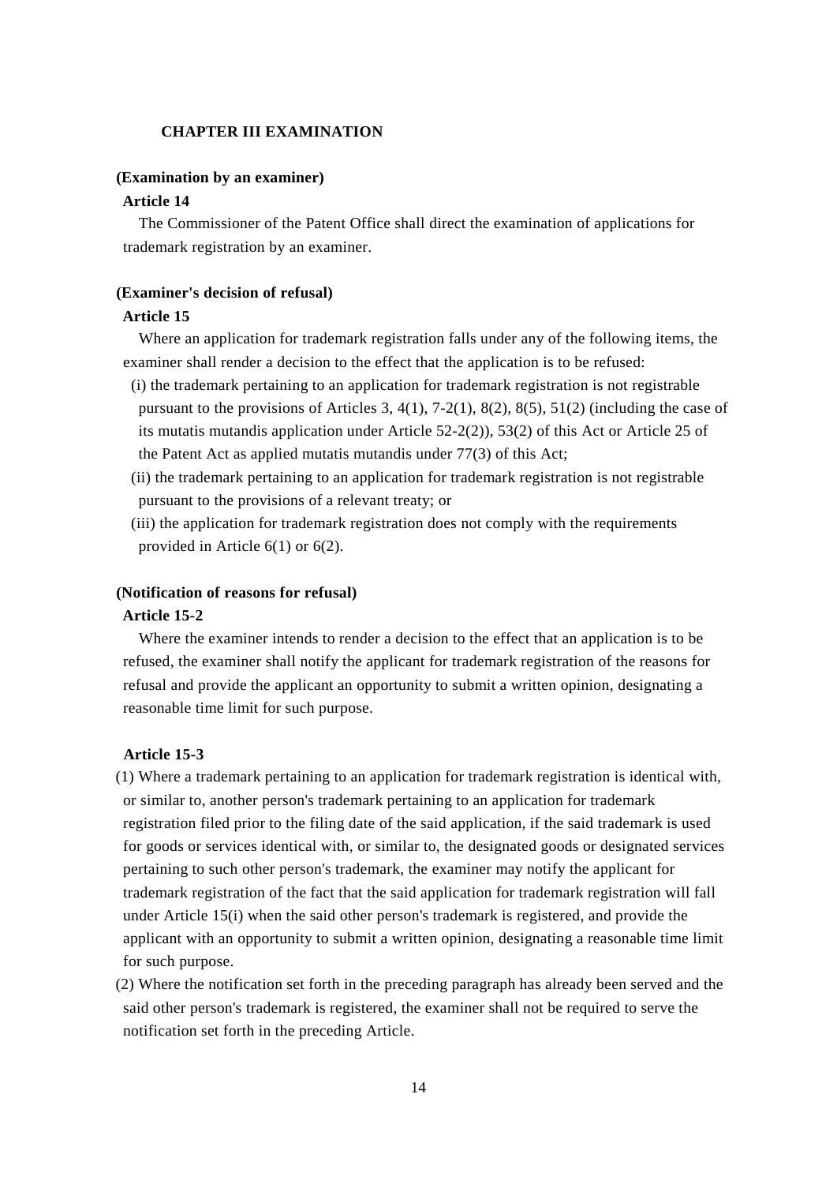## CHAPTER III EXAMINATION

**(Examination by an examiner)**

**Article 14**

The Commissioner of the Patent Office shall direct the examination of applications for trademark registration by an examiner.

**(Examiner's decision of refusal)**

**Article 15**

Where an application for trademark registration falls under any of the following items, the examiner shall render a decision to the effect that the application is to be refused:

(i) the trademark pertaining to an application for trademark registration is not registrable pursuant to the provisions of Articles 3, 4(1), 7-2(1), 8(2), 8(5), 51(2) (including the case of its mutatis mutandis application under Article 52-2(2)), 53(2) of this Act or Article 25 of the Patent Act as applied mutatis mutandis under 77(3) of this Act;

(ii) the trademark pertaining to an application for trademark registration is not registrable pursuant to the provisions of a relevant treaty; or

(iii) the application for trademark registration does not comply with the requirements provided in Article 6(1) or 6(2).

**(Notification of reasons for refusal)**

**Article 15-2**

Where the examiner intends to render a decision to the effect that an application is to be refused, the examiner shall notify the applicant for trademark registration of the reasons for refusal and provide the applicant an opportunity to submit a written opinion, designating a reasonable time limit for such purpose.

**Article 15-3**

(1) Where a trademark pertaining to an application for trademark registration is identical with, or similar to, another person's trademark pertaining to an application for trademark registration filed prior to the filing date of the said application, if the said trademark is used for goods or services identical with, or similar to, the designated goods or designated services pertaining to such other person's trademark, the examiner may notify the applicant for trademark registration of the fact that the said application for trademark registration will fall under Article 15(i) when the said other person's trademark is registered, and provide the applicant with an opportunity to submit a written opinion, designating a reasonable time limit for such purpose.

(2) Where the notification set forth in the preceding paragraph has already been served and the said other person's trademark is registered, the examiner shall not be required to serve the notification set forth in the preceding Article.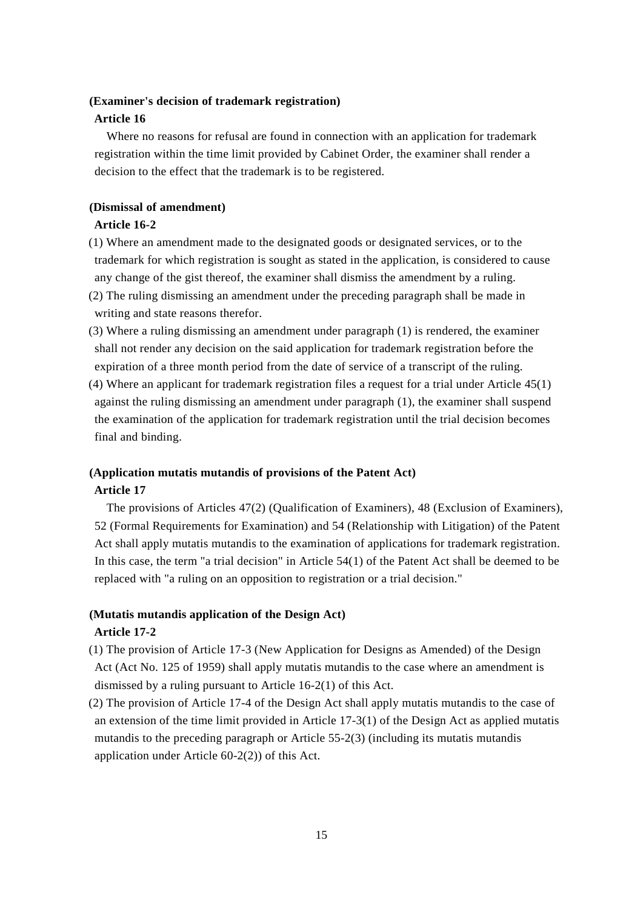**(Examiner's decision of trademark registration)**

**Article 16**

Where no reasons for refusal are found in connection with an application for trademark registration within the time limit provided by Cabinet Order, the examiner shall render a decision to the effect that the trademark is to be registered.

**(Dismissal of amendment)**

**Article 16-2**

(1) Where an amendment made to the designated goods or designated services, or to the trademark for which registration is sought as stated in the application, is considered to cause any change of the gist thereof, the examiner shall dismiss the amendment by a ruling.

(2) The ruling dismissing an amendment under the preceding paragraph shall be made in writing and state reasons therefor.

(3) Where a ruling dismissing an amendment under paragraph (1) is rendered, the examiner shall not render any decision on the said application for trademark registration before the expiration of a three month period from the date of service of a transcript of the ruling.

(4) Where an applicant for trademark registration files a request for a trial under Article 45(1) against the ruling dismissing an amendment under paragraph (1), the examiner shall suspend the examination of the application for trademark registration until the trial decision becomes final and binding.

**(Application mutatis mutandis of provisions of the Patent Act)**

**Article 17**

The provisions of Articles 47(2) (Qualification of Examiners), 48 (Exclusion of Examiners), 52 (Formal Requirements for Examination) and 54 (Relationship with Litigation) of the Patent Act shall apply mutatis mutandis to the examination of applications for trademark registration. In this case, the term "a trial decision" in Article 54(1) of the Patent Act shall be deemed to be replaced with "a ruling on an opposition to registration or a trial decision."

**(Mutatis mutandis application of the Design Act)**

**Article 17-2**

(1) The provision of Article 17-3 (New Application for Designs as Amended) of the Design Act (Act No. 125 of 1959) shall apply mutatis mutandis to the case where an amendment is dismissed by a ruling pursuant to Article 16-2(1) of this Act.

(2) The provision of Article 17-4 of the Design Act shall apply mutatis mutandis to the case of an extension of the time limit provided in Article 17-3(1) of the Design Act as applied mutatis mutandis to the preceding paragraph or Article 55-2(3) (including its mutatis mutandis application under Article 60-2(2)) of this Act.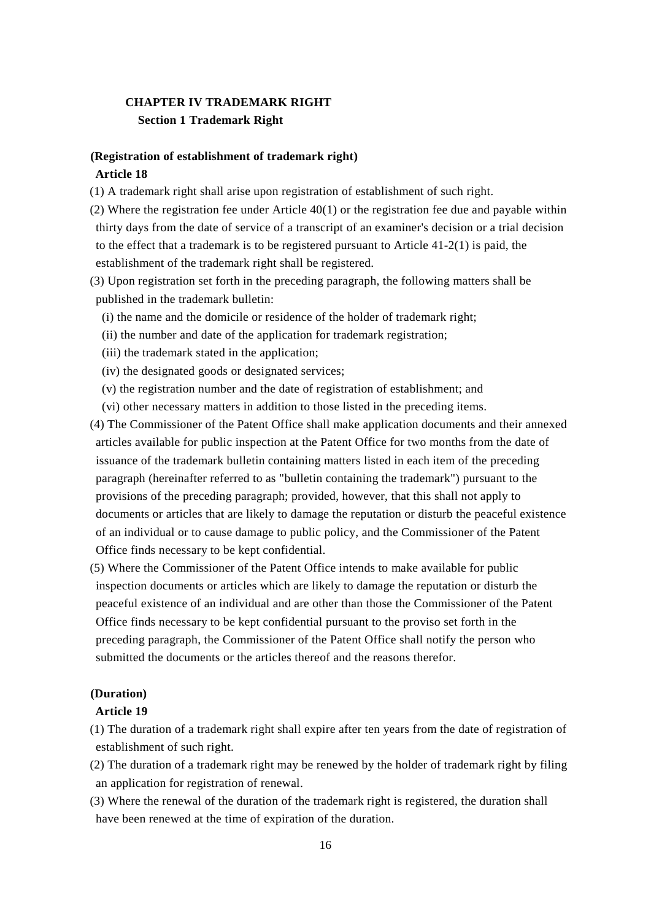## CHAPTER IV TRADEMARK RIGHT

### Section 1 Trademark Right

**(Registration of establishment of trademark right)**

**Article 18**

(1) A trademark right shall arise upon registration of establishment of such right.

(2) Where the registration fee under Article 40(1) or the registration fee due and payable within thirty days from the date of service of a transcript of an examiner's decision or a trial decision to the effect that a trademark is to be registered pursuant to Article 41-2(1) is paid, the establishment of the trademark right shall be registered.

(3) Upon registration set forth in the preceding paragraph, the following matters shall be published in the trademark bulletin:

(i) the name and the domicile or residence of the holder of trademark right;

(ii) the number and date of the application for trademark registration;

(iii) the trademark stated in the application;

(iv) the designated goods or designated services;

(v) the registration number and the date of registration of establishment; and

(vi) other necessary matters in addition to those listed in the preceding items.

(4) The Commissioner of the Patent Office shall make application documents and their annexed articles available for public inspection at the Patent Office for two months from the date of issuance of the trademark bulletin containing matters listed in each item of the preceding paragraph (hereinafter referred to as "bulletin containing the trademark") pursuant to the provisions of the preceding paragraph; provided, however, that this shall not apply to documents or articles that are likely to damage the reputation or disturb the peaceful existence of an individual or to cause damage to public policy, and the Commissioner of the Patent Office finds necessary to be kept confidential.

(5) Where the Commissioner of the Patent Office intends to make available for public inspection documents or articles which are likely to damage the reputation or disturb the peaceful existence of an individual and are other than those the Commissioner of the Patent Office finds necessary to be kept confidential pursuant to the proviso set forth in the preceding paragraph, the Commissioner of the Patent Office shall notify the person who submitted the documents or the articles thereof and the reasons therefor.

**(Duration)**

**Article 19**

(1) The duration of a trademark right shall expire after ten years from the date of registration of establishment of such right.

(2) The duration of a trademark right may be renewed by the holder of trademark right by filing an application for registration of renewal.

(3) Where the renewal of the duration of the trademark right is registered, the duration shall have been renewed at the time of expiration of the duration.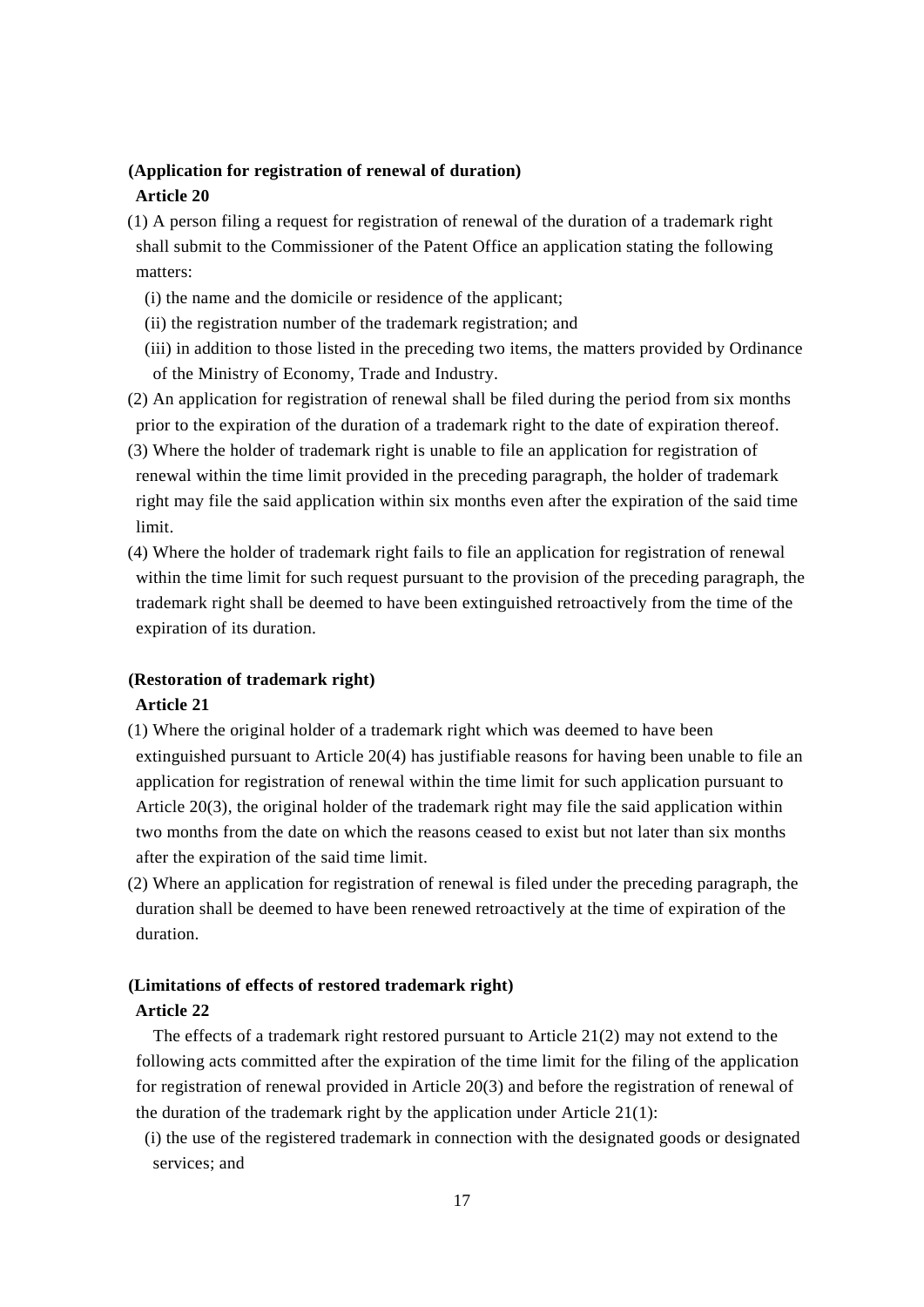**(Application for registration of renewal of duration)**

**Article 20**

(1) A person filing a request for registration of renewal of the duration of a trademark right shall submit to the Commissioner of the Patent Office an application stating the following matters:

(i) the name and the domicile or residence of the applicant;

(ii) the registration number of the trademark registration; and

(iii) in addition to those listed in the preceding two items, the matters provided by Ordinance of the Ministry of Economy, Trade and Industry.

(2) An application for registration of renewal shall be filed during the period from six months prior to the expiration of the duration of a trademark right to the date of expiration thereof.

(3) Where the holder of trademark right is unable to file an application for registration of renewal within the time limit provided in the preceding paragraph, the holder of trademark right may file the said application within six months even after the expiration of the said time limit.

(4) Where the holder of trademark right fails to file an application for registration of renewal within the time limit for such request pursuant to the provision of the preceding paragraph, the trademark right shall be deemed to have been extinguished retroactively from the time of the expiration of its duration.

**(Restoration of trademark right)**

**Article 21**

(1) Where the original holder of a trademark right which was deemed to have been extinguished pursuant to Article 20(4) has justifiable reasons for having been unable to file an application for registration of renewal within the time limit for such application pursuant to Article 20(3), the original holder of the trademark right may file the said application within two months from the date on which the reasons ceased to exist but not later than six months after the expiration of the said time limit.

(2) Where an application for registration of renewal is filed under the preceding paragraph, the duration shall be deemed to have been renewed retroactively at the time of expiration of the duration.

**(Limitations of effects of restored trademark right)**

**Article 22**

The effects of a trademark right restored pursuant to Article 21(2) may not extend to the following acts committed after the expiration of the time limit for the filing of the application for registration of renewal provided in Article 20(3) and before the registration of renewal of the duration of the trademark right by the application under Article 21(1):

(i) the use of the registered trademark in connection with the designated goods or designated services; and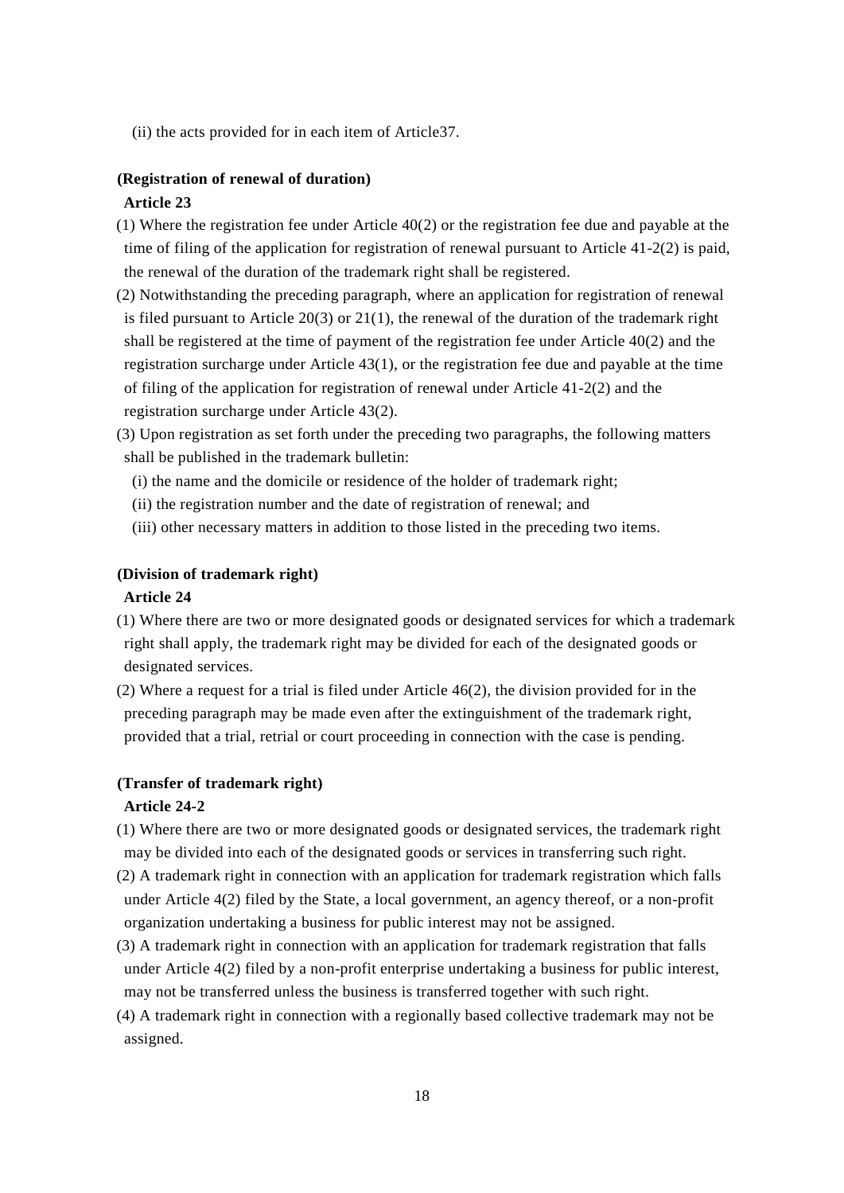(ii) the acts provided for in each item of Article37.

**(Registration of renewal of duration)**

**Article 23**

(1) Where the registration fee under Article 40(2) or the registration fee due and payable at the time of filing of the application for registration of renewal pursuant to Article 41-2(2) is paid, the renewal of the duration of the trademark right shall be registered.

(2) Notwithstanding the preceding paragraph, where an application for registration of renewal is filed pursuant to Article 20(3) or 21(1), the renewal of the duration of the trademark right shall be registered at the time of payment of the registration fee under Article 40(2) and the registration surcharge under Article 43(1), or the registration fee due and payable at the time of filing of the application for registration of renewal under Article 41-2(2) and the registration surcharge under Article 43(2).

(3) Upon registration as set forth under the preceding two paragraphs, the following matters shall be published in the trademark bulletin:

(i) the name and the domicile or residence of the holder of trademark right;

(ii) the registration number and the date of registration of renewal; and

(iii) other necessary matters in addition to those listed in the preceding two items.

**(Division of trademark right)**

**Article 24**

(1) Where there are two or more designated goods or designated services for which a trademark right shall apply, the trademark right may be divided for each of the designated goods or designated services.

(2) Where a request for a trial is filed under Article 46(2), the division provided for in the preceding paragraph may be made even after the extinguishment of the trademark right, provided that a trial, retrial or court proceeding in connection with the case is pending.

**(Transfer of trademark right)**

**Article 24-2**

(1) Where there are two or more designated goods or designated services, the trademark right may be divided into each of the designated goods or services in transferring such right.

(2) A trademark right in connection with an application for trademark registration which falls under Article 4(2) filed by the State, a local government, an agency thereof, or a non-profit organization undertaking a business for public interest may not be assigned.

(3) A trademark right in connection with an application for trademark registration that falls under Article 4(2) filed by a non-profit enterprise undertaking a business for public interest, may not be transferred unless the business is transferred together with such right.

(4) A trademark right in connection with a regionally based collective trademark may not be assigned.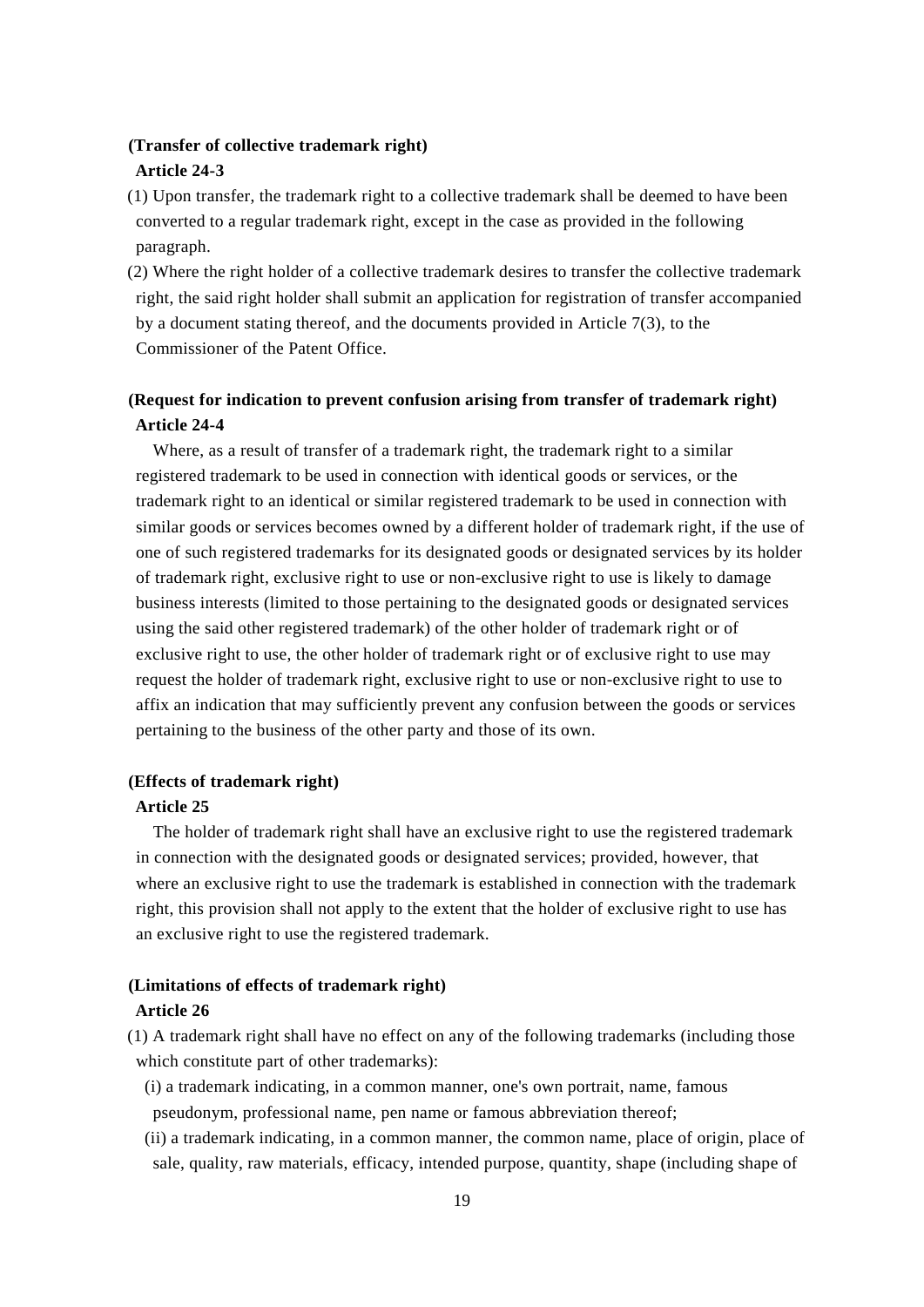**(Transfer of collective trademark right)**

**Article 24-3**

(1) Upon transfer, the trademark right to a collective trademark shall be deemed to have been converted to a regular trademark right, except in the case as provided in the following paragraph.

(2) Where the right holder of a collective trademark desires to transfer the collective trademark right, the said right holder shall submit an application for registration of transfer accompanied by a document stating thereof, and the documents provided in Article 7(3), to the Commissioner of the Patent Office.

**(Request for indication to prevent confusion arising from transfer of trademark right)**

**Article 24-4**

Where, as a result of transfer of a trademark right, the trademark right to a similar registered trademark to be used in connection with identical goods or services, or the trademark right to an identical or similar registered trademark to be used in connection with similar goods or services becomes owned by a different holder of trademark right, if the use of one of such registered trademarks for its designated goods or designated services by its holder of trademark right, exclusive right to use or non-exclusive right to use is likely to damage business interests (limited to those pertaining to the designated goods or designated services using the said other registered trademark) of the other holder of trademark right or of exclusive right to use, the other holder of trademark right or of exclusive right to use may request the holder of trademark right, exclusive right to use or non-exclusive right to use to affix an indication that may sufficiently prevent any confusion between the goods or services pertaining to the business of the other party and those of its own.

**(Effects of trademark right)**

**Article 25**

The holder of trademark right shall have an exclusive right to use the registered trademark in connection with the designated goods or designated services; provided, however, that where an exclusive right to use the trademark is established in connection with the trademark right, this provision shall not apply to the extent that the holder of exclusive right to use has an exclusive right to use the registered trademark.

**(Limitations of effects of trademark right)**

**Article 26**

(1) A trademark right shall have no effect on any of the following trademarks (including those which constitute part of other trademarks):

(i) a trademark indicating, in a common manner, one's own portrait, name, famous pseudonym, professional name, pen name or famous abbreviation thereof;

(ii) a trademark indicating, in a common manner, the common name, place of origin, place of sale, quality, raw materials, efficacy, intended purpose, quantity, shape (including shape of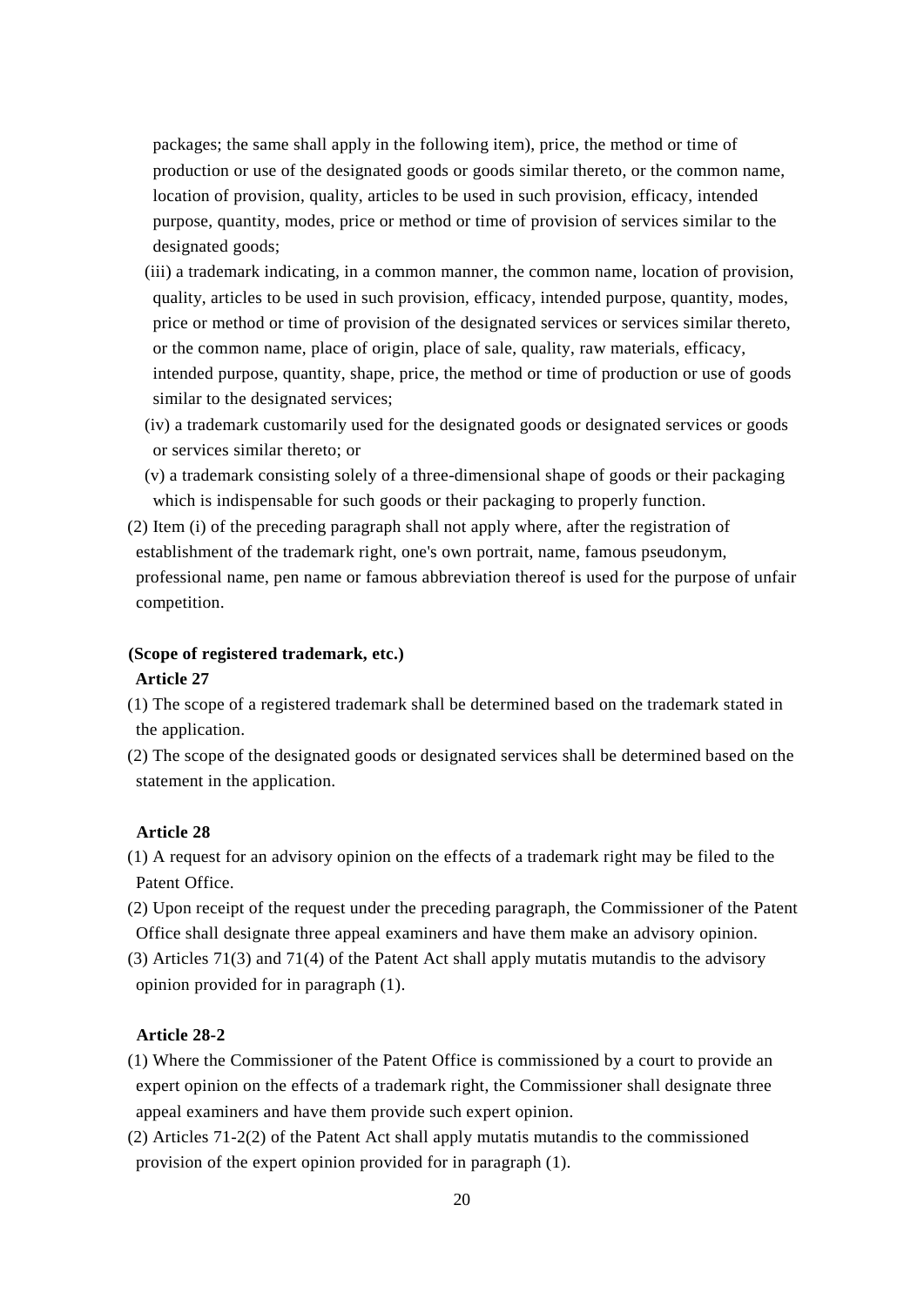packages; the same shall apply in the following item), price, the method or time of production or use of the designated goods or goods similar thereto, or the common name, location of provision, quality, articles to be used in such provision, efficacy, intended purpose, quantity, modes, price or method or time of provision of services similar to the designated goods;

(iii) a trademark indicating, in a common manner, the common name, location of provision, quality, articles to be used in such provision, efficacy, intended purpose, quantity, modes, price or method or time of provision of the designated services or services similar thereto, or the common name, place of origin, place of sale, quality, raw materials, efficacy, intended purpose, quantity, shape, price, the method or time of production or use of goods similar to the designated services;

(iv) a trademark customarily used for the designated goods or designated services or goods or services similar thereto; or

(v) a trademark consisting solely of a three-dimensional shape of goods or their packaging which is indispensable for such goods or their packaging to properly function.

(2) Item (i) of the preceding paragraph shall not apply where, after the registration of establishment of the trademark right, one's own portrait, name, famous pseudonym, professional name, pen name or famous abbreviation thereof is used for the purpose of unfair competition.

**(Scope of registered trademark, etc.)**

**Article 27**

(1) The scope of a registered trademark shall be determined based on the trademark stated in the application.

(2) The scope of the designated goods or designated services shall be determined based on the statement in the application.

**Article 28**

(1) A request for an advisory opinion on the effects of a trademark right may be filed to the Patent Office.

(2) Upon receipt of the request under the preceding paragraph, the Commissioner of the Patent Office shall designate three appeal examiners and have them make an advisory opinion.

(3) Articles 71(3) and 71(4) of the Patent Act shall apply mutatis mutandis to the advisory opinion provided for in paragraph (1).

**Article 28-2**

(1) Where the Commissioner of the Patent Office is commissioned by a court to provide an expert opinion on the effects of a trademark right, the Commissioner shall designate three appeal examiners and have them provide such expert opinion.

(2) Articles 71-2(2) of the Patent Act shall apply mutatis mutandis to the commissioned provision of the expert opinion provided for in paragraph (1).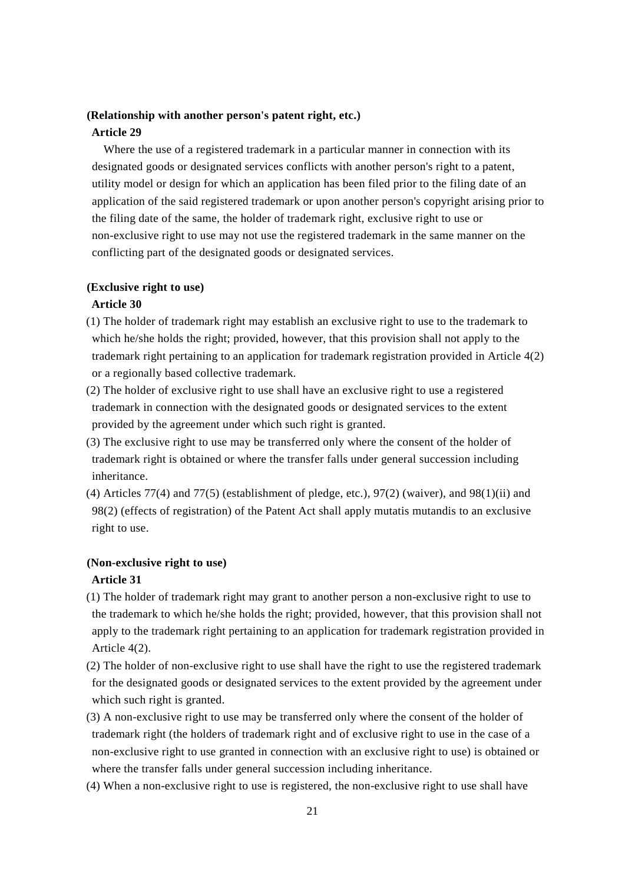**(Relationship with another person's patent right, etc.)**

**Article 29**

Where the use of a registered trademark in a particular manner in connection with its designated goods or designated services conflicts with another person's right to a patent, utility model or design for which an application has been filed prior to the filing date of an application of the said registered trademark or upon another person's copyright arising prior to the filing date of the same, the holder of trademark right, exclusive right to use or non-exclusive right to use may not use the registered trademark in the same manner on the conflicting part of the designated goods or designated services.

**(Exclusive right to use)**

**Article 30**

(1) The holder of trademark right may establish an exclusive right to use to the trademark to which he/she holds the right; provided, however, that this provision shall not apply to the trademark right pertaining to an application for trademark registration provided in Article 4(2) or a regionally based collective trademark.

(2) The holder of exclusive right to use shall have an exclusive right to use a registered trademark in connection with the designated goods or designated services to the extent provided by the agreement under which such right is granted.

(3) The exclusive right to use may be transferred only where the consent of the holder of trademark right is obtained or where the transfer falls under general succession including inheritance.

(4) Articles 77(4) and 77(5) (establishment of pledge, etc.), 97(2) (waiver), and 98(1)(ii) and 98(2) (effects of registration) of the Patent Act shall apply mutatis mutandis to an exclusive right to use.

**(Non-exclusive right to use)**

**Article 31**

(1) The holder of trademark right may grant to another person a non-exclusive right to use to the trademark to which he/she holds the right; provided, however, that this provision shall not apply to the trademark right pertaining to an application for trademark registration provided in Article 4(2).

(2) The holder of non-exclusive right to use shall have the right to use the registered trademark for the designated goods or designated services to the extent provided by the agreement under which such right is granted.

(3) A non-exclusive right to use may be transferred only where the consent of the holder of trademark right (the holders of trademark right and of exclusive right to use in the case of a non-exclusive right to use granted in connection with an exclusive right to use) is obtained or where the transfer falls under general succession including inheritance.

(4) When a non-exclusive right to use is registered, the non-exclusive right to use shall have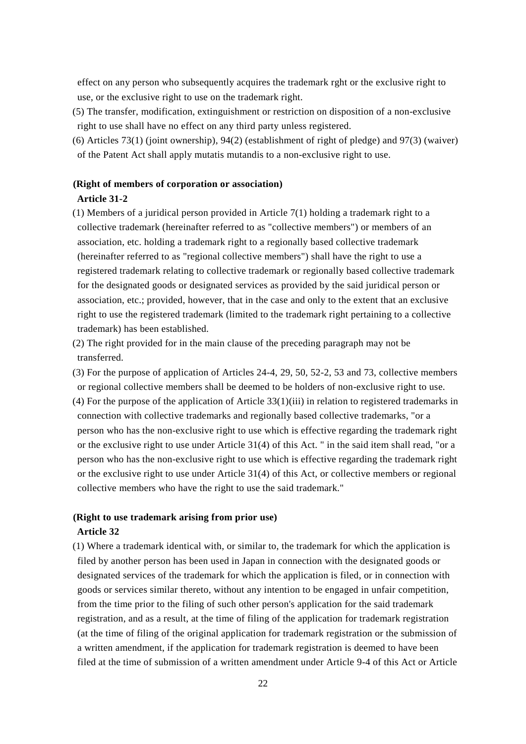effect on any person who subsequently acquires the trademark rght or the exclusive right to use, or the exclusive right to use on the trademark right.

(5) The transfer, modification, extinguishment or restriction on disposition of a non-exclusive right to use shall have no effect on any third party unless registered.

(6) Articles 73(1) (joint ownership), 94(2) (establishment of right of pledge) and 97(3) (waiver) of the Patent Act shall apply mutatis mutandis to a non-exclusive right to use.

**(Right of members of corporation or association)**

**Article 31-2**

(1) Members of a juridical person provided in Article 7(1) holding a trademark right to a collective trademark (hereinafter referred to as "collective members") or members of an association, etc. holding a trademark right to a regionally based collective trademark (hereinafter referred to as "regional collective members") shall have the right to use a registered trademark relating to collective trademark or regionally based collective trademark for the designated goods or designated services as provided by the said juridical person or association, etc.; provided, however, that in the case and only to the extent that an exclusive right to use the registered trademark (limited to the trademark right pertaining to a collective trademark) has been established.

(2) The right provided for in the main clause of the preceding paragraph may not be transferred.

(3) For the purpose of application of Articles 24-4, 29, 50, 52-2, 53 and 73, collective members or regional collective members shall be deemed to be holders of non-exclusive right to use.

(4) For the purpose of the application of Article 33(1)(iii) in relation to registered trademarks in connection with collective trademarks and regionally based collective trademarks, "or a person who has the non-exclusive right to use which is effective regarding the trademark right or the exclusive right to use under Article 31(4) of this Act. " in the said item shall read, "or a person who has the non-exclusive right to use which is effective regarding the trademark right or the exclusive right to use under Article 31(4) of this Act, or collective members or regional collective members who have the right to use the said trademark."

**(Right to use trademark arising from prior use)**

**Article 32**

(1) Where a trademark identical with, or similar to, the trademark for which the application is filed by another person has been used in Japan in connection with the designated goods or designated services of the trademark for which the application is filed, or in connection with goods or services similar thereto, without any intention to be engaged in unfair competition, from the time prior to the filing of such other person's application for the said trademark registration, and as a result, at the time of filing of the application for trademark registration (at the time of filing of the original application for trademark registration or the submission of a written amendment, if the application for trademark registration is deemed to have been filed at the time of submission of a written amendment under Article 9-4 of this Act or Article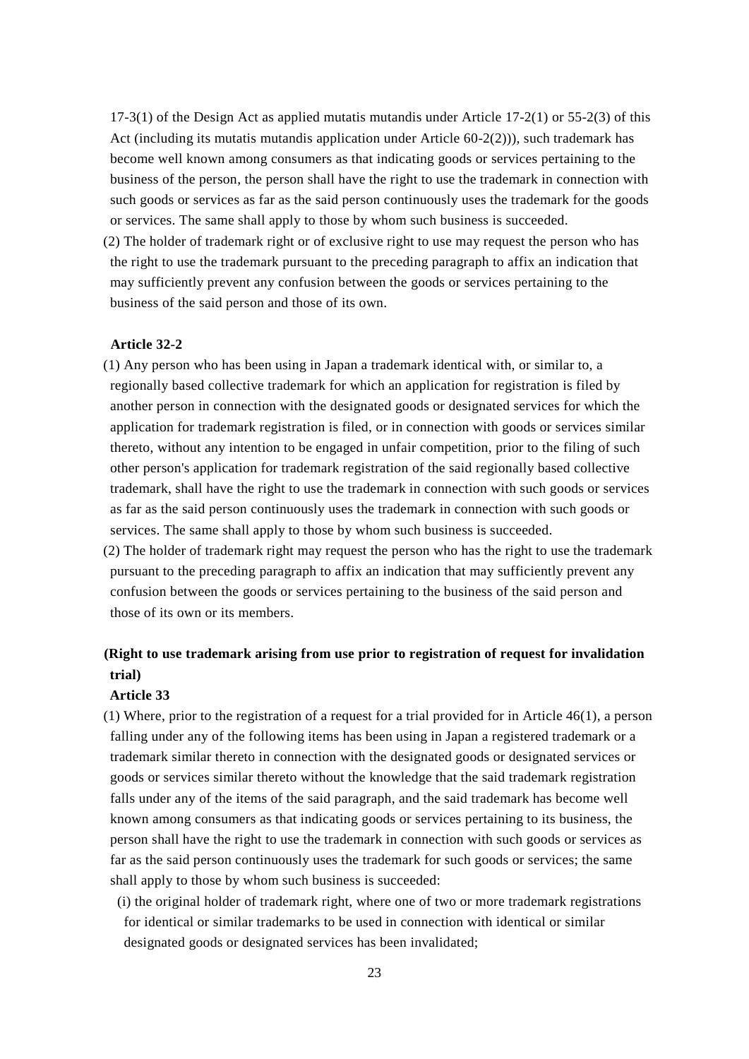17-3(1) of the Design Act as applied mutatis mutandis under Article 17-2(1) or 55-2(3) of this Act (including its mutatis mutandis application under Article 60-2(2))), such trademark has become well known among consumers as that indicating goods or services pertaining to the business of the person, the person shall have the right to use the trademark in connection with such goods or services as far as the said person continuously uses the trademark for the goods or services. The same shall apply to those by whom such business is succeeded.

(2) The holder of trademark right or of exclusive right to use may request the person who has the right to use the trademark pursuant to the preceding paragraph to affix an indication that may sufficiently prevent any confusion between the goods or services pertaining to the business of the said person and those of its own.

**Article 32-2**

(1) Any person who has been using in Japan a trademark identical with, or similar to, a regionally based collective trademark for which an application for registration is filed by another person in connection with the designated goods or designated services for which the application for trademark registration is filed, or in connection with goods or services similar thereto, without any intention to be engaged in unfair competition, prior to the filing of such other person's application for trademark registration of the said regionally based collective trademark, shall have the right to use the trademark in connection with such goods or services as far as the said person continuously uses the trademark in connection with such goods or services. The same shall apply to those by whom such business is succeeded.

(2) The holder of trademark right may request the person who has the right to use the trademark pursuant to the preceding paragraph to affix an indication that may sufficiently prevent any confusion between the goods or services pertaining to the business of the said person and those of its own or its members.

**(Right to use trademark arising from use prior to registration of request for invalidation trial)**

**Article 33**

(1) Where, prior to the registration of a request for a trial provided for in Article 46(1), a person falling under any of the following items has been using in Japan a registered trademark or a trademark similar thereto in connection with the designated goods or designated services or goods or services similar thereto without the knowledge that the said trademark registration falls under any of the items of the said paragraph, and the said trademark has become well known among consumers as that indicating goods or services pertaining to its business, the person shall have the right to use the trademark in connection with such goods or services as far as the said person continuously uses the trademark for such goods or services; the same shall apply to those by whom such business is succeeded:

(i) the original holder of trademark right, where one of two or more trademark registrations for identical or similar trademarks to be used in connection with identical or similar designated goods or designated services has been invalidated;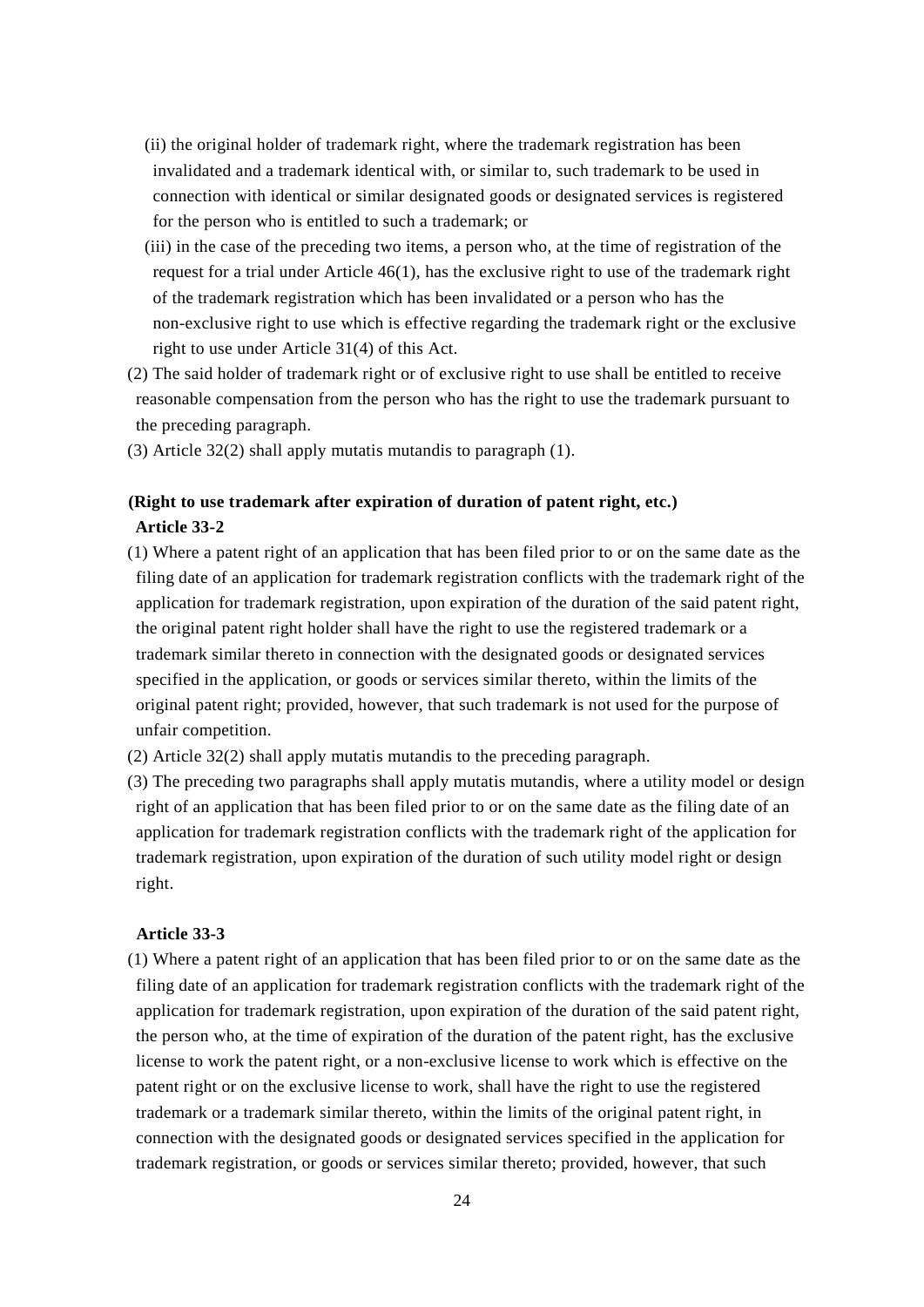(ii) the original holder of trademark right, where the trademark registration has been invalidated and a trademark identical with, or similar to, such trademark to be used in connection with identical or similar designated goods or designated services is registered for the person who is entitled to such a trademark; or

(iii) in the case of the preceding two items, a person who, at the time of registration of the request for a trial under Article 46(1), has the exclusive right to use of the trademark right of the trademark registration which has been invalidated or a person who has the non-exclusive right to use which is effective regarding the trademark right or the exclusive right to use under Article 31(4) of this Act.

(2) The said holder of trademark right or of exclusive right to use shall be entitled to receive reasonable compensation from the person who has the right to use the trademark pursuant to the preceding paragraph.

(3) Article 32(2) shall apply mutatis mutandis to paragraph (1).

**(Right to use trademark after expiration of duration of patent right, etc.)**

**Article 33-2**

(1) Where a patent right of an application that has been filed prior to or on the same date as the filing date of an application for trademark registration conflicts with the trademark right of the application for trademark registration, upon expiration of the duration of the said patent right, the original patent right holder shall have the right to use the registered trademark or a trademark similar thereto in connection with the designated goods or designated services specified in the application, or goods or services similar thereto, within the limits of the original patent right; provided, however, that such trademark is not used for the purpose of unfair competition.

(2) Article 32(2) shall apply mutatis mutandis to the preceding paragraph.

(3) The preceding two paragraphs shall apply mutatis mutandis, where a utility model or design right of an application that has been filed prior to or on the same date as the filing date of an application for trademark registration conflicts with the trademark right of the application for trademark registration, upon expiration of the duration of such utility model right or design right.

**Article 33-3**

(1) Where a patent right of an application that has been filed prior to or on the same date as the filing date of an application for trademark registration conflicts with the trademark right of the application for trademark registration, upon expiration of the duration of the said patent right, the person who, at the time of expiration of the duration of the patent right, has the exclusive license to work the patent right, or a non-exclusive license to work which is effective on the patent right or on the exclusive license to work, shall have the right to use the registered trademark or a trademark similar thereto, within the limits of the original patent right, in connection with the designated goods or designated services specified in the application for trademark registration, or goods or services similar thereto; provided, however, that such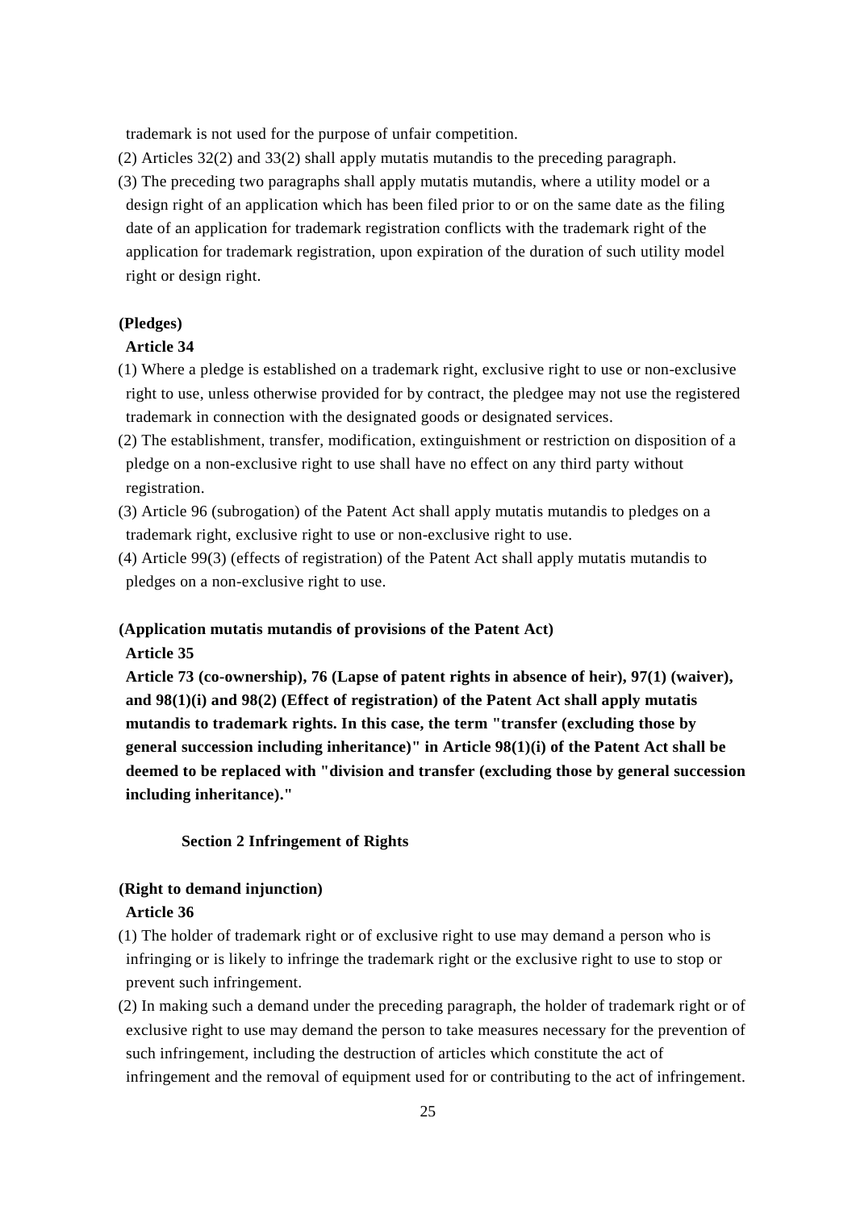trademark is not used for the purpose of unfair competition.

(2) Articles 32(2) and 33(2) shall apply mutatis mutandis to the preceding paragraph.

(3) The preceding two paragraphs shall apply mutatis mutandis, where a utility model or a design right of an application which has been filed prior to or on the same date as the filing date of an application for trademark registration conflicts with the trademark right of the application for trademark registration, upon expiration of the duration of such utility model right or design right.

**(Pledges)**

**Article 34**

(1) Where a pledge is established on a trademark right, exclusive right to use or non-exclusive right to use, unless otherwise provided for by contract, the pledgee may not use the registered trademark in connection with the designated goods or designated services.

(2) The establishment, transfer, modification, extinguishment or restriction on disposition of a pledge on a non-exclusive right to use shall have no effect on any third party without registration.

(3) Article 96 (subrogation) of the Patent Act shall apply mutatis mutandis to pledges on a trademark right, exclusive right to use or non-exclusive right to use.

(4) Article 99(3) (effects of registration) of the Patent Act shall apply mutatis mutandis to pledges on a non-exclusive right to use.

**(Application mutatis mutandis of provisions of the Patent Act)**

**Article 35**

**Article 73 (co-ownership), 76 (Lapse of patent rights in absence of heir), 97(1) (waiver), and 98(1)(i) and 98(2) (Effect of registration) of the Patent Act shall apply mutatis mutandis to trademark rights. In this case, the term "transfer (excluding those by general succession including inheritance)" in Article 98(1)(i) of the Patent Act shall be deemed to be replaced with "division and transfer (excluding those by general succession including inheritance)."**

## Section 2 Infringement of Rights

**(Right to demand injunction)**

**Article 36**

(1) The holder of trademark right or of exclusive right to use may demand a person who is infringing or is likely to infringe the trademark right or the exclusive right to use to stop or prevent such infringement.

(2) In making such a demand under the preceding paragraph, the holder of trademark right or of exclusive right to use may demand the person to take measures necessary for the prevention of such infringement, including the destruction of articles which constitute the act of infringement and the removal of equipment used for or contributing to the act of infringement.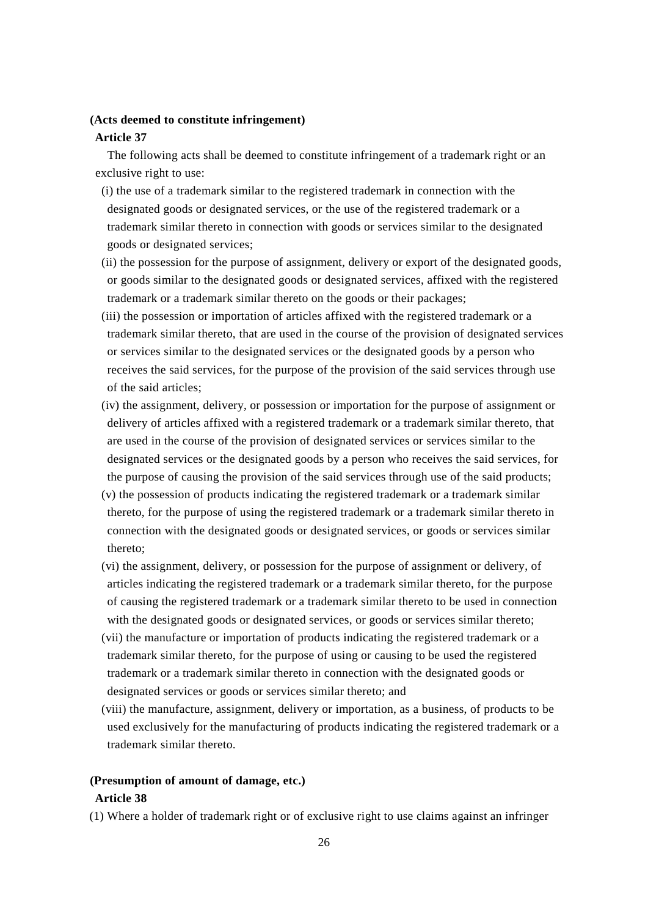**(Acts deemed to constitute infringement)**

**Article 37**

The following acts shall be deemed to constitute infringement of a trademark right or an exclusive right to use:

(i) the use of a trademark similar to the registered trademark in connection with the designated goods or designated services, or the use of the registered trademark or a trademark similar thereto in connection with goods or services similar to the designated goods or designated services;

(ii) the possession for the purpose of assignment, delivery or export of the designated goods, or goods similar to the designated goods or designated services, affixed with the registered trademark or a trademark similar thereto on the goods or their packages;

(iii) the possession or importation of articles affixed with the registered trademark or a trademark similar thereto, that are used in the course of the provision of designated services or services similar to the designated services or the designated goods by a person who receives the said services, for the purpose of the provision of the said services through use of the said articles;

(iv) the assignment, delivery, or possession or importation for the purpose of assignment or delivery of articles affixed with a registered trademark or a trademark similar thereto, that are used in the course of the provision of designated services or services similar to the designated services or the designated goods by a person who receives the said services, for the purpose of causing the provision of the said services through use of the said products;

(v) the possession of products indicating the registered trademark or a trademark similar thereto, for the purpose of using the registered trademark or a trademark similar thereto in connection with the designated goods or designated services, or goods or services similar thereto;

(vi) the assignment, delivery, or possession for the purpose of assignment or delivery, of articles indicating the registered trademark or a trademark similar thereto, for the purpose of causing the registered trademark or a trademark similar thereto to be used in connection with the designated goods or designated services, or goods or services similar thereto;

(vii) the manufacture or importation of products indicating the registered trademark or a trademark similar thereto, for the purpose of using or causing to be used the registered trademark or a trademark similar thereto in connection with the designated goods or designated services or goods or services similar thereto; and

(viii) the manufacture, assignment, delivery or importation, as a business, of products to be used exclusively for the manufacturing of products indicating the registered trademark or a trademark similar thereto.

**(Presumption of amount of damage, etc.)**

**Article 38**

(1) Where a holder of trademark right or of exclusive right to use claims against an infringer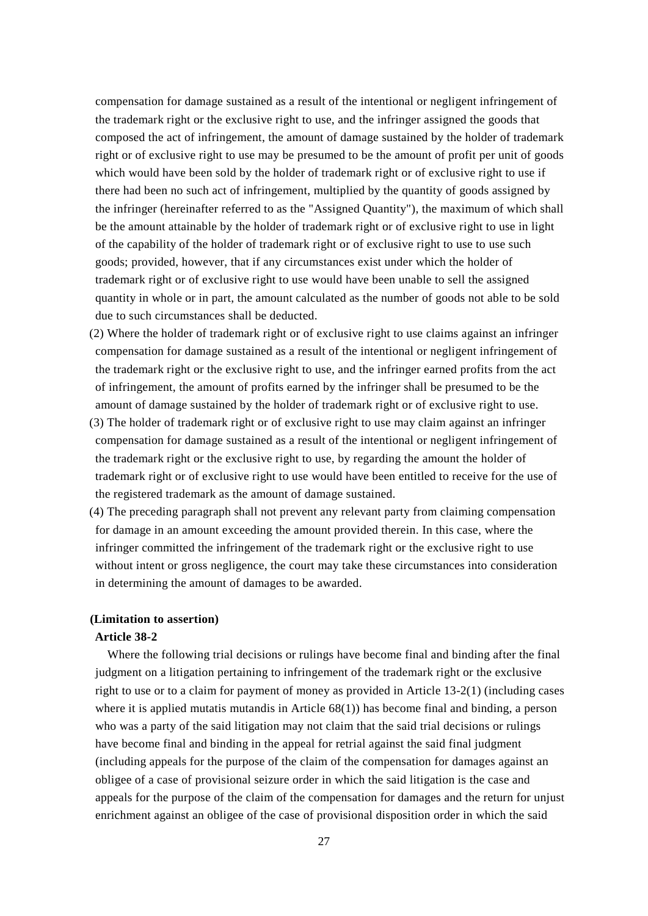compensation for damage sustained as a result of the intentional or negligent infringement of the trademark right or the exclusive right to use, and the infringer assigned the goods that composed the act of infringement, the amount of damage sustained by the holder of trademark right or of exclusive right to use may be presumed to be the amount of profit per unit of goods which would have been sold by the holder of trademark right or of exclusive right to use if there had been no such act of infringement, multiplied by the quantity of goods assigned by the infringer (hereinafter referred to as the "Assigned Quantity"), the maximum of which shall be the amount attainable by the holder of trademark right or of exclusive right to use in light of the capability of the holder of trademark right or of exclusive right to use to use such goods; provided, however, that if any circumstances exist under which the holder of trademark right or of exclusive right to use would have been unable to sell the assigned quantity in whole or in part, the amount calculated as the number of goods not able to be sold due to such circumstances shall be deducted.

(2) Where the holder of trademark right or of exclusive right to use claims against an infringer compensation for damage sustained as a result of the intentional or negligent infringement of the trademark right or the exclusive right to use, and the infringer earned profits from the act of infringement, the amount of profits earned by the infringer shall be presumed to be the amount of damage sustained by the holder of trademark right or of exclusive right to use.

(3) The holder of trademark right or of exclusive right to use may claim against an infringer compensation for damage sustained as a result of the intentional or negligent infringement of the trademark right or the exclusive right to use, by regarding the amount the holder of trademark right or of exclusive right to use would have been entitled to receive for the use of the registered trademark as the amount of damage sustained.

(4) The preceding paragraph shall not prevent any relevant party from claiming compensation for damage in an amount exceeding the amount provided therein. In this case, where the infringer committed the infringement of the trademark right or the exclusive right to use without intent or gross negligence, the court may take these circumstances into consideration in determining the amount of damages to be awarded.

**(Limitation to assertion)**

**Article 38-2**

Where the following trial decisions or rulings have become final and binding after the final judgment on a litigation pertaining to infringement of the trademark right or the exclusive right to use or to a claim for payment of money as provided in Article 13-2(1) (including cases where it is applied mutatis mutandis in Article 68(1)) has become final and binding, a person who was a party of the said litigation may not claim that the said trial decisions or rulings have become final and binding in the appeal for retrial against the said final judgment (including appeals for the purpose of the claim of the compensation for damages against an obligee of a case of provisional seizure order in which the said litigation is the case and appeals for the purpose of the claim of the compensation for damages and the return for unjust enrichment against an obligee of the case of provisional disposition order in which the said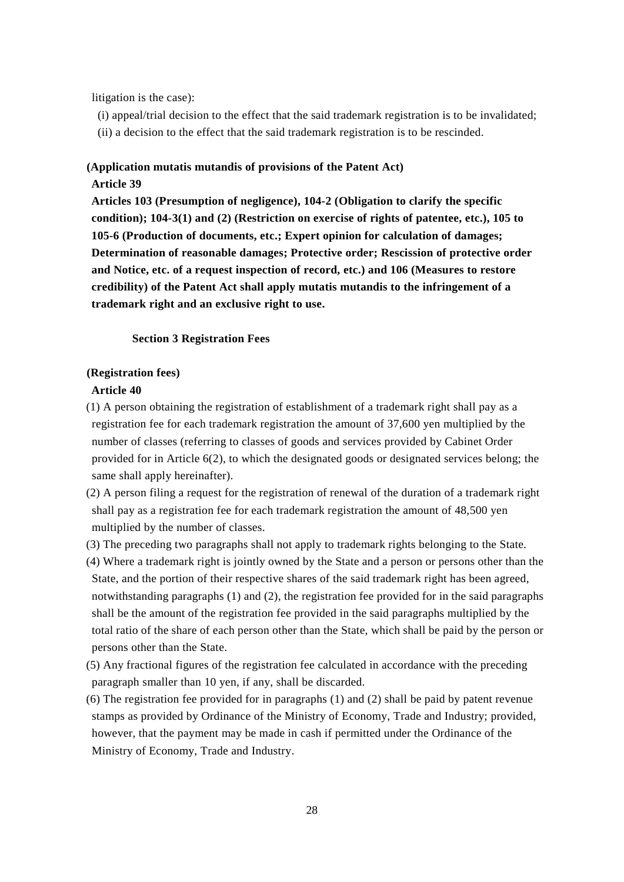litigation is the case):

(i) appeal/trial decision to the effect that the said trademark registration is to be invalidated;

(ii) a decision to the effect that the said trademark registration is to be rescinded.

**(Application mutatis mutandis of provisions of the Patent Act)**

**Article 39**

**Articles 103 (Presumption of negligence), 104-2 (Obligation to clarify the specific condition); 104-3(1) and (2) (Restriction on exercise of rights of patentee, etc.), 105 to 105-6 (Production of documents, etc.; Expert opinion for calculation of damages; Determination of reasonable damages; Protective order; Rescission of protective order and Notice, etc. of a request inspection of record, etc.) and 106 (Measures to restore credibility) of the Patent Act shall apply mutatis mutandis to the infringement of a trademark right and an exclusive right to use.**

### Section 3 Registration Fees

**(Registration fees)**

**Article 40**

(1) A person obtaining the registration of establishment of a trademark right shall pay as a registration fee for each trademark registration the amount of 37,600 yen multiplied by the number of classes (referring to classes of goods and services provided by Cabinet Order provided for in Article 6(2), to which the designated goods or designated services belong; the same shall apply hereinafter).

(2) A person filing a request for the registration of renewal of the duration of a trademark right shall pay as a registration fee for each trademark registration the amount of 48,500 yen multiplied by the number of classes.

(3) The preceding two paragraphs shall not apply to trademark rights belonging to the State.

(4) Where a trademark right is jointly owned by the State and a person or persons other than the State, and the portion of their respective shares of the said trademark right has been agreed, notwithstanding paragraphs (1) and (2), the registration fee provided for in the said paragraphs shall be the amount of the registration fee provided in the said paragraphs multiplied by the total ratio of the share of each person other than the State, which shall be paid by the person or persons other than the State.

(5) Any fractional figures of the registration fee calculated in accordance with the preceding paragraph smaller than 10 yen, if any, shall be discarded.

(6) The registration fee provided for in paragraphs (1) and (2) shall be paid by patent revenue stamps as provided by Ordinance of the Ministry of Economy, Trade and Industry; provided, however, that the payment may be made in cash if permitted under the Ordinance of the Ministry of Economy, Trade and Industry.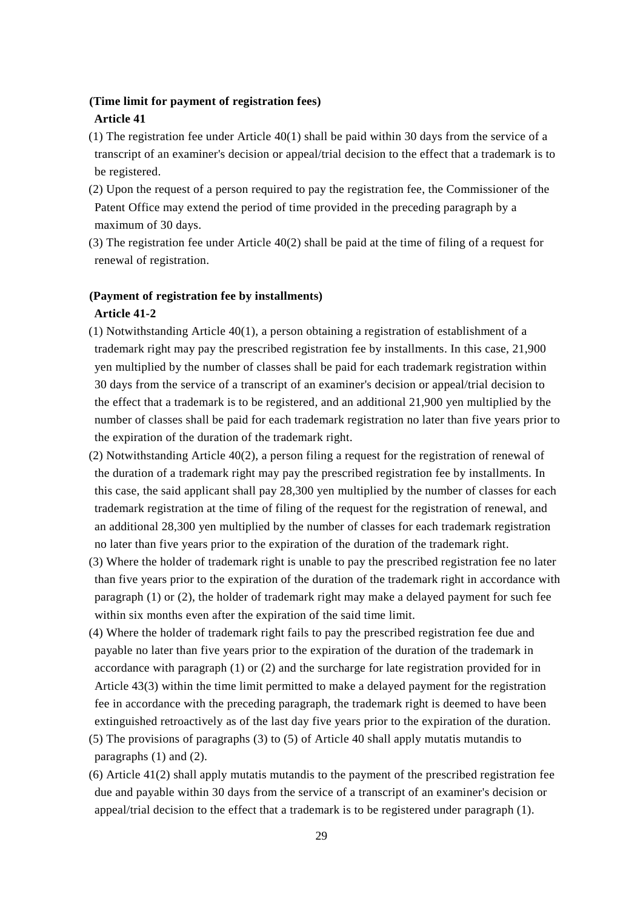**(Time limit for payment of registration fees)**

**Article 41**

(1) The registration fee under Article 40(1) shall be paid within 30 days from the service of a transcript of an examiner's decision or appeal/trial decision to the effect that a trademark is to be registered.

(2) Upon the request of a person required to pay the registration fee, the Commissioner of the Patent Office may extend the period of time provided in the preceding paragraph by a maximum of 30 days.

(3) The registration fee under Article 40(2) shall be paid at the time of filing of a request for renewal of registration.

**(Payment of registration fee by installments)**

**Article 41-2**

(1) Notwithstanding Article 40(1), a person obtaining a registration of establishment of a trademark right may pay the prescribed registration fee by installments. In this case, 21,900 yen multiplied by the number of classes shall be paid for each trademark registration within 30 days from the service of a transcript of an examiner's decision or appeal/trial decision to the effect that a trademark is to be registered, and an additional 21,900 yen multiplied by the number of classes shall be paid for each trademark registration no later than five years prior to the expiration of the duration of the trademark right.

(2) Notwithstanding Article 40(2), a person filing a request for the registration of renewal of the duration of a trademark right may pay the prescribed registration fee by installments. In this case, the said applicant shall pay 28,300 yen multiplied by the number of classes for each trademark registration at the time of filing of the request for the registration of renewal, and an additional 28,300 yen multiplied by the number of classes for each trademark registration no later than five years prior to the expiration of the duration of the trademark right.

(3) Where the holder of trademark right is unable to pay the prescribed registration fee no later than five years prior to the expiration of the duration of the trademark right in accordance with paragraph (1) or (2), the holder of trademark right may make a delayed payment for such fee within six months even after the expiration of the said time limit.

(4) Where the holder of trademark right fails to pay the prescribed registration fee due and payable no later than five years prior to the expiration of the duration of the trademark in accordance with paragraph (1) or (2) and the surcharge for late registration provided for in Article 43(3) within the time limit permitted to make a delayed payment for the registration fee in accordance with the preceding paragraph, the trademark right is deemed to have been extinguished retroactively as of the last day five years prior to the expiration of the duration.

(5) The provisions of paragraphs (3) to (5) of Article 40 shall apply mutatis mutandis to paragraphs (1) and (2).

(6) Article 41(2) shall apply mutatis mutandis to the payment of the prescribed registration fee due and payable within 30 days from the service of a transcript of an examiner's decision or appeal/trial decision to the effect that a trademark is to be registered under paragraph (1).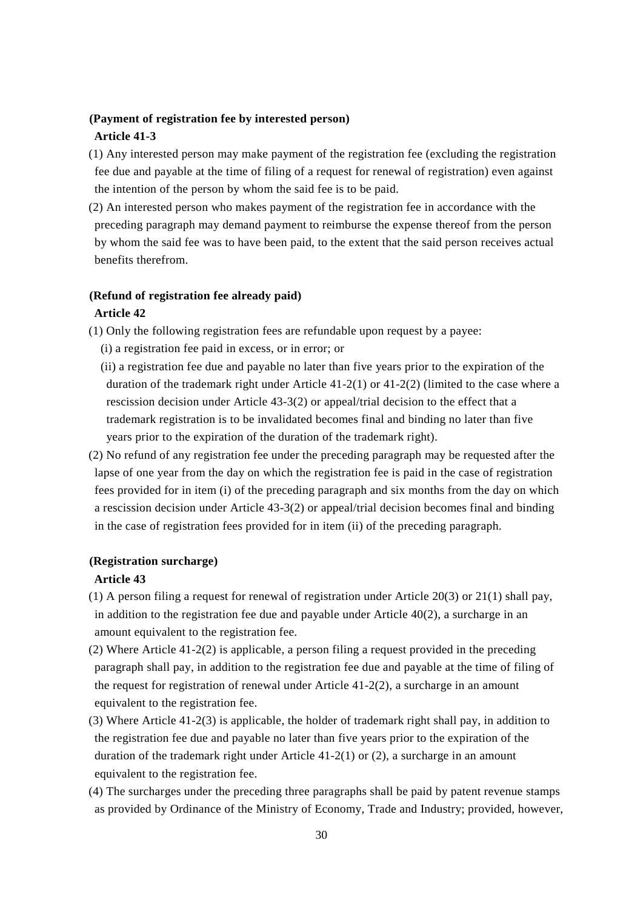**(Payment of registration fee by interested person)**

**Article 41-3**

(1) Any interested person may make payment of the registration fee (excluding the registration fee due and payable at the time of filing of a request for renewal of registration) even against the intention of the person by whom the said fee is to be paid.

(2) An interested person who makes payment of the registration fee in accordance with the preceding paragraph may demand payment to reimburse the expense thereof from the person by whom the said fee was to have been paid, to the extent that the said person receives actual benefits therefrom.

**(Refund of registration fee already paid)**

**Article 42**

(1) Only the following registration fees are refundable upon request by a payee:

(i) a registration fee paid in excess, or in error; or

(ii) a registration fee due and payable no later than five years prior to the expiration of the duration of the trademark right under Article 41-2(1) or 41-2(2) (limited to the case where a rescission decision under Article 43-3(2) or appeal/trial decision to the effect that a trademark registration is to be invalidated becomes final and binding no later than five years prior to the expiration of the duration of the trademark right).

(2) No refund of any registration fee under the preceding paragraph may be requested after the lapse of one year from the day on which the registration fee is paid in the case of registration fees provided for in item (i) of the preceding paragraph and six months from the day on which a rescission decision under Article 43-3(2) or appeal/trial decision becomes final and binding in the case of registration fees provided for in item (ii) of the preceding paragraph.

**(Registration surcharge)**

**Article 43**

(1) A person filing a request for renewal of registration under Article 20(3) or 21(1) shall pay, in addition to the registration fee due and payable under Article 40(2), a surcharge in an amount equivalent to the registration fee.

(2) Where Article 41-2(2) is applicable, a person filing a request provided in the preceding paragraph shall pay, in addition to the registration fee due and payable at the time of filing of the request for registration of renewal under Article 41-2(2), a surcharge in an amount equivalent to the registration fee.

(3) Where Article 41-2(3) is applicable, the holder of trademark right shall pay, in addition to the registration fee due and payable no later than five years prior to the expiration of the duration of the trademark right under Article 41-2(1) or (2), a surcharge in an amount equivalent to the registration fee.

(4) The surcharges under the preceding three paragraphs shall be paid by patent revenue stamps as provided by Ordinance of the Ministry of Economy, Trade and Industry; provided, however,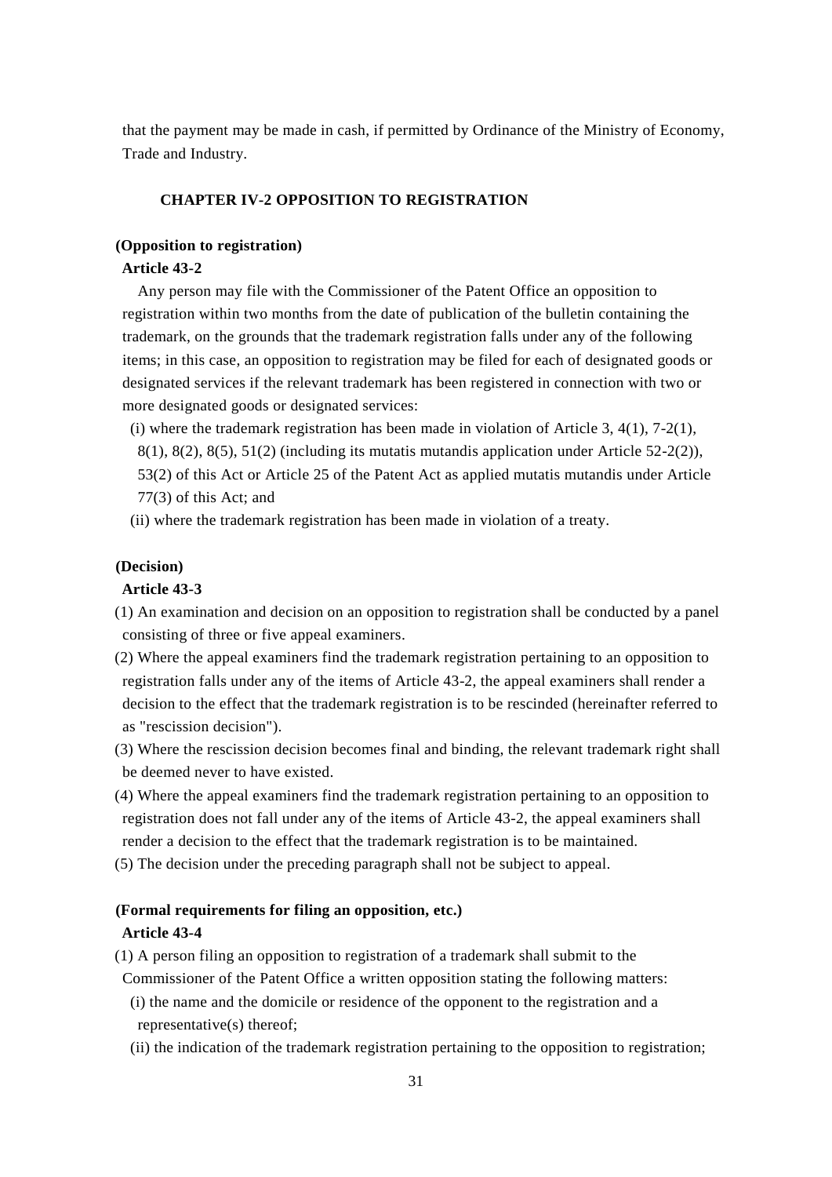that the payment may be made in cash, if permitted by Ordinance of the Ministry of Economy, Trade and Industry.

## CHAPTER IV-2 OPPOSITION TO REGISTRATION

**(Opposition to registration)**

**Article 43-2**

Any person may file with the Commissioner of the Patent Office an opposition to registration within two months from the date of publication of the bulletin containing the trademark, on the grounds that the trademark registration falls under any of the following items; in this case, an opposition to registration may be filed for each of designated goods or designated services if the relevant trademark has been registered in connection with two or more designated goods or designated services:

(i) where the trademark registration has been made in violation of Article 3, 4(1), 7-2(1), 8(1), 8(2), 8(5), 51(2) (including its mutatis mutandis application under Article 52-2(2)), 53(2) of this Act or Article 25 of the Patent Act as applied mutatis mutandis under Article 77(3) of this Act; and

(ii) where the trademark registration has been made in violation of a treaty.

**(Decision)**

**Article 43-3**

(1) An examination and decision on an opposition to registration shall be conducted by a panel consisting of three or five appeal examiners.

(2) Where the appeal examiners find the trademark registration pertaining to an opposition to registration falls under any of the items of Article 43-2, the appeal examiners shall render a decision to the effect that the trademark registration is to be rescinded (hereinafter referred to as "rescission decision").

(3) Where the rescission decision becomes final and binding, the relevant trademark right shall be deemed never to have existed.

(4) Where the appeal examiners find the trademark registration pertaining to an opposition to registration does not fall under any of the items of Article 43-2, the appeal examiners shall render a decision to the effect that the trademark registration is to be maintained.

(5) The decision under the preceding paragraph shall not be subject to appeal.

**(Formal requirements for filing an opposition, etc.)**

**Article 43-4**

(1) A person filing an opposition to registration of a trademark shall submit to the Commissioner of the Patent Office a written opposition stating the following matters:

(i) the name and the domicile or residence of the opponent to the registration and a representative(s) thereof;

(ii) the indication of the trademark registration pertaining to the opposition to registration;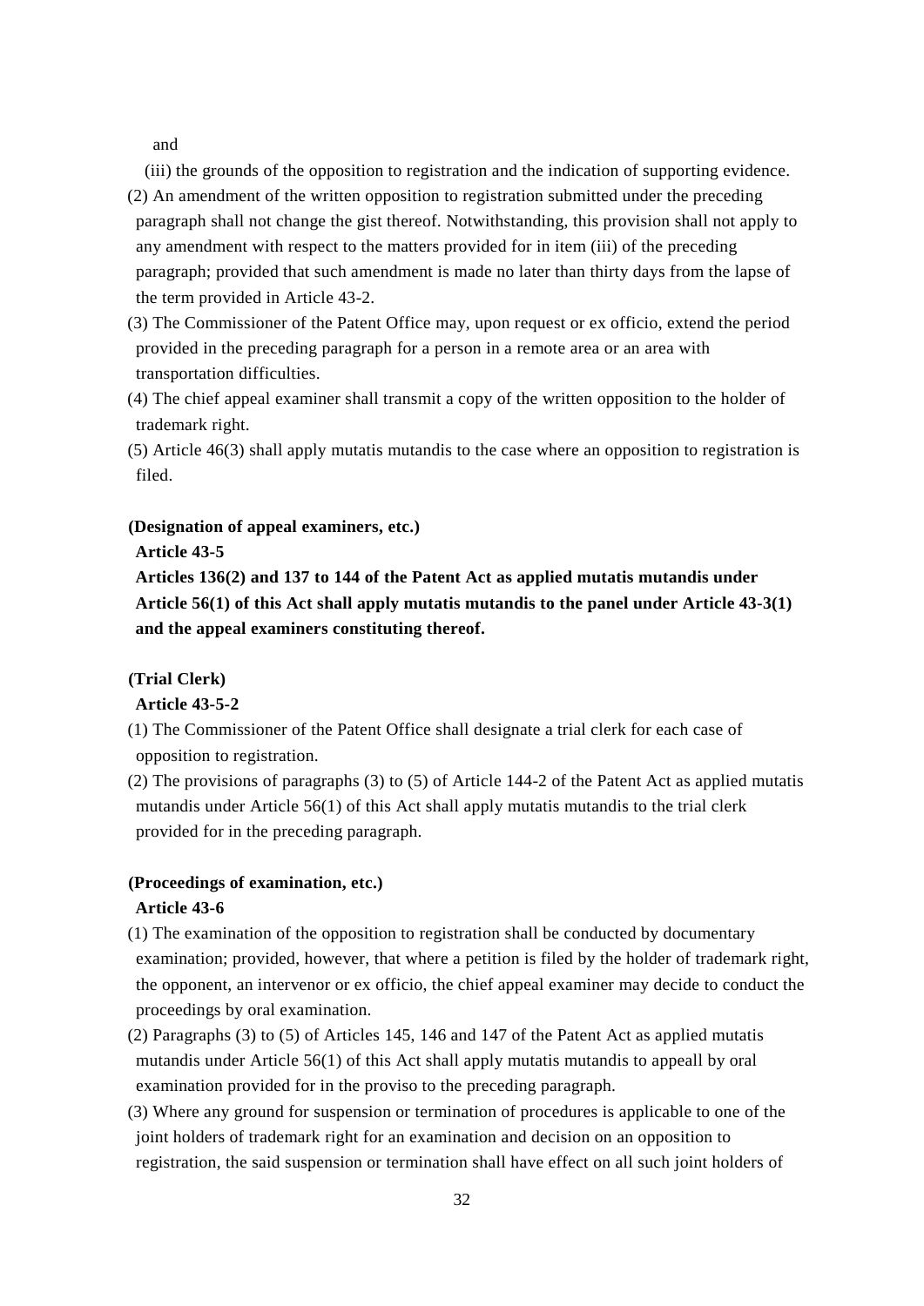and

(iii) the grounds of the opposition to registration and the indication of supporting evidence.

(2) An amendment of the written opposition to registration submitted under the preceding paragraph shall not change the gist thereof. Notwithstanding, this provision shall not apply to any amendment with respect to the matters provided for in item (iii) of the preceding paragraph; provided that such amendment is made no later than thirty days from the lapse of the term provided in Article 43-2.

(3) The Commissioner of the Patent Office may, upon request or ex officio, extend the period provided in the preceding paragraph for a person in a remote area or an area with transportation difficulties.

(4) The chief appeal examiner shall transmit a copy of the written opposition to the holder of trademark right.

(5) Article 46(3) shall apply mutatis mutandis to the case where an opposition to registration is filed.

**(Designation of appeal examiners, etc.)**

**Article 43-5**

**Articles 136(2) and 137 to 144 of the Patent Act as applied mutatis mutandis under Article 56(1) of this Act shall apply mutatis mutandis to the panel under Article 43-3(1) and the appeal examiners constituting thereof.**

**(Trial Clerk)**

**Article 43-5-2**

(1) The Commissioner of the Patent Office shall designate a trial clerk for each case of opposition to registration.

(2) The provisions of paragraphs (3) to (5) of Article 144-2 of the Patent Act as applied mutatis mutandis under Article 56(1) of this Act shall apply mutatis mutandis to the trial clerk provided for in the preceding paragraph.

**(Proceedings of examination, etc.)**

**Article 43-6**

(1) The examination of the opposition to registration shall be conducted by documentary examination; provided, however, that where a petition is filed by the holder of trademark right, the opponent, an intervenor or ex officio, the chief appeal examiner may decide to conduct the proceedings by oral examination.

(2) Paragraphs (3) to (5) of Articles 145, 146 and 147 of the Patent Act as applied mutatis mutandis under Article 56(1) of this Act shall apply mutatis mutandis to appeall by oral examination provided for in the proviso to the preceding paragraph.

(3) Where any ground for suspension or termination of procedures is applicable to one of the joint holders of trademark right for an examination and decision on an opposition to registration, the said suspension or termination shall have effect on all such joint holders of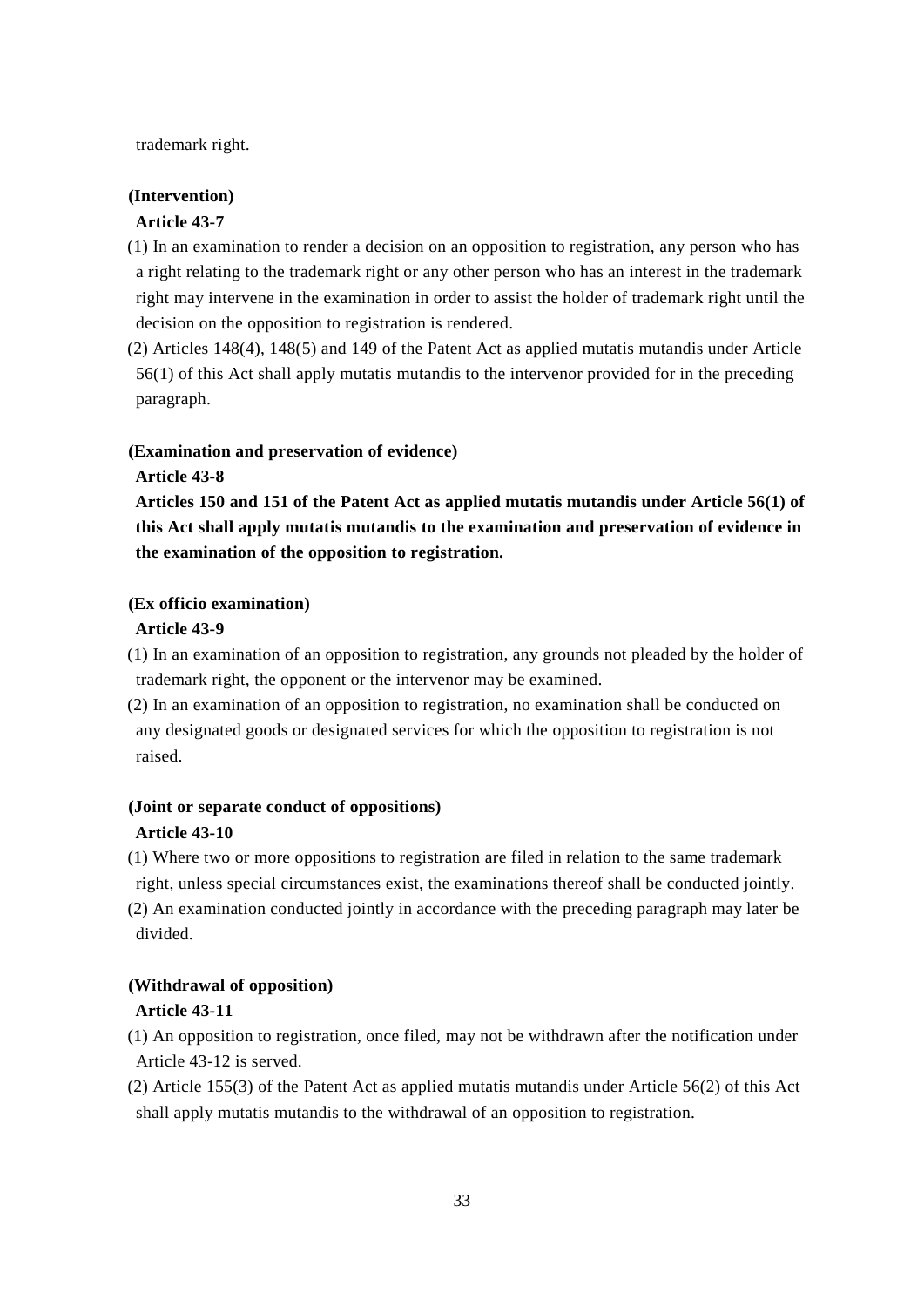trademark right.

**(Intervention)**

**Article 43-7**

(1) In an examination to render a decision on an opposition to registration, any person who has a right relating to the trademark right or any other person who has an interest in the trademark right may intervene in the examination in order to assist the holder of trademark right until the decision on the opposition to registration is rendered.

(2) Articles 148(4), 148(5) and 149 of the Patent Act as applied mutatis mutandis under Article 56(1) of this Act shall apply mutatis mutandis to the intervenor provided for in the preceding paragraph.

**(Examination and preservation of evidence)**

**Article 43-8**

**Articles 150 and 151 of the Patent Act as applied mutatis mutandis under Article 56(1) of this Act shall apply mutatis mutandis to the examination and preservation of evidence in the examination of the opposition to registration.**

**(Ex officio examination)**

**Article 43-9**

(1) In an examination of an opposition to registration, any grounds not pleaded by the holder of trademark right, the opponent or the intervenor may be examined.

(2) In an examination of an opposition to registration, no examination shall be conducted on any designated goods or designated services for which the opposition to registration is not raised.

**(Joint or separate conduct of oppositions)**

**Article 43-10**

(1) Where two or more oppositions to registration are filed in relation to the same trademark right, unless special circumstances exist, the examinations thereof shall be conducted jointly.

(2) An examination conducted jointly in accordance with the preceding paragraph may later be divided.

**(Withdrawal of opposition)**

**Article 43-11**

(1) An opposition to registration, once filed, may not be withdrawn after the notification under Article 43-12 is served.

(2) Article 155(3) of the Patent Act as applied mutatis mutandis under Article 56(2) of this Act shall apply mutatis mutandis to the withdrawal of an opposition to registration.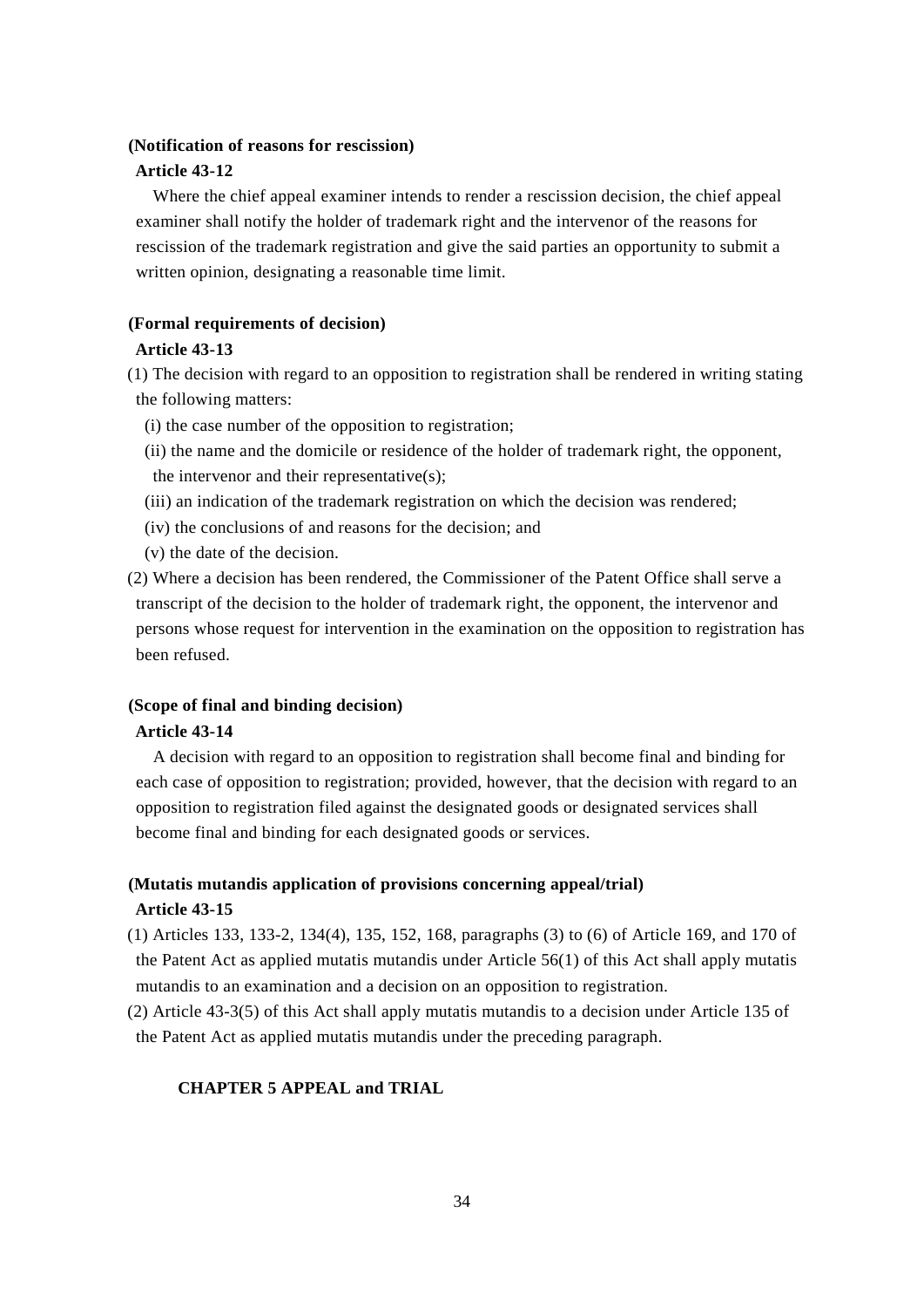**(Notification of reasons for rescission)**

**Article 43-12**

Where the chief appeal examiner intends to render a rescission decision, the chief appeal examiner shall notify the holder of trademark right and the intervenor of the reasons for rescission of the trademark registration and give the said parties an opportunity to submit a written opinion, designating a reasonable time limit.

**(Formal requirements of decision)**

**Article 43-13**

(1) The decision with regard to an opposition to registration shall be rendered in writing stating the following matters:

(i) the case number of the opposition to registration;

(ii) the name and the domicile or residence of the holder of trademark right, the opponent, the intervenor and their representative(s);

(iii) an indication of the trademark registration on which the decision was rendered;

(iv) the conclusions of and reasons for the decision; and

(v) the date of the decision.

(2) Where a decision has been rendered, the Commissioner of the Patent Office shall serve a transcript of the decision to the holder of trademark right, the opponent, the intervenor and persons whose request for intervention in the examination on the opposition to registration has been refused.

**(Scope of final and binding decision)**

**Article 43-14**

A decision with regard to an opposition to registration shall become final and binding for each case of opposition to registration; provided, however, that the decision with regard to an opposition to registration filed against the designated goods or designated services shall become final and binding for each designated goods or services.

**(Mutatis mutandis application of provisions concerning appeal/trial)**

**Article 43-15**

(1) Articles 133, 133-2, 134(4), 135, 152, 168, paragraphs (3) to (6) of Article 169, and 170 of the Patent Act as applied mutatis mutandis under Article 56(1) of this Act shall apply mutatis mutandis to an examination and a decision on an opposition to registration.

(2) Article 43-3(5) of this Act shall apply mutatis mutandis to a decision under Article 135 of the Patent Act as applied mutatis mutandis under the preceding paragraph.

## CHAPTER 5 APPEAL and TRIAL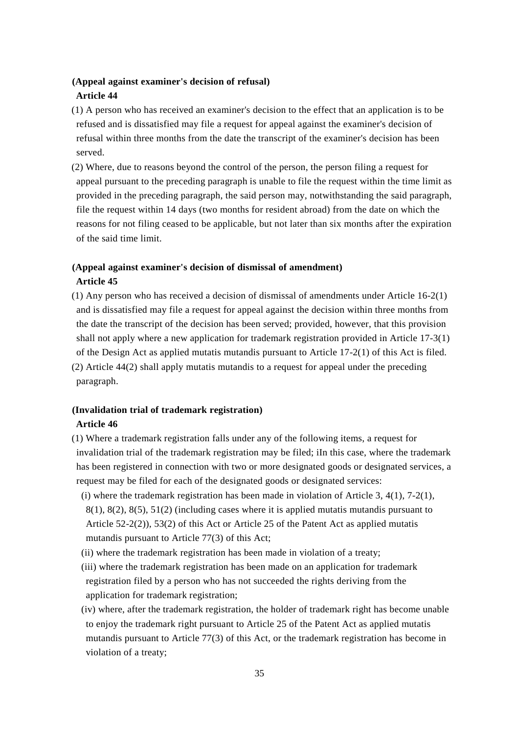**(Appeal against examiner's decision of refusal)**

**Article 44**

(1) A person who has received an examiner's decision to the effect that an application is to be refused and is dissatisfied may file a request for appeal against the examiner's decision of refusal within three months from the date the transcript of the examiner's decision has been served.

(2) Where, due to reasons beyond the control of the person, the person filing a request for appeal pursuant to the preceding paragraph is unable to file the request within the time limit as provided in the preceding paragraph, the said person may, notwithstanding the said paragraph, file the request within 14 days (two months for resident abroad) from the date on which the reasons for not filing ceased to be applicable, but not later than six months after the expiration of the said time limit.

**(Appeal against examiner's decision of dismissal of amendment)**

**Article 45**

(1) Any person who has received a decision of dismissal of amendments under Article 16-2(1) and is dissatisfied may file a request for appeal against the decision within three months from the date the transcript of the decision has been served; provided, however, that this provision shall not apply where a new application for trademark registration provided in Article 17-3(1) of the Design Act as applied mutatis mutandis pursuant to Article 17-2(1) of this Act is filed.

(2) Article 44(2) shall apply mutatis mutandis to a request for appeal under the preceding paragraph.

**(Invalidation trial of trademark registration)**

**Article 46**

(1) Where a trademark registration falls under any of the following items, a request for invalidation trial of the trademark registration may be filed; iIn this case, where the trademark has been registered in connection with two or more designated goods or designated services, a request may be filed for each of the designated goods or designated services:

(i) where the trademark registration has been made in violation of Article 3, 4(1), 7-2(1), 8(1), 8(2), 8(5), 51(2) (including cases where it is applied mutatis mutandis pursuant to Article 52-2(2)), 53(2) of this Act or Article 25 of the Patent Act as applied mutatis mutandis pursuant to Article 77(3) of this Act;

(ii) where the trademark registration has been made in violation of a treaty;

(iii) where the trademark registration has been made on an application for trademark registration filed by a person who has not succeeded the rights deriving from the application for trademark registration;

(iv) where, after the trademark registration, the holder of trademark right has become unable to enjoy the trademark right pursuant to Article 25 of the Patent Act as applied mutatis mutandis pursuant to Article 77(3) of this Act, or the trademark registration has become in violation of a treaty;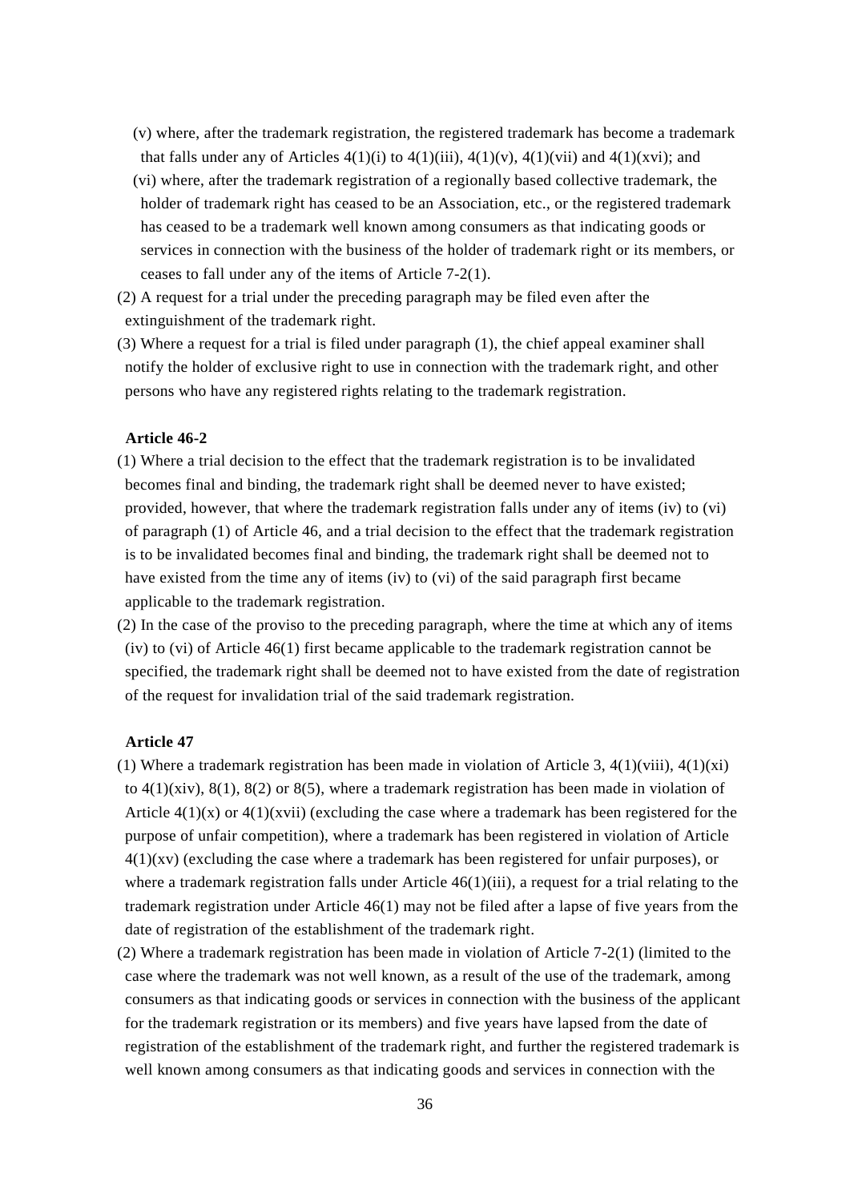(v) where, after the trademark registration, the registered trademark has become a trademark that falls under any of Articles 4(1)(i) to 4(1)(iii), 4(1)(v), 4(1)(vii) and 4(1)(xvi); and

(vi) where, after the trademark registration of a regionally based collective trademark, the holder of trademark right has ceased to be an Association, etc., or the registered trademark has ceased to be a trademark well known among consumers as that indicating goods or services in connection with the business of the holder of trademark right or its members, or ceases to fall under any of the items of Article 7-2(1).

(2) A request for a trial under the preceding paragraph may be filed even after the extinguishment of the trademark right.

(3) Where a request for a trial is filed under paragraph (1), the chief appeal examiner shall notify the holder of exclusive right to use in connection with the trademark right, and other persons who have any registered rights relating to the trademark registration.

**Article 46-2**

(1) Where a trial decision to the effect that the trademark registration is to be invalidated becomes final and binding, the trademark right shall be deemed never to have existed; provided, however, that where the trademark registration falls under any of items (iv) to (vi) of paragraph (1) of Article 46, and a trial decision to the effect that the trademark registration is to be invalidated becomes final and binding, the trademark right shall be deemed not to have existed from the time any of items (iv) to (vi) of the said paragraph first became applicable to the trademark registration.

(2) In the case of the proviso to the preceding paragraph, where the time at which any of items (iv) to (vi) of Article 46(1) first became applicable to the trademark registration cannot be specified, the trademark right shall be deemed not to have existed from the date of registration of the request for invalidation trial of the said trademark registration.

**Article 47**

(1) Where a trademark registration has been made in violation of Article 3, 4(1)(viii), 4(1)(xi) to 4(1)(xiv), 8(1), 8(2) or 8(5), where a trademark registration has been made in violation of Article 4(1)(x) or 4(1)(xvii) (excluding the case where a trademark has been registered for the purpose of unfair competition), where a trademark has been registered in violation of Article 4(1)(xv) (excluding the case where a trademark has been registered for unfair purposes), or where a trademark registration falls under Article 46(1)(iii), a request for a trial relating to the trademark registration under Article 46(1) may not be filed after a lapse of five years from the date of registration of the establishment of the trademark right.

(2) Where a trademark registration has been made in violation of Article 7-2(1) (limited to the case where the trademark was not well known, as a result of the use of the trademark, among consumers as that indicating goods or services in connection with the business of the applicant for the trademark registration or its members) and five years have lapsed from the date of registration of the establishment of the trademark right, and further the registered trademark is well known among consumers as that indicating goods and services in connection with the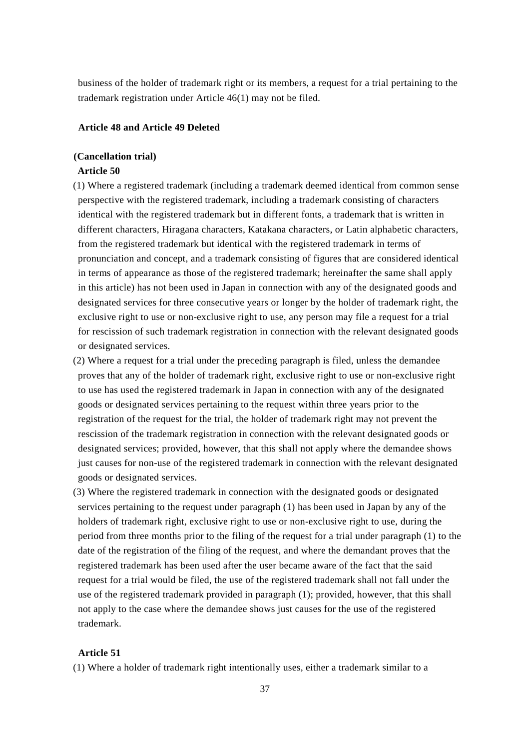business of the holder of trademark right or its members, a request for a trial pertaining to the trademark registration under Article 46(1) may not be filed.

**Article 48 and Article 49 Deleted**

**(Cancellation trial)**

**Article 50**

(1) Where a registered trademark (including a trademark deemed identical from common sense perspective with the registered trademark, including a trademark consisting of characters identical with the registered trademark but in different fonts, a trademark that is written in different characters, Hiragana characters, Katakana characters, or Latin alphabetic characters, from the registered trademark but identical with the registered trademark in terms of pronunciation and concept, and a trademark consisting of figures that are considered identical in terms of appearance as those of the registered trademark; hereinafter the same shall apply in this article) has not been used in Japan in connection with any of the designated goods and designated services for three consecutive years or longer by the holder of trademark right, the exclusive right to use or non-exclusive right to use, any person may file a request for a trial for rescission of such trademark registration in connection with the relevant designated goods or designated services.

(2) Where a request for a trial under the preceding paragraph is filed, unless the demandee proves that any of the holder of trademark right, exclusive right to use or non-exclusive right to use has used the registered trademark in Japan in connection with any of the designated goods or designated services pertaining to the request within three years prior to the registration of the request for the trial, the holder of trademark right may not prevent the rescission of the trademark registration in connection with the relevant designated goods or designated services; provided, however, that this shall not apply where the demandee shows just causes for non-use of the registered trademark in connection with the relevant designated goods or designated services.

(3) Where the registered trademark in connection with the designated goods or designated services pertaining to the request under paragraph (1) has been used in Japan by any of the holders of trademark right, exclusive right to use or non-exclusive right to use, during the period from three months prior to the filing of the request for a trial under paragraph (1) to the date of the registration of the filing of the request, and where the demandant proves that the registered trademark has been used after the user became aware of the fact that the said request for a trial would be filed, the use of the registered trademark shall not fall under the use of the registered trademark provided in paragraph (1); provided, however, that this shall not apply to the case where the demandee shows just causes for the use of the registered trademark.

**Article 51**

(1) Where a holder of trademark right intentionally uses, either a trademark similar to a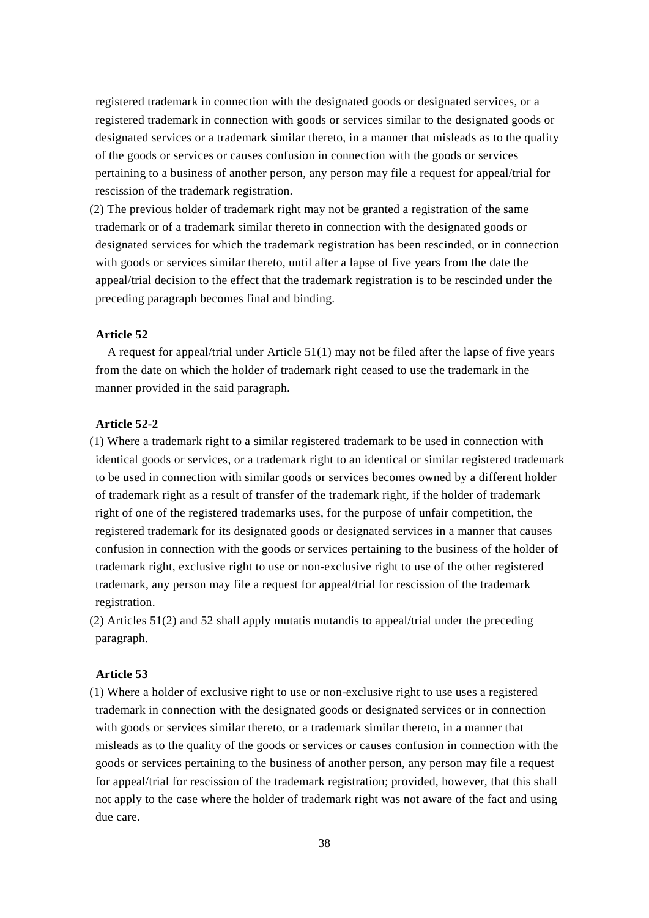registered trademark in connection with the designated goods or designated services, or a registered trademark in connection with goods or services similar to the designated goods or designated services or a trademark similar thereto, in a manner that misleads as to the quality of the goods or services or causes confusion in connection with the goods or services pertaining to a business of another person, any person may file a request for appeal/trial for rescission of the trademark registration.

(2) The previous holder of trademark right may not be granted a registration of the same trademark or of a trademark similar thereto in connection with the designated goods or designated services for which the trademark registration has been rescinded, or in connection with goods or services similar thereto, until after a lapse of five years from the date the appeal/trial decision to the effect that the trademark registration is to be rescinded under the preceding paragraph becomes final and binding.

**Article 52**

A request for appeal/trial under Article 51(1) may not be filed after the lapse of five years from the date on which the holder of trademark right ceased to use the trademark in the manner provided in the said paragraph.

**Article 52-2**

(1) Where a trademark right to a similar registered trademark to be used in connection with identical goods or services, or a trademark right to an identical or similar registered trademark to be used in connection with similar goods or services becomes owned by a different holder of trademark right as a result of transfer of the trademark right, if the holder of trademark right of one of the registered trademarks uses, for the purpose of unfair competition, the registered trademark for its designated goods or designated services in a manner that causes confusion in connection with the goods or services pertaining to the business of the holder of trademark right, exclusive right to use or non-exclusive right to use of the other registered trademark, any person may file a request for appeal/trial for rescission of the trademark registration.

(2) Articles 51(2) and 52 shall apply mutatis mutandis to appeal/trial under the preceding paragraph.

**Article 53**

(1) Where a holder of exclusive right to use or non-exclusive right to use uses a registered trademark in connection with the designated goods or designated services or in connection with goods or services similar thereto, or a trademark similar thereto, in a manner that misleads as to the quality of the goods or services or causes confusion in connection with the goods or services pertaining to the business of another person, any person may file a request for appeal/trial for rescission of the trademark registration; provided, however, that this shall not apply to the case where the holder of trademark right was not aware of the fact and using due care.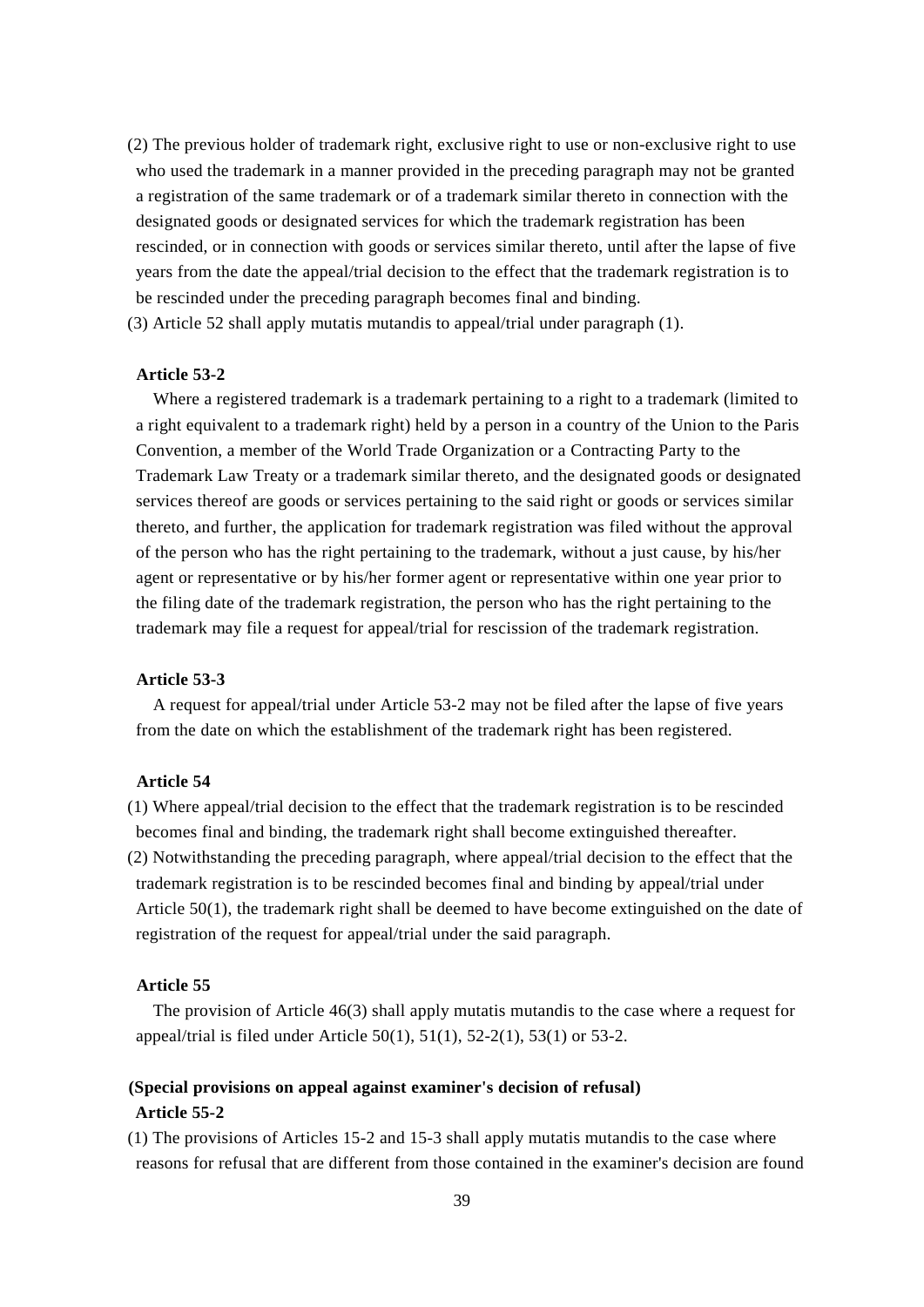(2) The previous holder of trademark right, exclusive right to use or non-exclusive right to use who used the trademark in a manner provided in the preceding paragraph may not be granted a registration of the same trademark or of a trademark similar thereto in connection with the designated goods or designated services for which the trademark registration has been rescinded, or in connection with goods or services similar thereto, until after the lapse of five years from the date the appeal/trial decision to the effect that the trademark registration is to be rescinded under the preceding paragraph becomes final and binding.

(3) Article 52 shall apply mutatis mutandis to appeal/trial under paragraph (1).

**Article 53-2**

Where a registered trademark is a trademark pertaining to a right to a trademark (limited to a right equivalent to a trademark right) held by a person in a country of the Union to the Paris Convention, a member of the World Trade Organization or a Contracting Party to the Trademark Law Treaty or a trademark similar thereto, and the designated goods or designated services thereof are goods or services pertaining to the said right or goods or services similar thereto, and further, the application for trademark registration was filed without the approval of the person who has the right pertaining to the trademark, without a just cause, by his/her agent or representative or by his/her former agent or representative within one year prior to the filing date of the trademark registration, the person who has the right pertaining to the trademark may file a request for appeal/trial for rescission of the trademark registration.

**Article 53-3**

A request for appeal/trial under Article 53-2 may not be filed after the lapse of five years from the date on which the establishment of the trademark right has been registered.

**Article 54**

(1) Where appeal/trial decision to the effect that the trademark registration is to be rescinded becomes final and binding, the trademark right shall become extinguished thereafter.

(2) Notwithstanding the preceding paragraph, where appeal/trial decision to the effect that the trademark registration is to be rescinded becomes final and binding by appeal/trial under Article 50(1), the trademark right shall be deemed to have become extinguished on the date of registration of the request for appeal/trial under the said paragraph.

**Article 55**

The provision of Article 46(3) shall apply mutatis mutandis to the case where a request for appeal/trial is filed under Article 50(1), 51(1), 52-2(1), 53(1) or 53-2.

**(Special provisions on appeal against examiner's decision of refusal)**

**Article 55-2**

(1) The provisions of Articles 15-2 and 15-3 shall apply mutatis mutandis to the case where reasons for refusal that are different from those contained in the examiner's decision are found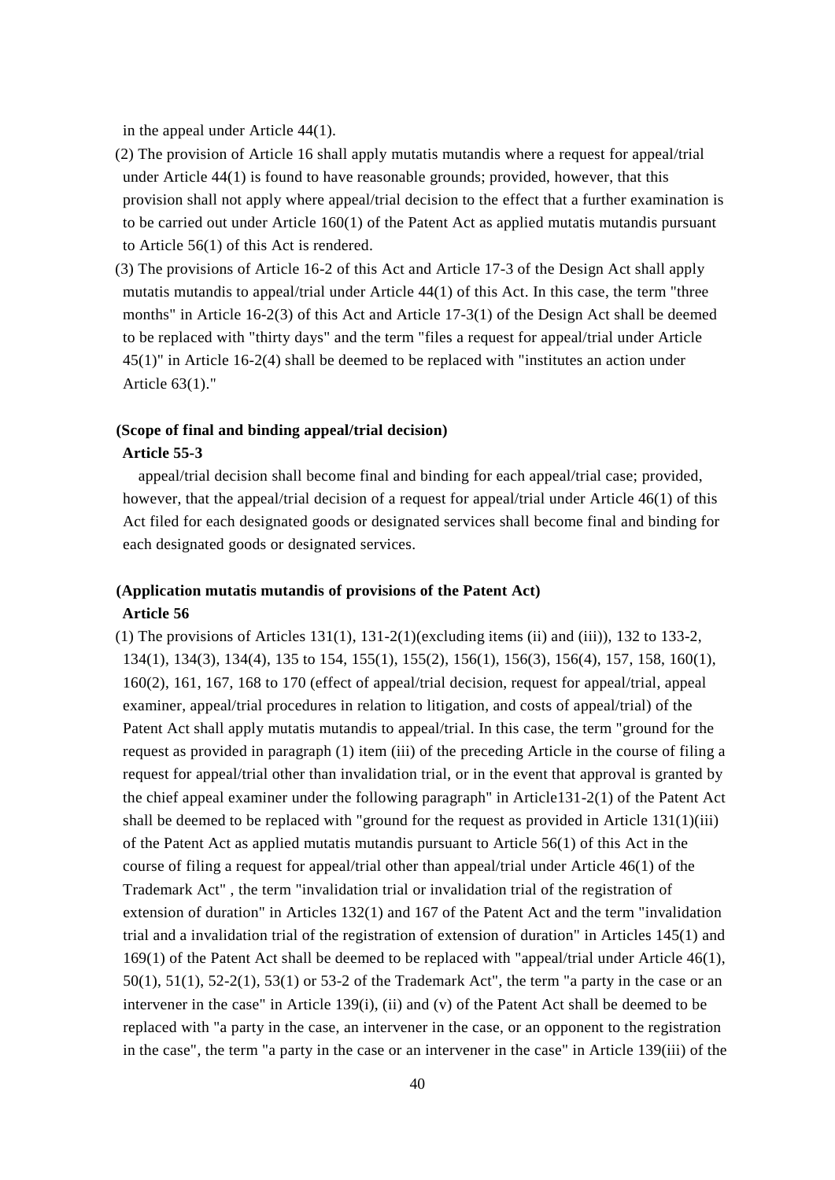in the appeal under Article 44(1).

(2) The provision of Article 16 shall apply mutatis mutandis where a request for appeal/trial under Article 44(1) is found to have reasonable grounds; provided, however, that this provision shall not apply where appeal/trial decision to the effect that a further examination is to be carried out under Article 160(1) of the Patent Act as applied mutatis mutandis pursuant to Article 56(1) of this Act is rendered.

(3) The provisions of Article 16-2 of this Act and Article 17-3 of the Design Act shall apply mutatis mutandis to appeal/trial under Article 44(1) of this Act. In this case, the term "three months" in Article 16-2(3) of this Act and Article 17-3(1) of the Design Act shall be deemed to be replaced with "thirty days" and the term "files a request for appeal/trial under Article 45(1)" in Article 16-2(4) shall be deemed to be replaced with "institutes an action under Article 63(1)."

**(Scope of final and binding appeal/trial decision)**

**Article 55-3**

appeal/trial decision shall become final and binding for each appeal/trial case; provided, however, that the appeal/trial decision of a request for appeal/trial under Article 46(1) of this Act filed for each designated goods or designated services shall become final and binding for each designated goods or designated services.

**(Application mutatis mutandis of provisions of the Patent Act)**

**Article 56**

(1) The provisions of Articles 131(1), 131-2(1)(excluding items (ii) and (iii)), 132 to 133-2, 134(1), 134(3), 134(4), 135 to 154, 155(1), 155(2), 156(1), 156(3), 156(4), 157, 158, 160(1), 160(2), 161, 167, 168 to 170 (effect of appeal/trial decision, request for appeal/trial, appeal examiner, appeal/trial procedures in relation to litigation, and costs of appeal/trial) of the Patent Act shall apply mutatis mutandis to appeal/trial. In this case, the term "ground for the request as provided in paragraph (1) item (iii) of the preceding Article in the course of filing a request for appeal/trial other than invalidation trial, or in the event that approval is granted by the chief appeal examiner under the following paragraph" in Article131-2(1) of the Patent Act shall be deemed to be replaced with "ground for the request as provided in Article 131(1)(iii) of the Patent Act as applied mutatis mutandis pursuant to Article 56(1) of this Act in the course of filing a request for appeal/trial other than appeal/trial under Article 46(1) of the Trademark Act" , the term "invalidation trial or invalidation trial of the registration of extension of duration" in Articles 132(1) and 167 of the Patent Act and the term "invalidation trial and a invalidation trial of the registration of extension of duration" in Articles 145(1) and 169(1) of the Patent Act shall be deemed to be replaced with "appeal/trial under Article 46(1), 50(1), 51(1), 52-2(1), 53(1) or 53-2 of the Trademark Act", the term "a party in the case or an intervener in the case" in Article 139(i), (ii) and (v) of the Patent Act shall be deemed to be replaced with "a party in the case, an intervener in the case, or an opponent to the registration in the case", the term "a party in the case or an intervener in the case" in Article 139(iii) of the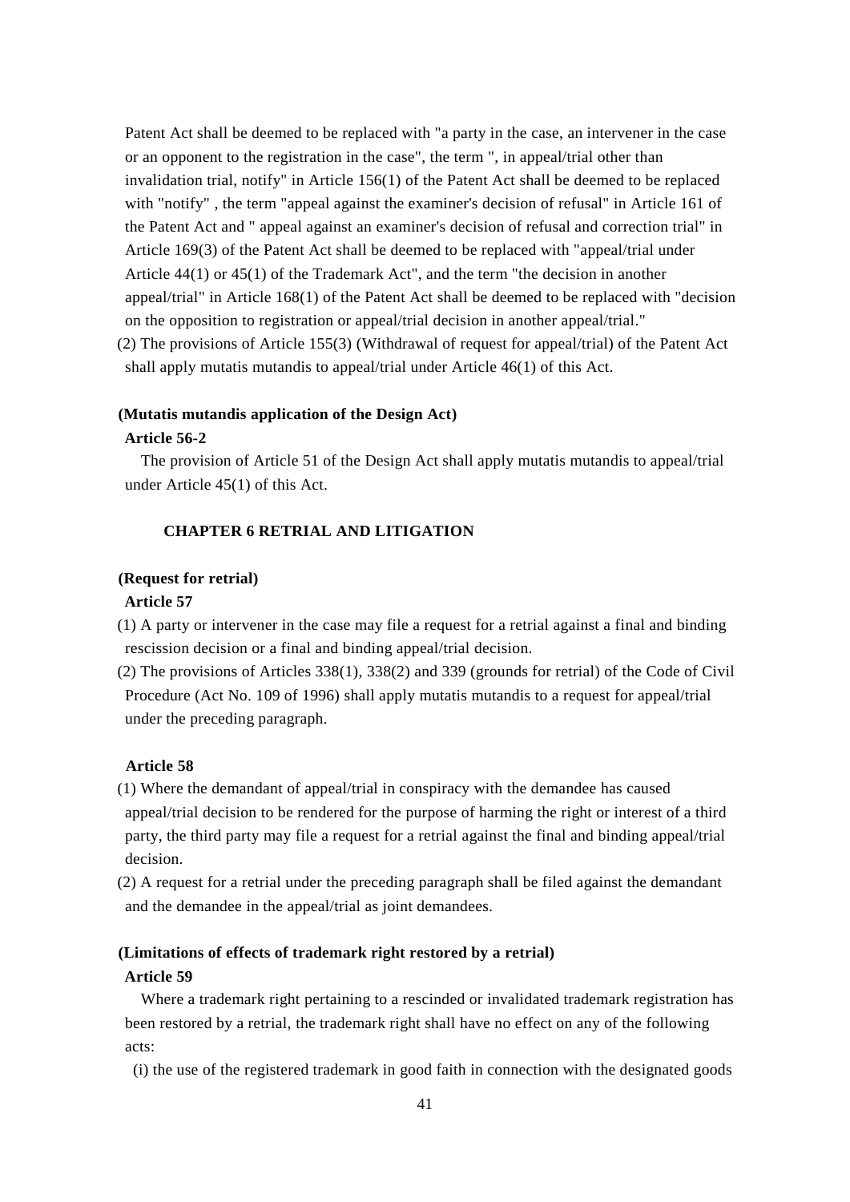Patent Act shall be deemed to be replaced with "a party in the case, an intervener in the case or an opponent to the registration in the case", the term ", in appeal/trial other than invalidation trial, notify" in Article 156(1) of the Patent Act shall be deemed to be replaced with "notify" , the term "appeal against the examiner's decision of refusal" in Article 161 of the Patent Act and " appeal against an examiner's decision of refusal and correction trial" in Article 169(3) of the Patent Act shall be deemed to be replaced with "appeal/trial under Article 44(1) or 45(1) of the Trademark Act", and the term "the decision in another appeal/trial" in Article 168(1) of the Patent Act shall be deemed to be replaced with "decision on the opposition to registration or appeal/trial decision in another appeal/trial."

(2) The provisions of Article 155(3) (Withdrawal of request for appeal/trial) of the Patent Act shall apply mutatis mutandis to appeal/trial under Article 46(1) of this Act.

**(Mutatis mutandis application of the Design Act)**

**Article 56-2**

The provision of Article 51 of the Design Act shall apply mutatis mutandis to appeal/trial under Article 45(1) of this Act.

## CHAPTER 6 RETRIAL AND LITIGATION

**(Request for retrial)**

**Article 57**

(1) A party or intervener in the case may file a request for a retrial against a final and binding rescission decision or a final and binding appeal/trial decision.

(2) The provisions of Articles 338(1), 338(2) and 339 (grounds for retrial) of the Code of Civil Procedure (Act No. 109 of 1996) shall apply mutatis mutandis to a request for appeal/trial under the preceding paragraph.

**Article 58**

(1) Where the demandant of appeal/trial in conspiracy with the demandee has caused appeal/trial decision to be rendered for the purpose of harming the right or interest of a third party, the third party may file a request for a retrial against the final and binding appeal/trial decision.

(2) A request for a retrial under the preceding paragraph shall be filed against the demandant and the demandee in the appeal/trial as joint demandees.

**(Limitations of effects of trademark right restored by a retrial)**

**Article 59**

Where a trademark right pertaining to a rescinded or invalidated trademark registration has been restored by a retrial, the trademark right shall have no effect on any of the following acts:

(i) the use of the registered trademark in good faith in connection with the designated goods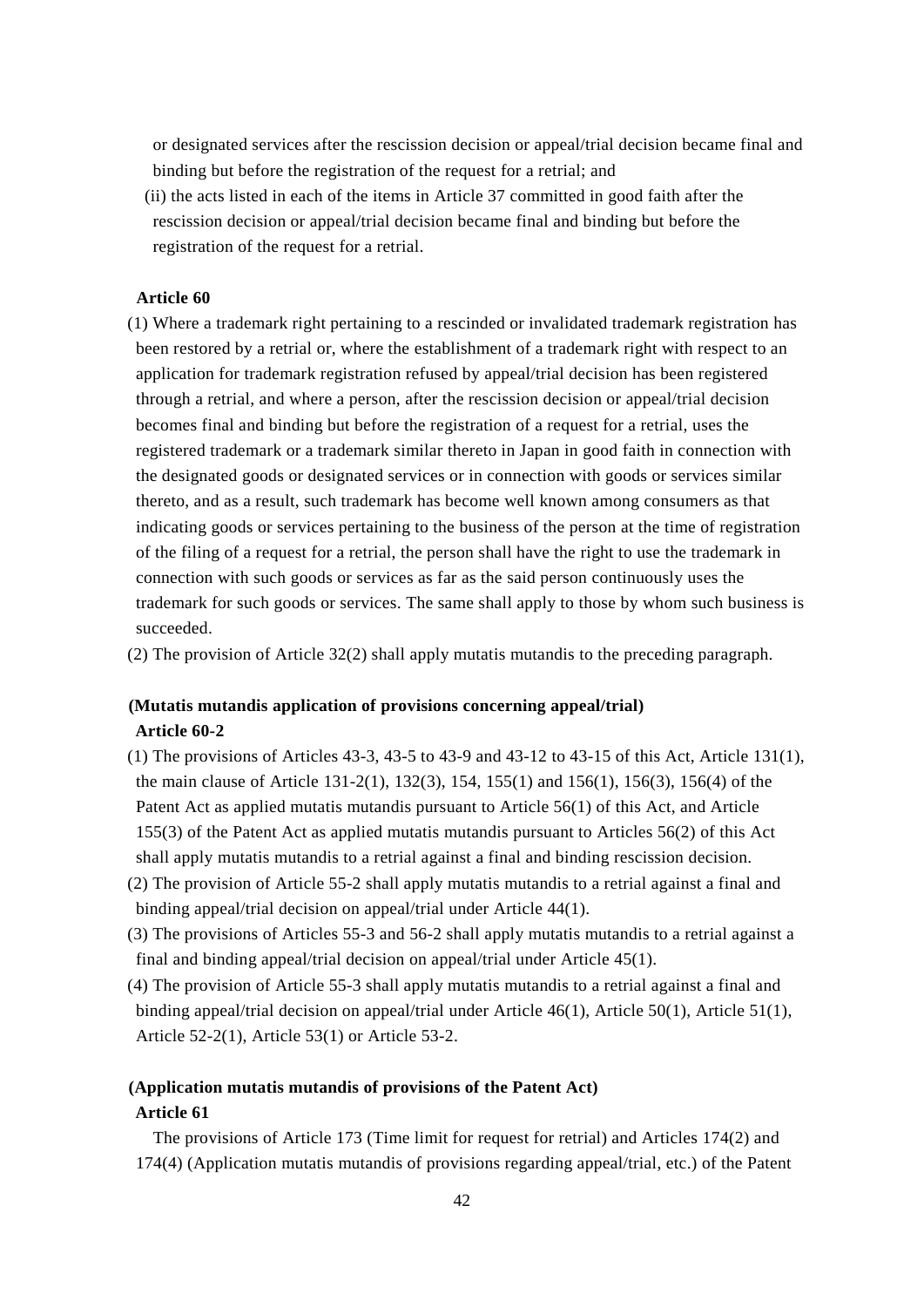or designated services after the rescission decision or appeal/trial decision became final and binding but before the registration of the request for a retrial; and

(ii) the acts listed in each of the items in Article 37 committed in good faith after the rescission decision or appeal/trial decision became final and binding but before the registration of the request for a retrial.

**Article 60**

(1) Where a trademark right pertaining to a rescinded or invalidated trademark registration has been restored by a retrial or, where the establishment of a trademark right with respect to an application for trademark registration refused by appeal/trial decision has been registered through a retrial, and where a person, after the rescission decision or appeal/trial decision becomes final and binding but before the registration of a request for a retrial, uses the registered trademark or a trademark similar thereto in Japan in good faith in connection with the designated goods or designated services or in connection with goods or services similar thereto, and as a result, such trademark has become well known among consumers as that indicating goods or services pertaining to the business of the person at the time of registration of the filing of a request for a retrial, the person shall have the right to use the trademark in connection with such goods or services as far as the said person continuously uses the trademark for such goods or services. The same shall apply to those by whom such business is succeeded.

(2) The provision of Article 32(2) shall apply mutatis mutandis to the preceding paragraph.

**(Mutatis mutandis application of provisions concerning appeal/trial)**
**Article 60-2**

(1) The provisions of Articles 43-3, 43-5 to 43-9 and 43-12 to 43-15 of this Act, Article 131(1), the main clause of Article 131-2(1), 132(3), 154, 155(1) and 156(1), 156(3), 156(4) of the Patent Act as applied mutatis mutandis pursuant to Article 56(1) of this Act, and Article 155(3) of the Patent Act as applied mutatis mutandis pursuant to Articles 56(2) of this Act shall apply mutatis mutandis to a retrial against a final and binding rescission decision.

(2) The provision of Article 55-2 shall apply mutatis mutandis to a retrial against a final and binding appeal/trial decision on appeal/trial under Article 44(1).

(3) The provisions of Articles 55-3 and 56-2 shall apply mutatis mutandis to a retrial against a final and binding appeal/trial decision on appeal/trial under Article 45(1).

(4) The provision of Article 55-3 shall apply mutatis mutandis to a retrial against a final and binding appeal/trial decision on appeal/trial under Article 46(1), Article 50(1), Article 51(1), Article 52-2(1), Article 53(1) or Article 53-2.

**(Application mutatis mutandis of provisions of the Patent Act)**
**Article 61**

The provisions of Article 173 (Time limit for request for retrial) and Articles 174(2) and 174(4) (Application mutatis mutandis of provisions regarding appeal/trial, etc.) of the Patent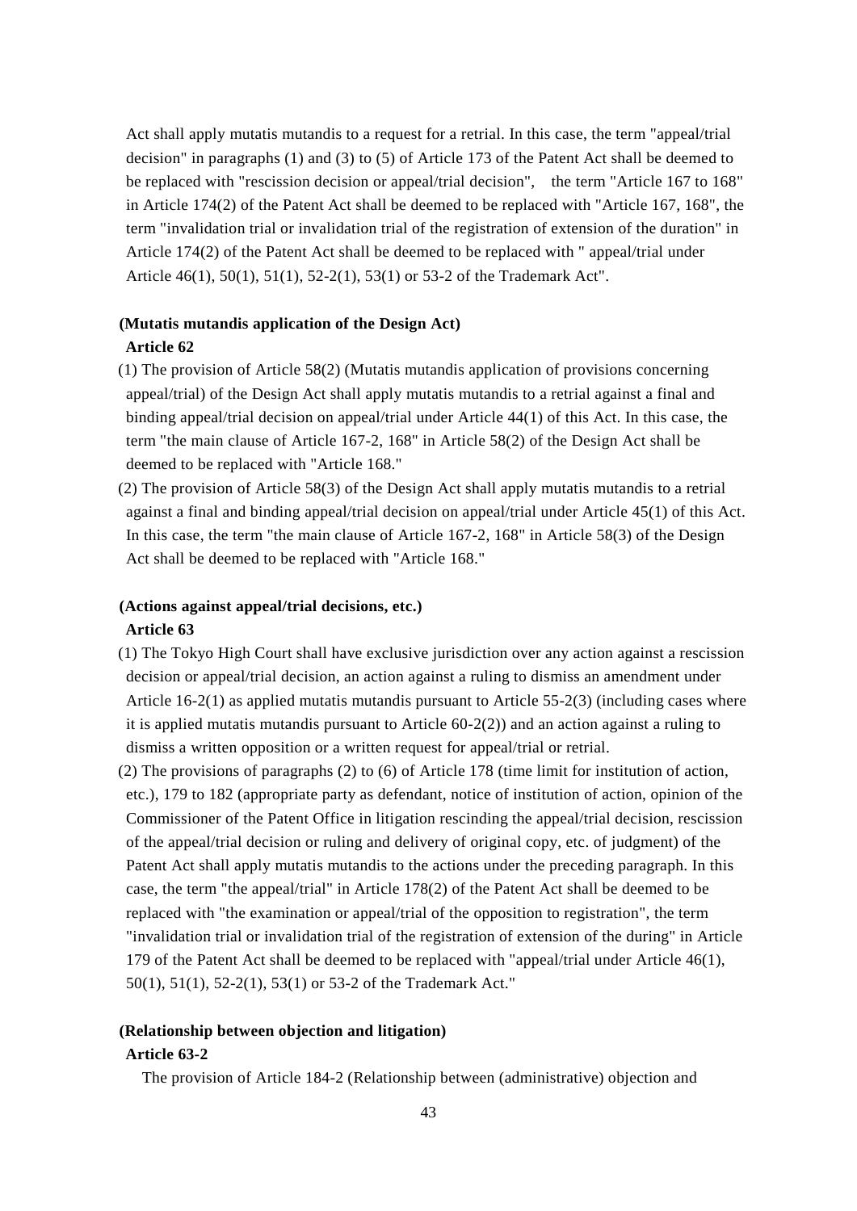Act shall apply mutatis mutandis to a request for a retrial. In this case, the term "appeal/trial decision" in paragraphs (1) and (3) to (5) of Article 173 of the Patent Act shall be deemed to be replaced with "rescission decision or appeal/trial decision", the term "Article 167 to 168" in Article 174(2) of the Patent Act shall be deemed to be replaced with "Article 167, 168", the term "invalidation trial or invalidation trial of the registration of extension of the duration" in Article 174(2) of the Patent Act shall be deemed to be replaced with " appeal/trial under Article 46(1), 50(1), 51(1), 52-2(1), 53(1) or 53-2 of the Trademark Act".

**(Mutatis mutandis application of the Design Act)**

**Article 62**

(1) The provision of Article 58(2) (Mutatis mutandis application of provisions concerning appeal/trial) of the Design Act shall apply mutatis mutandis to a retrial against a final and binding appeal/trial decision on appeal/trial under Article 44(1) of this Act. In this case, the term "the main clause of Article 167-2, 168" in Article 58(2) of the Design Act shall be deemed to be replaced with "Article 168."

(2) The provision of Article 58(3) of the Design Act shall apply mutatis mutandis to a retrial against a final and binding appeal/trial decision on appeal/trial under Article 45(1) of this Act. In this case, the term "the main clause of Article 167-2, 168" in Article 58(3) of the Design Act shall be deemed to be replaced with "Article 168."

**(Actions against appeal/trial decisions, etc.)**

**Article 63**

(1) The Tokyo High Court shall have exclusive jurisdiction over any action against a rescission decision or appeal/trial decision, an action against a ruling to dismiss an amendment under Article 16-2(1) as applied mutatis mutandis pursuant to Article 55-2(3) (including cases where it is applied mutatis mutandis pursuant to Article 60-2(2)) and an action against a ruling to dismiss a written opposition or a written request for appeal/trial or retrial.

(2) The provisions of paragraphs (2) to (6) of Article 178 (time limit for institution of action, etc.), 179 to 182 (appropriate party as defendant, notice of institution of action, opinion of the Commissioner of the Patent Office in litigation rescinding the appeal/trial decision, rescission of the appeal/trial decision or ruling and delivery of original copy, etc. of judgment) of the Patent Act shall apply mutatis mutandis to the actions under the preceding paragraph. In this case, the term "the appeal/trial" in Article 178(2) of the Patent Act shall be deemed to be replaced with "the examination or appeal/trial of the opposition to registration", the term "invalidation trial or invalidation trial of the registration of extension of the during" in Article 179 of the Patent Act shall be deemed to be replaced with "appeal/trial under Article 46(1), 50(1), 51(1), 52-2(1), 53(1) or 53-2 of the Trademark Act."

**(Relationship between objection and litigation)**

**Article 63-2**

The provision of Article 184-2 (Relationship between (administrative) objection and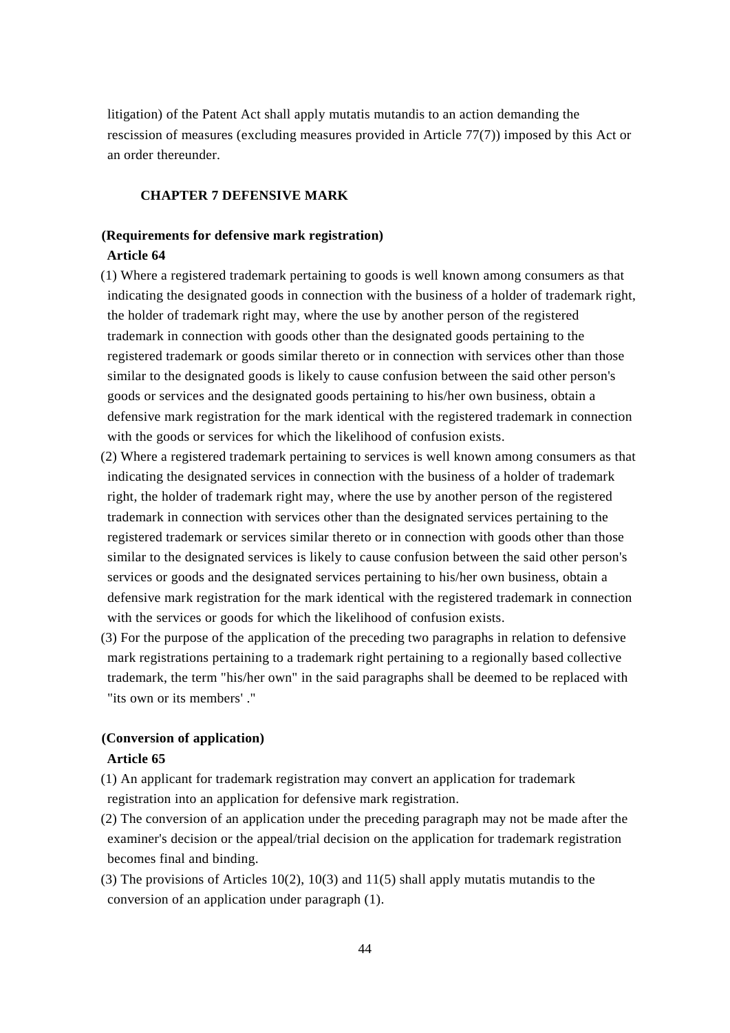litigation) of the Patent Act shall apply mutatis mutandis to an action demanding the rescission of measures (excluding measures provided in Article 77(7)) imposed by this Act or an order thereunder.

## CHAPTER 7 DEFENSIVE MARK

**(Requirements for defensive mark registration)**

**Article 64**

(1) Where a registered trademark pertaining to goods is well known among consumers as that indicating the designated goods in connection with the business of a holder of trademark right, the holder of trademark right may, where the use by another person of the registered trademark in connection with goods other than the designated goods pertaining to the registered trademark or goods similar thereto or in connection with services other than those similar to the designated goods is likely to cause confusion between the said other person's goods or services and the designated goods pertaining to his/her own business, obtain a defensive mark registration for the mark identical with the registered trademark in connection with the goods or services for which the likelihood of confusion exists.

(2) Where a registered trademark pertaining to services is well known among consumers as that indicating the designated services in connection with the business of a holder of trademark right, the holder of trademark right may, where the use by another person of the registered trademark in connection with services other than the designated services pertaining to the registered trademark or services similar thereto or in connection with goods other than those similar to the designated services is likely to cause confusion between the said other person's services or goods and the designated services pertaining to his/her own business, obtain a defensive mark registration for the mark identical with the registered trademark in connection with the services or goods for which the likelihood of confusion exists.

(3) For the purpose of the application of the preceding two paragraphs in relation to defensive mark registrations pertaining to a trademark right pertaining to a regionally based collective trademark, the term "his/her own" in the said paragraphs shall be deemed to be replaced with "its own or its members' ."

**(Conversion of application)**

**Article 65**

(1) An applicant for trademark registration may convert an application for trademark registration into an application for defensive mark registration.

(2) The conversion of an application under the preceding paragraph may not be made after the examiner's decision or the appeal/trial decision on the application for trademark registration becomes final and binding.

(3) The provisions of Articles 10(2), 10(3) and 11(5) shall apply mutatis mutandis to the conversion of an application under paragraph (1).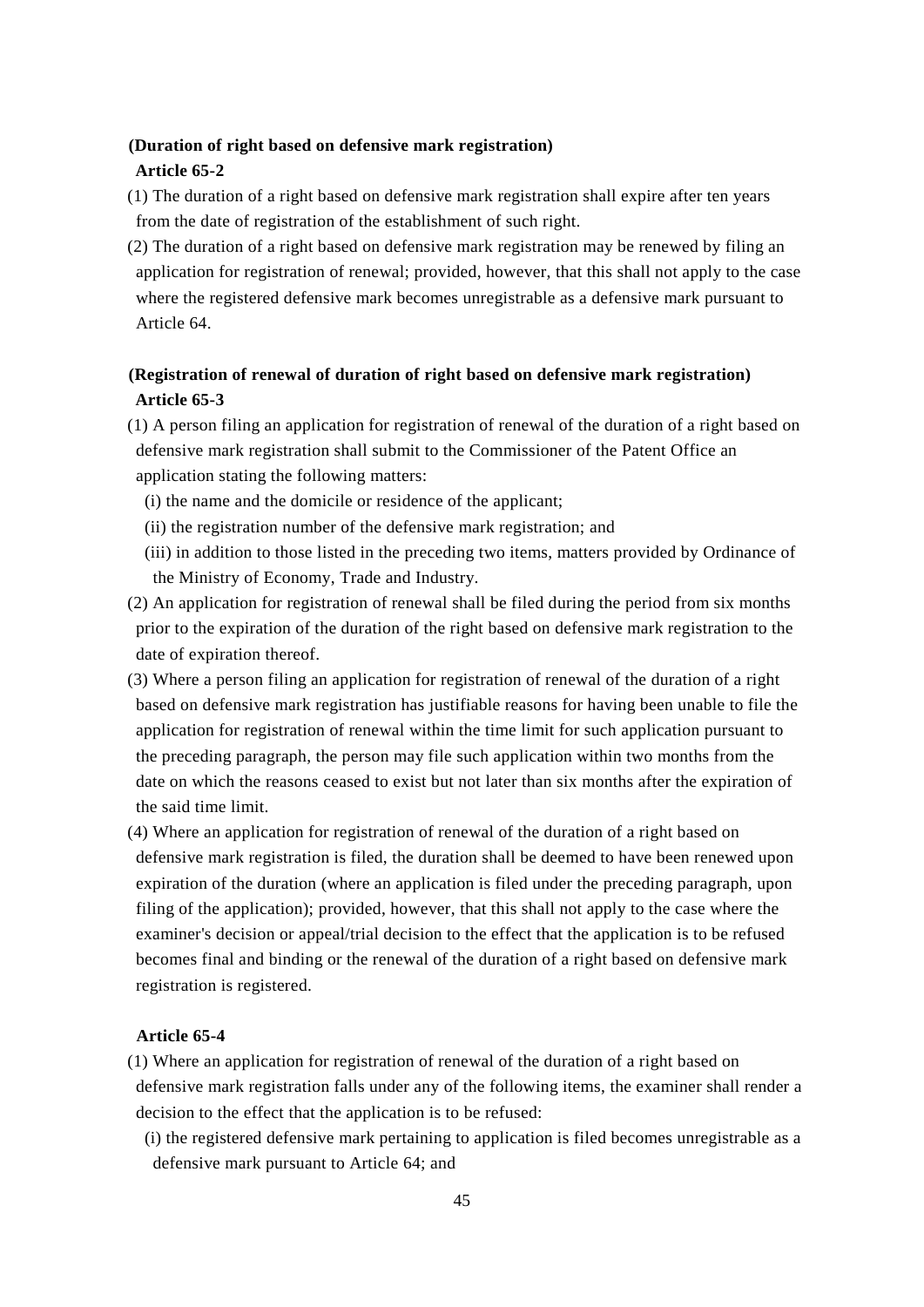**(Duration of right based on defensive mark registration)**

**Article 65-2**

(1) The duration of a right based on defensive mark registration shall expire after ten years from the date of registration of the establishment of such right.

(2) The duration of a right based on defensive mark registration may be renewed by filing an application for registration of renewal; provided, however, that this shall not apply to the case where the registered defensive mark becomes unregistrable as a defensive mark pursuant to Article 64.

**(Registration of renewal of duration of right based on defensive mark registration)**

**Article 65-3**

(1) A person filing an application for registration of renewal of the duration of a right based on defensive mark registration shall submit to the Commissioner of the Patent Office an application stating the following matters:

(i) the name and the domicile or residence of the applicant;

(ii) the registration number of the defensive mark registration; and

(iii) in addition to those listed in the preceding two items, matters provided by Ordinance of the Ministry of Economy, Trade and Industry.

(2) An application for registration of renewal shall be filed during the period from six months prior to the expiration of the duration of the right based on defensive mark registration to the date of expiration thereof.

(3) Where a person filing an application for registration of renewal of the duration of a right based on defensive mark registration has justifiable reasons for having been unable to file the application for registration of renewal within the time limit for such application pursuant to the preceding paragraph, the person may file such application within two months from the date on which the reasons ceased to exist but not later than six months after the expiration of the said time limit.

(4) Where an application for registration of renewal of the duration of a right based on defensive mark registration is filed, the duration shall be deemed to have been renewed upon expiration of the duration (where an application is filed under the preceding paragraph, upon filing of the application); provided, however, that this shall not apply to the case where the examiner's decision or appeal/trial decision to the effect that the application is to be refused becomes final and binding or the renewal of the duration of a right based on defensive mark registration is registered.

**Article 65-4**

(1) Where an application for registration of renewal of the duration of a right based on defensive mark registration falls under any of the following items, the examiner shall render a decision to the effect that the application is to be refused:

(i) the registered defensive mark pertaining to application is filed becomes unregistrable as a defensive mark pursuant to Article 64; and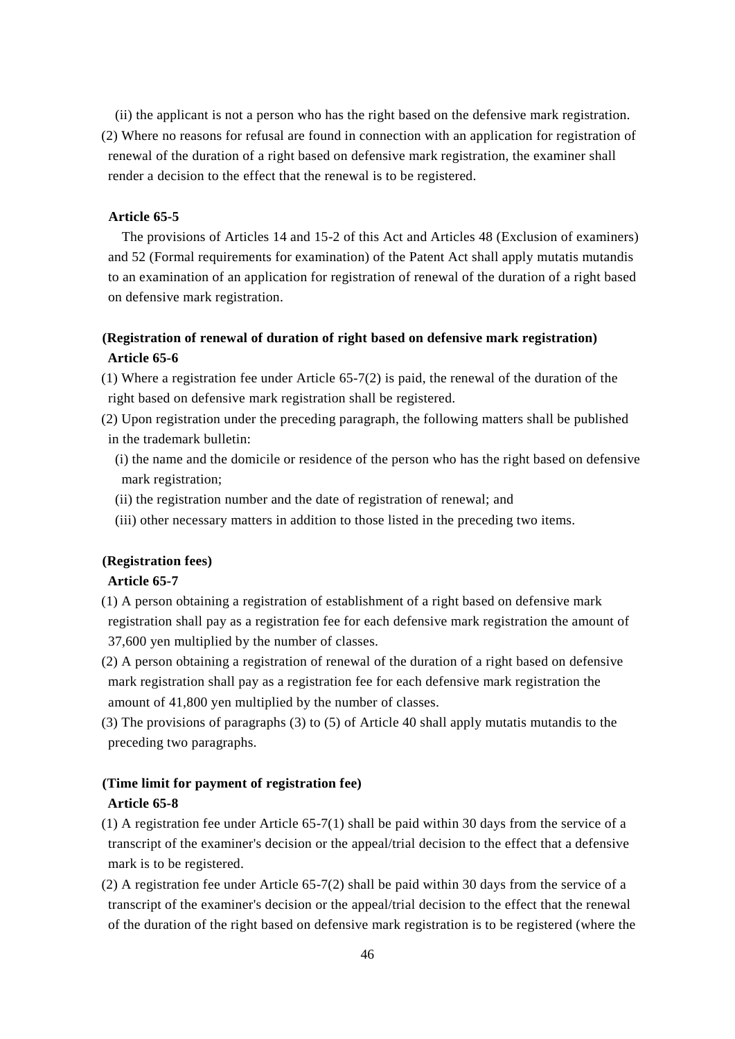(ii) the applicant is not a person who has the right based on the defensive mark registration.

(2) Where no reasons for refusal are found in connection with an application for registration of renewal of the duration of a right based on defensive mark registration, the examiner shall render a decision to the effect that the renewal is to be registered.

**Article 65-5**

The provisions of Articles 14 and 15-2 of this Act and Articles 48 (Exclusion of examiners) and 52 (Formal requirements for examination) of the Patent Act shall apply mutatis mutandis to an examination of an application for registration of renewal of the duration of a right based on defensive mark registration.

**(Registration of renewal of duration of right based on defensive mark registration)**
**Article 65-6**

(1) Where a registration fee under Article 65-7(2) is paid, the renewal of the duration of the right based on defensive mark registration shall be registered.

(2) Upon registration under the preceding paragraph, the following matters shall be published in the trademark bulletin:

(i) the name and the domicile or residence of the person who has the right based on defensive mark registration;

(ii) the registration number and the date of registration of renewal; and

(iii) other necessary matters in addition to those listed in the preceding two items.

**(Registration fees)**
**Article 65-7**

(1) A person obtaining a registration of establishment of a right based on defensive mark registration shall pay as a registration fee for each defensive mark registration the amount of 37,600 yen multiplied by the number of classes.

(2) A person obtaining a registration of renewal of the duration of a right based on defensive mark registration shall pay as a registration fee for each defensive mark registration the amount of 41,800 yen multiplied by the number of classes.

(3) The provisions of paragraphs (3) to (5) of Article 40 shall apply mutatis mutandis to the preceding two paragraphs.

**(Time limit for payment of registration fee)**
**Article 65-8**

(1) A registration fee under Article 65-7(1) shall be paid within 30 days from the service of a transcript of the examiner's decision or the appeal/trial decision to the effect that a defensive mark is to be registered.

(2) A registration fee under Article 65-7(2) shall be paid within 30 days from the service of a transcript of the examiner's decision or the appeal/trial decision to the effect that the renewal of the duration of the right based on defensive mark registration is to be registered (where the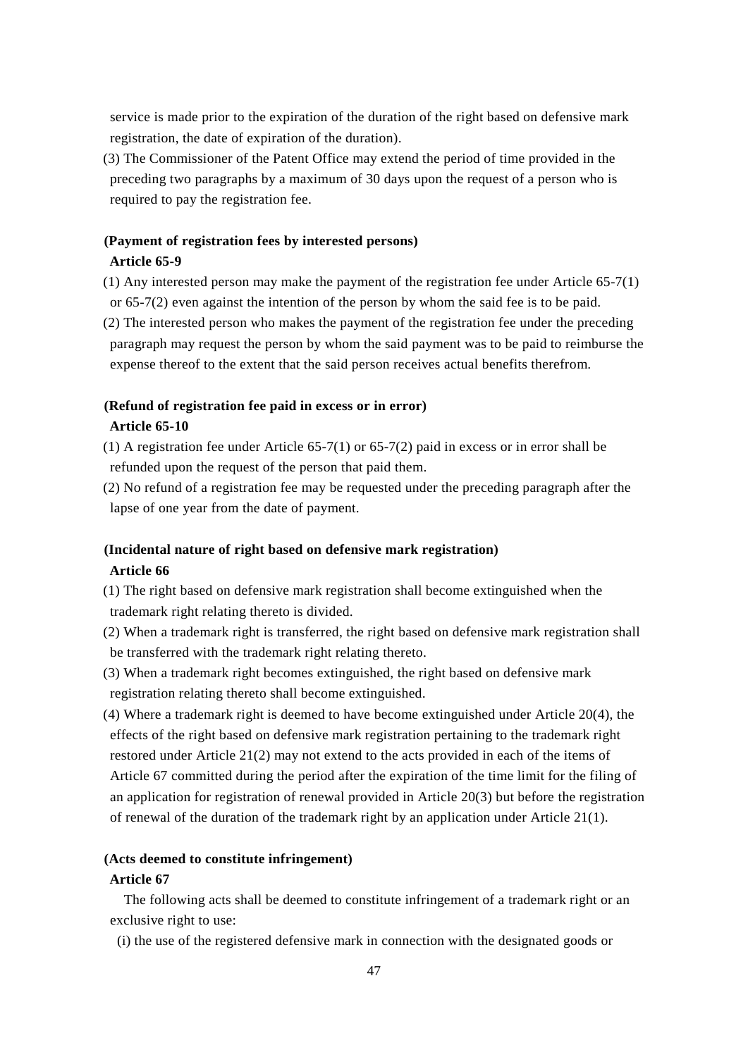service is made prior to the expiration of the duration of the right based on defensive mark registration, the date of expiration of the duration).

(3) The Commissioner of the Patent Office may extend the period of time provided in the preceding two paragraphs by a maximum of 30 days upon the request of a person who is required to pay the registration fee.

**(Payment of registration fees by interested persons)**

**Article 65-9**

(1) Any interested person may make the payment of the registration fee under Article 65-7(1) or 65-7(2) even against the intention of the person by whom the said fee is to be paid.

(2) The interested person who makes the payment of the registration fee under the preceding paragraph may request the person by whom the said payment was to be paid to reimburse the expense thereof to the extent that the said person receives actual benefits therefrom.

**(Refund of registration fee paid in excess or in error)**

**Article 65-10**

(1) A registration fee under Article 65-7(1) or 65-7(2) paid in excess or in error shall be refunded upon the request of the person that paid them.

(2) No refund of a registration fee may be requested under the preceding paragraph after the lapse of one year from the date of payment.

**(Incidental nature of right based on defensive mark registration)**

**Article 66**

(1) The right based on defensive mark registration shall become extinguished when the trademark right relating thereto is divided.

(2) When a trademark right is transferred, the right based on defensive mark registration shall be transferred with the trademark right relating thereto.

(3) When a trademark right becomes extinguished, the right based on defensive mark registration relating thereto shall become extinguished.

(4) Where a trademark right is deemed to have become extinguished under Article 20(4), the effects of the right based on defensive mark registration pertaining to the trademark right restored under Article 21(2) may not extend to the acts provided in each of the items of Article 67 committed during the period after the expiration of the time limit for the filing of an application for registration of renewal provided in Article 20(3) but before the registration of renewal of the duration of the trademark right by an application under Article 21(1).

**(Acts deemed to constitute infringement)**

**Article 67**

The following acts shall be deemed to constitute infringement of a trademark right or an exclusive right to use:

(i) the use of the registered defensive mark in connection with the designated goods or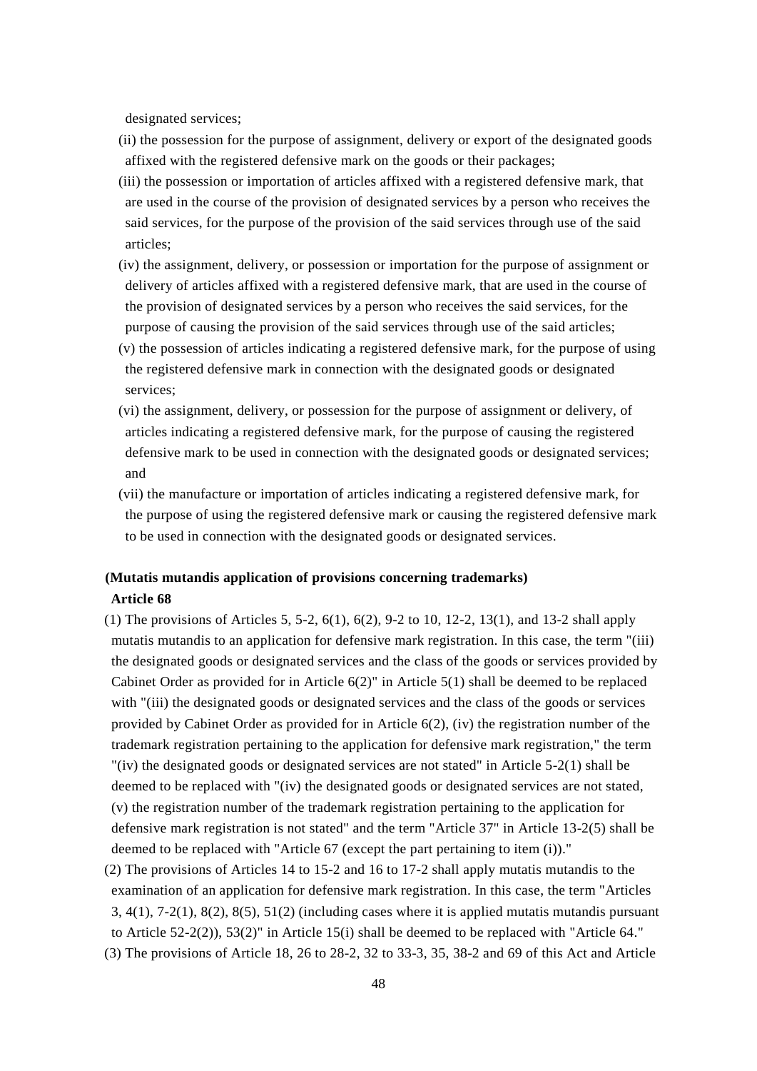designated services;

(ii) the possession for the purpose of assignment, delivery or export of the designated goods affixed with the registered defensive mark on the goods or their packages;

(iii) the possession or importation of articles affixed with a registered defensive mark, that are used in the course of the provision of designated services by a person who receives the said services, for the purpose of the provision of the said services through use of the said articles;

(iv) the assignment, delivery, or possession or importation for the purpose of assignment or delivery of articles affixed with a registered defensive mark, that are used in the course of the provision of designated services by a person who receives the said services, for the purpose of causing the provision of the said services through use of the said articles;

(v) the possession of articles indicating a registered defensive mark, for the purpose of using the registered defensive mark in connection with the designated goods or designated services;

(vi) the assignment, delivery, or possession for the purpose of assignment or delivery, of articles indicating a registered defensive mark, for the purpose of causing the registered defensive mark to be used in connection with the designated goods or designated services; and

(vii) the manufacture or importation of articles indicating a registered defensive mark, for the purpose of using the registered defensive mark or causing the registered defensive mark to be used in connection with the designated goods or designated services.

**(Mutatis mutandis application of provisions concerning trademarks)**

**Article 68**

(1) The provisions of Articles 5, 5-2, 6(1), 6(2), 9-2 to 10, 12-2, 13(1), and 13-2 shall apply mutatis mutandis to an application for defensive mark registration. In this case, the term "(iii) the designated goods or designated services and the class of the goods or services provided by Cabinet Order as provided for in Article 6(2)" in Article 5(1) shall be deemed to be replaced with "(iii) the designated goods or designated services and the class of the goods or services provided by Cabinet Order as provided for in Article 6(2), (iv) the registration number of the trademark registration pertaining to the application for defensive mark registration," the term "(iv) the designated goods or designated services are not stated" in Article 5-2(1) shall be deemed to be replaced with "(iv) the designated goods or designated services are not stated, (v) the registration number of the trademark registration pertaining to the application for defensive mark registration is not stated" and the term "Article 37" in Article 13-2(5) shall be deemed to be replaced with "Article 67 (except the part pertaining to item (i))."

(2) The provisions of Articles 14 to 15-2 and 16 to 17-2 shall apply mutatis mutandis to the examination of an application for defensive mark registration. In this case, the term "Articles 3, 4(1), 7-2(1), 8(2), 8(5), 51(2) (including cases where it is applied mutatis mutandis pursuant to Article 52-2(2)), 53(2)" in Article 15(i) shall be deemed to be replaced with "Article 64."

(3) The provisions of Article 18, 26 to 28-2, 32 to 33-3, 35, 38-2 and 69 of this Act and Article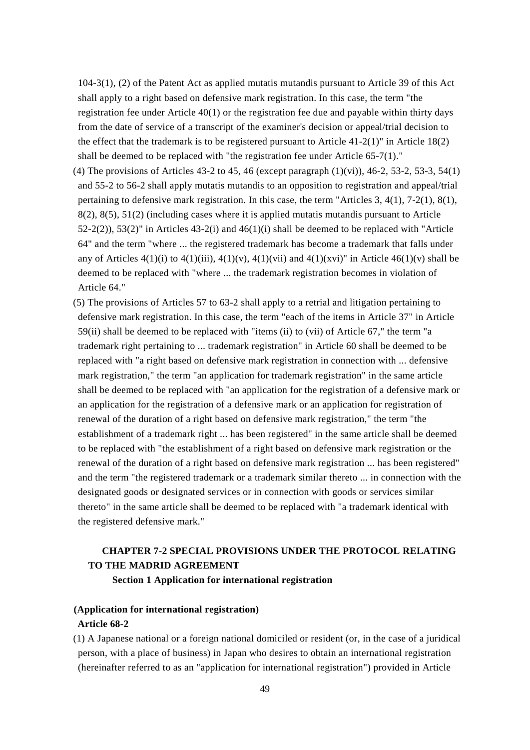104-3(1), (2) of the Patent Act as applied mutatis mutandis pursuant to Article 39 of this Act shall apply to a right based on defensive mark registration. In this case, the term "the registration fee under Article 40(1) or the registration fee due and payable within thirty days from the date of service of a transcript of the examiner's decision or appeal/trial decision to the effect that the trademark is to be registered pursuant to Article 41-2(1)" in Article 18(2) shall be deemed to be replaced with "the registration fee under Article 65-7(1)."

(4) The provisions of Articles 43-2 to 45, 46 (except paragraph (1)(vi)), 46-2, 53-2, 53-3, 54(1) and 55-2 to 56-2 shall apply mutatis mutandis to an opposition to registration and appeal/trial pertaining to defensive mark registration. In this case, the term "Articles 3, 4(1), 7-2(1), 8(1), 8(2), 8(5), 51(2) (including cases where it is applied mutatis mutandis pursuant to Article 52-2(2)), 53(2)" in Articles 43-2(i) and 46(1)(i) shall be deemed to be replaced with "Article 64" and the term "where ... the registered trademark has become a trademark that falls under any of Articles 4(1)(i) to 4(1)(iii), 4(1)(v), 4(1)(vii) and 4(1)(xvi)" in Article 46(1)(v) shall be deemed to be replaced with "where ... the trademark registration becomes in violation of Article 64."

(5) The provisions of Articles 57 to 63-2 shall apply to a retrial and litigation pertaining to defensive mark registration. In this case, the term "each of the items in Article 37" in Article 59(ii) shall be deemed to be replaced with "items (ii) to (vii) of Article 67," the term "a trademark right pertaining to ... trademark registration" in Article 60 shall be deemed to be replaced with "a right based on defensive mark registration in connection with ... defensive mark registration," the term "an application for trademark registration" in the same article shall be deemed to be replaced with "an application for the registration of a defensive mark or an application for the registration of a defensive mark or an application for registration of renewal of the duration of a right based on defensive mark registration," the term "the establishment of a trademark right ... has been registered" in the same article shall be deemed to be replaced with "the establishment of a right based on defensive mark registration or the renewal of the duration of a right based on defensive mark registration ... has been registered" and the term "the registered trademark or a trademark similar thereto ... in connection with the designated goods or designated services or in connection with goods or services similar thereto" in the same article shall be deemed to be replaced with "a trademark identical with the registered defensive mark."

## CHAPTER 7-2 SPECIAL PROVISIONS UNDER THE PROTOCOL RELATING TO THE MADRID AGREEMENT

### Section 1 Application for international registration

**(Application for international registration)**

**Article 68-2**

(1) A Japanese national or a foreign national domiciled or resident (or, in the case of a juridical person, with a place of business) in Japan who desires to obtain an international registration (hereinafter referred to as an "application for international registration") provided in Article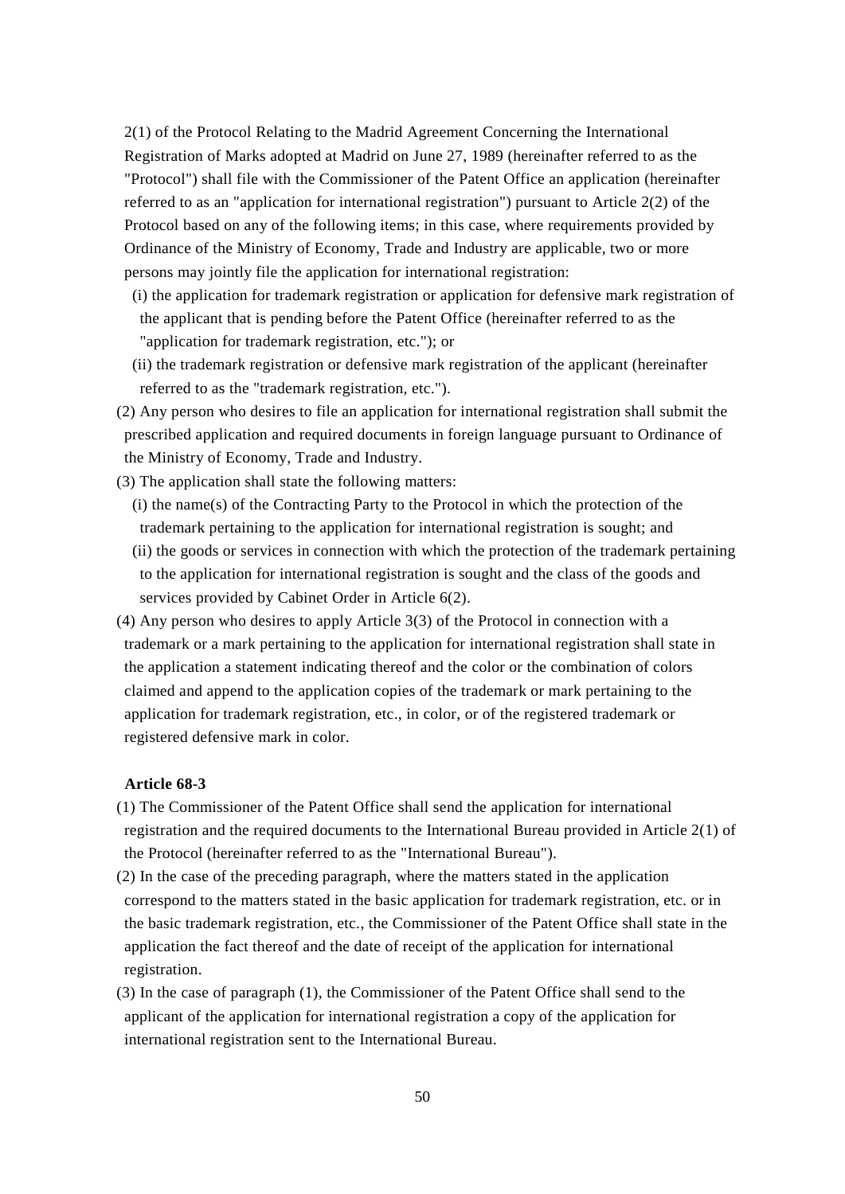2(1) of the Protocol Relating to the Madrid Agreement Concerning the International Registration of Marks adopted at Madrid on June 27, 1989 (hereinafter referred to as the "Protocol") shall file with the Commissioner of the Patent Office an application (hereinafter referred to as an "application for international registration") pursuant to Article 2(2) of the Protocol based on any of the following items; in this case, where requirements provided by Ordinance of the Ministry of Economy, Trade and Industry are applicable, two or more persons may jointly file the application for international registration:

(i) the application for trademark registration or application for defensive mark registration of the applicant that is pending before the Patent Office (hereinafter referred to as the "application for trademark registration, etc."); or

(ii) the trademark registration or defensive mark registration of the applicant (hereinafter referred to as the "trademark registration, etc.").

(2) Any person who desires to file an application for international registration shall submit the prescribed application and required documents in foreign language pursuant to Ordinance of the Ministry of Economy, Trade and Industry.

(3) The application shall state the following matters:

(i) the name(s) of the Contracting Party to the Protocol in which the protection of the trademark pertaining to the application for international registration is sought; and

(ii) the goods or services in connection with which the protection of the trademark pertaining to the application for international registration is sought and the class of the goods and services provided by Cabinet Order in Article 6(2).

(4) Any person who desires to apply Article 3(3) of the Protocol in connection with a trademark or a mark pertaining to the application for international registration shall state in the application a statement indicating thereof and the color or the combination of colors claimed and append to the application copies of the trademark or mark pertaining to the application for trademark registration, etc., in color, or of the registered trademark or registered defensive mark in color.

**Article 68-3**

(1) The Commissioner of the Patent Office shall send the application for international registration and the required documents to the International Bureau provided in Article 2(1) of the Protocol (hereinafter referred to as the "International Bureau").

(2) In the case of the preceding paragraph, where the matters stated in the application correspond to the matters stated in the basic application for trademark registration, etc. or in the basic trademark registration, etc., the Commissioner of the Patent Office shall state in the application the fact thereof and the date of receipt of the application for international registration.

(3) In the case of paragraph (1), the Commissioner of the Patent Office shall send to the applicant of the application for international registration a copy of the application for international registration sent to the International Bureau.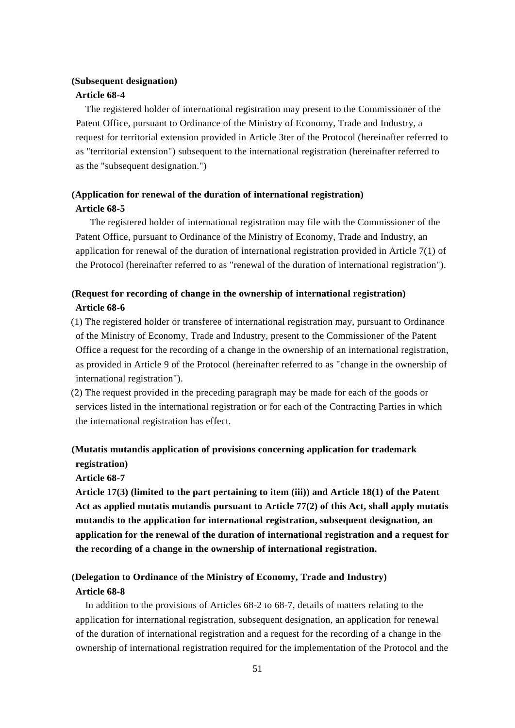**(Subsequent designation)**

**Article 68-4**

The registered holder of international registration may present to the Commissioner of the Patent Office, pursuant to Ordinance of the Ministry of Economy, Trade and Industry, a request for territorial extension provided in Article 3ter of the Protocol (hereinafter referred to as "territorial extension") subsequent to the international registration (hereinafter referred to as the "subsequent designation.")

**(Application for renewal of the duration of international registration)**

**Article 68-5**

The registered holder of international registration may file with the Commissioner of the Patent Office, pursuant to Ordinance of the Ministry of Economy, Trade and Industry, an application for renewal of the duration of international registration provided in Article 7(1) of the Protocol (hereinafter referred to as "renewal of the duration of international registration").

**(Request for recording of change in the ownership of international registration)**

**Article 68-6**

(1) The registered holder or transferee of international registration may, pursuant to Ordinance of the Ministry of Economy, Trade and Industry, present to the Commissioner of the Patent Office a request for the recording of a change in the ownership of an international registration, as provided in Article 9 of the Protocol (hereinafter referred to as "change in the ownership of international registration").

(2) The request provided in the preceding paragraph may be made for each of the goods or services listed in the international registration or for each of the Contracting Parties in which the international registration has effect.

**(Mutatis mutandis application of provisions concerning application for trademark registration)**

**Article 68-7**

**Article 17(3) (limited to the part pertaining to item (iii)) and Article 18(1) of the Patent Act as applied mutatis mutandis pursuant to Article 77(2) of this Act, shall apply mutatis mutandis to the application for international registration, subsequent designation, an application for the renewal of the duration of international registration and a request for the recording of a change in the ownership of international registration.**

**(Delegation to Ordinance of the Ministry of Economy, Trade and Industry)**

**Article 68-8**

In addition to the provisions of Articles 68-2 to 68-7, details of matters relating to the application for international registration, subsequent designation, an application for renewal of the duration of international registration and a request for the recording of a change in the ownership of international registration required for the implementation of the Protocol and the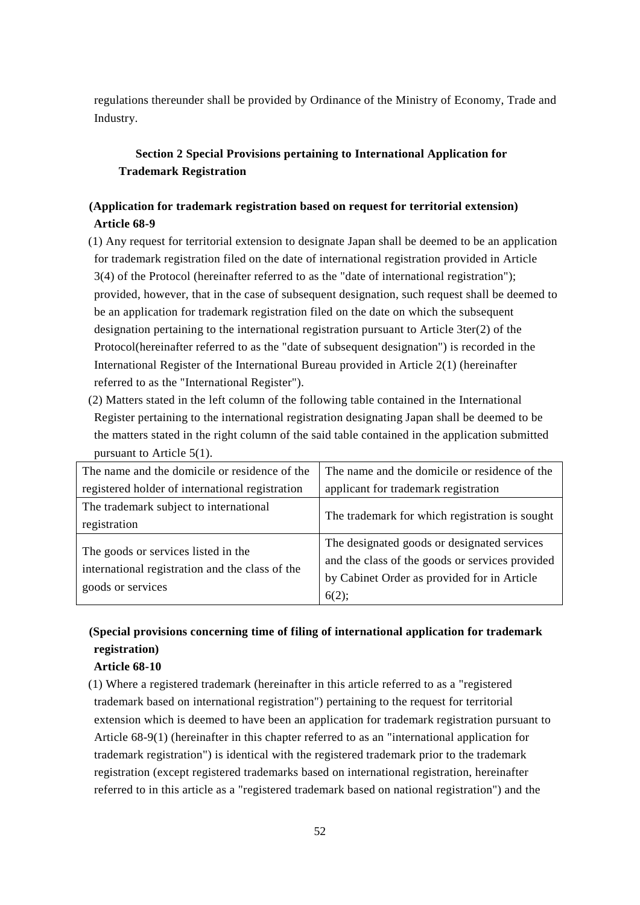regulations thereunder shall be provided by Ordinance of the Ministry of Economy, Trade and Industry.

## Section 2 Special Provisions pertaining to International Application for Trademark Registration

**(Application for trademark registration based on request for territorial extension)**
**Article 68-9**

(1) Any request for territorial extension to designate Japan shall be deemed to be an application for trademark registration filed on the date of international registration provided in Article 3(4) of the Protocol (hereinafter referred to as the "date of international registration"); provided, however, that in the case of subsequent designation, such request shall be deemed to be an application for trademark registration filed on the date on which the subsequent designation pertaining to the international registration pursuant to Article 3ter(2) of the Protocol(hereinafter referred to as the "date of subsequent designation") is recorded in the International Register of the International Bureau provided in Article 2(1) (hereinafter referred to as the "International Register").

(2) Matters stated in the left column of the following table contained in the International Register pertaining to the international registration designating Japan shall be deemed to be the matters stated in the right column of the said table contained in the application submitted pursuant to Article 5(1).

| | |
|---|---|
| The name and the domicile or residence of the registered holder of international registration | The name and the domicile or residence of the applicant for trademark registration |
| The trademark subject to international registration | The trademark for which registration is sought |
| The goods or services listed in the international registration and the class of the goods or services | The designated goods or designated services and the class of the goods or services provided by Cabinet Order as provided for in Article 6(2); |

**(Special provisions concerning time of filing of international application for trademark registration)**
**Article 68-10**

(1) Where a registered trademark (hereinafter in this article referred to as a "registered trademark based on international registration") pertaining to the request for territorial extension which is deemed to have been an application for trademark registration pursuant to Article 68-9(1) (hereinafter in this chapter referred to as an "international application for trademark registration") is identical with the registered trademark prior to the trademark registration (except registered trademarks based on international registration, hereinafter referred to in this article as a "registered trademark based on national registration") and the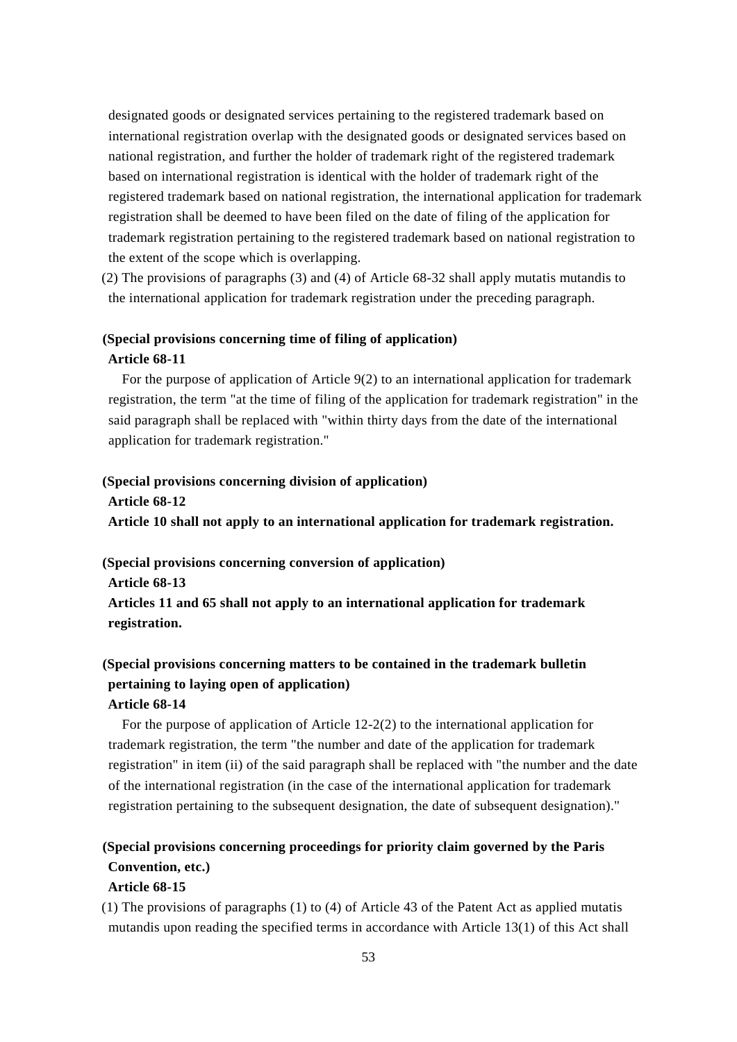designated goods or designated services pertaining to the registered trademark based on international registration overlap with the designated goods or designated services based on national registration, and further the holder of trademark right of the registered trademark based on international registration is identical with the holder of trademark right of the registered trademark based on national registration, the international application for trademark registration shall be deemed to have been filed on the date of filing of the application for trademark registration pertaining to the registered trademark based on national registration to the extent of the scope which is overlapping.

(2) The provisions of paragraphs (3) and (4) of Article 68-32 shall apply mutatis mutandis to the international application for trademark registration under the preceding paragraph.

**(Special provisions concerning time of filing of application)**

**Article 68-11**

For the purpose of application of Article 9(2) to an international application for trademark registration, the term "at the time of filing of the application for trademark registration" in the said paragraph shall be replaced with "within thirty days from the date of the international application for trademark registration."

**(Special provisions concerning division of application)**

**Article 68-12**

**Article 10 shall not apply to an international application for trademark registration.**

**(Special provisions concerning conversion of application)**

**Article 68-13**

**Articles 11 and 65 shall not apply to an international application for trademark registration.**

**(Special provisions concerning matters to be contained in the trademark bulletin pertaining to laying open of application)**

**Article 68-14**

For the purpose of application of Article 12-2(2) to the international application for trademark registration, the term "the number and date of the application for trademark registration" in item (ii) of the said paragraph shall be replaced with "the number and the date of the international registration (in the case of the international application for trademark registration pertaining to the subsequent designation, the date of subsequent designation)."

**(Special provisions concerning proceedings for priority claim governed by the Paris Convention, etc.)**

**Article 68-15**

(1) The provisions of paragraphs (1) to (4) of Article 43 of the Patent Act as applied mutatis mutandis upon reading the specified terms in accordance with Article 13(1) of this Act shall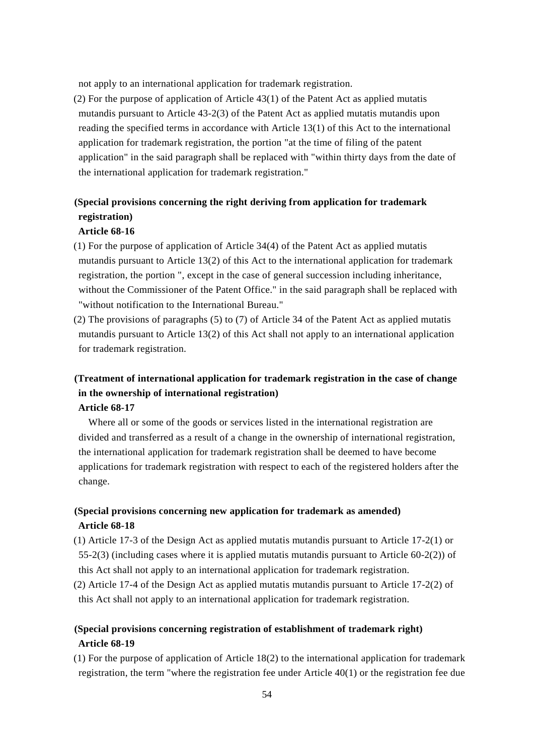not apply to an international application for trademark registration.

(2) For the purpose of application of Article 43(1) of the Patent Act as applied mutatis mutandis pursuant to Article 43-2(3) of the Patent Act as applied mutatis mutandis upon reading the specified terms in accordance with Article 13(1) of this Act to the international application for trademark registration, the portion "at the time of filing of the patent application" in the said paragraph shall be replaced with "within thirty days from the date of the international application for trademark registration."

**(Special provisions concerning the right deriving from application for trademark registration)**

**Article 68-16**

(1) For the purpose of application of Article 34(4) of the Patent Act as applied mutatis mutandis pursuant to Article 13(2) of this Act to the international application for trademark registration, the portion ", except in the case of general succession including inheritance, without the Commissioner of the Patent Office." in the said paragraph shall be replaced with "without notification to the International Bureau."

(2) The provisions of paragraphs (5) to (7) of Article 34 of the Patent Act as applied mutatis mutandis pursuant to Article 13(2) of this Act shall not apply to an international application for trademark registration.

**(Treatment of international application for trademark registration in the case of change in the ownership of international registration)**

**Article 68-17**

Where all or some of the goods or services listed in the international registration are divided and transferred as a result of a change in the ownership of international registration, the international application for trademark registration shall be deemed to have become applications for trademark registration with respect to each of the registered holders after the change.

**(Special provisions concerning new application for trademark as amended)**

**Article 68-18**

(1) Article 17-3 of the Design Act as applied mutatis mutandis pursuant to Article 17-2(1) or 55-2(3) (including cases where it is applied mutatis mutandis pursuant to Article 60-2(2)) of this Act shall not apply to an international application for trademark registration.

(2) Article 17-4 of the Design Act as applied mutatis mutandis pursuant to Article 17-2(2) of this Act shall not apply to an international application for trademark registration.

**(Special provisions concerning registration of establishment of trademark right)**

**Article 68-19**

(1) For the purpose of application of Article 18(2) to the international application for trademark registration, the term "where the registration fee under Article 40(1) or the registration fee due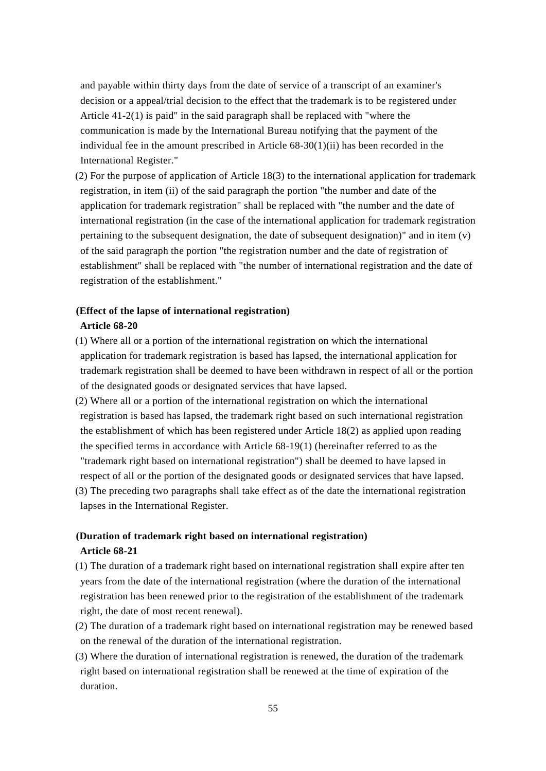and payable within thirty days from the date of service of a transcript of an examiner's decision or a appeal/trial decision to the effect that the trademark is to be registered under Article 41-2(1) is paid" in the said paragraph shall be replaced with "where the communication is made by the International Bureau notifying that the payment of the individual fee in the amount prescribed in Article 68-30(1)(ii) has been recorded in the International Register."

(2) For the purpose of application of Article 18(3) to the international application for trademark registration, in item (ii) of the said paragraph the portion "the number and date of the application for trademark registration" shall be replaced with "the number and the date of international registration (in the case of the international application for trademark registration pertaining to the subsequent designation, the date of subsequent designation)" and in item (v) of the said paragraph the portion "the registration number and the date of registration of establishment" shall be replaced with "the number of international registration and the date of registration of the establishment."

**(Effect of the lapse of international registration)**

**Article 68-20**

(1) Where all or a portion of the international registration on which the international application for trademark registration is based has lapsed, the international application for trademark registration shall be deemed to have been withdrawn in respect of all or the portion of the designated goods or designated services that have lapsed.

(2) Where all or a portion of the international registration on which the international registration is based has lapsed, the trademark right based on such international registration the establishment of which has been registered under Article 18(2) as applied upon reading the specified terms in accordance with Article 68-19(1) (hereinafter referred to as the "trademark right based on international registration") shall be deemed to have lapsed in respect of all or the portion of the designated goods or designated services that have lapsed.

(3) The preceding two paragraphs shall take effect as of the date the international registration lapses in the International Register.

**(Duration of trademark right based on international registration)**

**Article 68-21**

(1) The duration of a trademark right based on international registration shall expire after ten years from the date of the international registration (where the duration of the international registration has been renewed prior to the registration of the establishment of the trademark right, the date of most recent renewal).

(2) The duration of a trademark right based on international registration may be renewed based on the renewal of the duration of the international registration.

(3) Where the duration of international registration is renewed, the duration of the trademark right based on international registration shall be renewed at the time of expiration of the duration.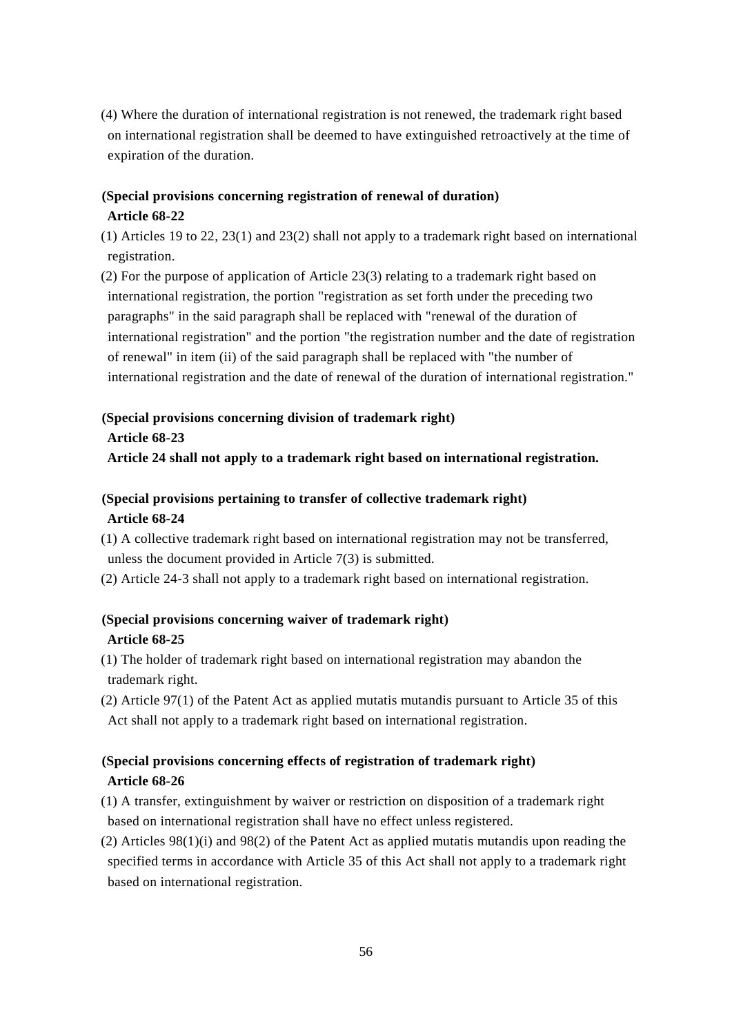(4) Where the duration of international registration is not renewed, the trademark right based on international registration shall be deemed to have extinguished retroactively at the time of expiration of the duration.

**(Special provisions concerning registration of renewal of duration)**
**Article 68-22**

(1) Articles 19 to 22, 23(1) and 23(2) shall not apply to a trademark right based on international registration.

(2) For the purpose of application of Article 23(3) relating to a trademark right based on international registration, the portion "registration as set forth under the preceding two paragraphs" in the said paragraph shall be replaced with "renewal of the duration of international registration" and the portion "the registration number and the date of registration of renewal" in item (ii) of the said paragraph shall be replaced with "the number of international registration and the date of renewal of the duration of international registration."

**(Special provisions concerning division of trademark right)**
**Article 68-23**
**Article 24 shall not apply to a trademark right based on international registration.**

**(Special provisions pertaining to transfer of collective trademark right)**
**Article 68-24**

(1) A collective trademark right based on international registration may not be transferred, unless the document provided in Article 7(3) is submitted.

(2) Article 24-3 shall not apply to a trademark right based on international registration.

**(Special provisions concerning waiver of trademark right)**
**Article 68-25**

(1) The holder of trademark right based on international registration may abandon the trademark right.

(2) Article 97(1) of the Patent Act as applied mutatis mutandis pursuant to Article 35 of this Act shall not apply to a trademark right based on international registration.

**(Special provisions concerning effects of registration of trademark right)**
**Article 68-26**

(1) A transfer, extinguishment by waiver or restriction on disposition of a trademark right based on international registration shall have no effect unless registered.

(2) Articles 98(1)(i) and 98(2) of the Patent Act as applied mutatis mutandis upon reading the specified terms in accordance with Article 35 of this Act shall not apply to a trademark right based on international registration.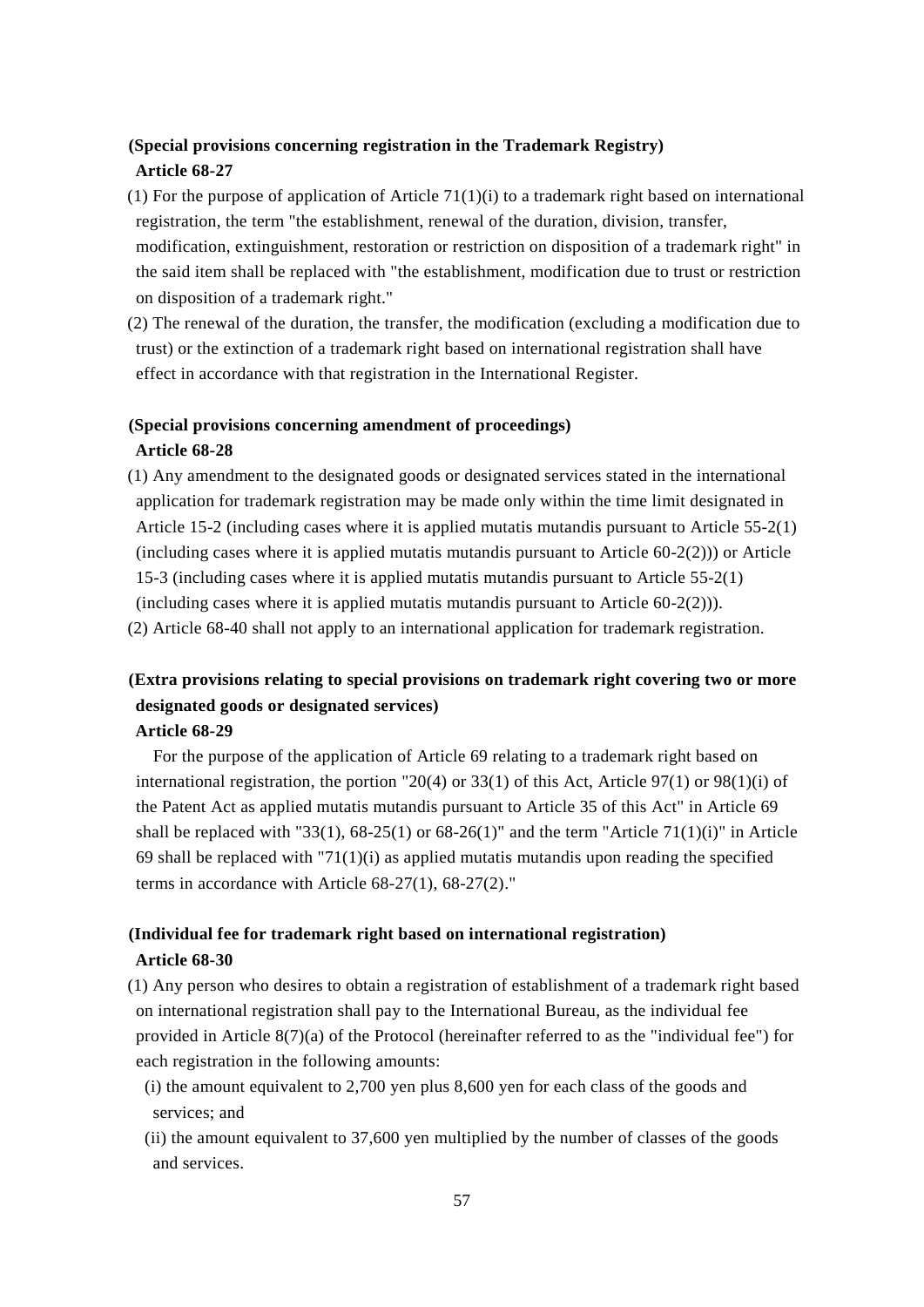**(Special provisions concerning registration in the Trademark Registry)**
**Article 68-27**

(1) For the purpose of application of Article 71(1)(i) to a trademark right based on international registration, the term "the establishment, renewal of the duration, division, transfer, modification, extinguishment, restoration or restriction on disposition of a trademark right" in the said item shall be replaced with "the establishment, modification due to trust or restriction on disposition of a trademark right."

(2) The renewal of the duration, the transfer, the modification (excluding a modification due to trust) or the extinction of a trademark right based on international registration shall have effect in accordance with that registration in the International Register.

**(Special provisions concerning amendment of proceedings)**
**Article 68-28**

(1) Any amendment to the designated goods or designated services stated in the international application for trademark registration may be made only within the time limit designated in Article 15-2 (including cases where it is applied mutatis mutandis pursuant to Article 55-2(1) (including cases where it is applied mutatis mutandis pursuant to Article 60-2(2))) or Article 15-3 (including cases where it is applied mutatis mutandis pursuant to Article 55-2(1) (including cases where it is applied mutatis mutandis pursuant to Article 60-2(2))).

(2) Article 68-40 shall not apply to an international application for trademark registration.

**(Extra provisions relating to special provisions on trademark right covering two or more designated goods or designated services)**
**Article 68-29**

For the purpose of the application of Article 69 relating to a trademark right based on international registration, the portion "20(4) or 33(1) of this Act, Article 97(1) or 98(1)(i) of the Patent Act as applied mutatis mutandis pursuant to Article 35 of this Act" in Article 69 shall be replaced with "33(1), 68-25(1) or 68-26(1)" and the term "Article 71(1)(i)" in Article 69 shall be replaced with "71(1)(i) as applied mutatis mutandis upon reading the specified terms in accordance with Article 68-27(1), 68-27(2)."

**(Individual fee for trademark right based on international registration)**
**Article 68-30**

(1) Any person who desires to obtain a registration of establishment of a trademark right based on international registration shall pay to the International Bureau, as the individual fee provided in Article 8(7)(a) of the Protocol (hereinafter referred to as the "individual fee") for each registration in the following amounts:

(i) the amount equivalent to 2,700 yen plus 8,600 yen for each class of the goods and services; and

(ii) the amount equivalent to 37,600 yen multiplied by the number of classes of the goods and services.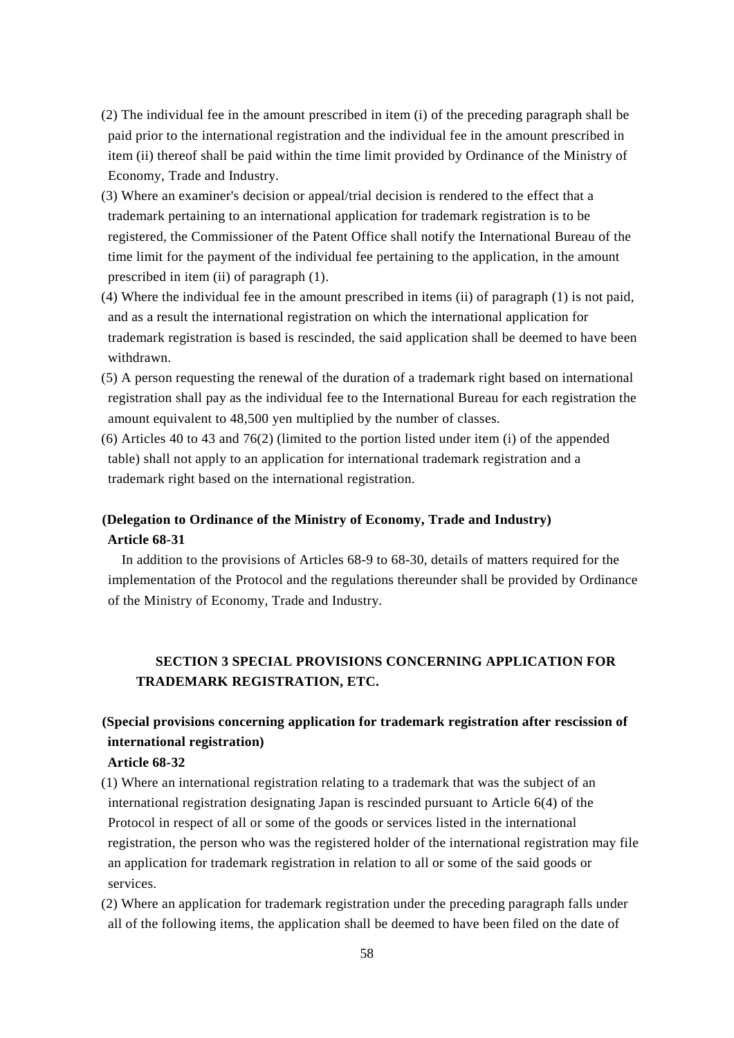(2) The individual fee in the amount prescribed in item (i) of the preceding paragraph shall be paid prior to the international registration and the individual fee in the amount prescribed in item (ii) thereof shall be paid within the time limit provided by Ordinance of the Ministry of Economy, Trade and Industry.

(3) Where an examiner's decision or appeal/trial decision is rendered to the effect that a trademark pertaining to an international application for trademark registration is to be registered, the Commissioner of the Patent Office shall notify the International Bureau of the time limit for the payment of the individual fee pertaining to the application, in the amount prescribed in item (ii) of paragraph (1).

(4) Where the individual fee in the amount prescribed in items (ii) of paragraph (1) is not paid, and as a result the international registration on which the international application for trademark registration is based is rescinded, the said application shall be deemed to have been withdrawn.

(5) A person requesting the renewal of the duration of a trademark right based on international registration shall pay as the individual fee to the International Bureau for each registration the amount equivalent to 48,500 yen multiplied by the number of classes.

(6) Articles 40 to 43 and 76(2) (limited to the portion listed under item (i) of the appended table) shall not apply to an application for international trademark registration and a trademark right based on the international registration.

**(Delegation to Ordinance of the Ministry of Economy, Trade and Industry)**

**Article 68-31**

In addition to the provisions of Articles 68-9 to 68-30, details of matters required for the implementation of the Protocol and the regulations thereunder shall be provided by Ordinance of the Ministry of Economy, Trade and Industry.

## SECTION 3 SPECIAL PROVISIONS CONCERNING APPLICATION FOR TRADEMARK REGISTRATION, ETC.

**(Special provisions concerning application for trademark registration after rescission of international registration)**

**Article 68-32**

(1) Where an international registration relating to a trademark that was the subject of an international registration designating Japan is rescinded pursuant to Article 6(4) of the Protocol in respect of all or some of the goods or services listed in the international registration, the person who was the registered holder of the international registration may file an application for trademark registration in relation to all or some of the said goods or services.

(2) Where an application for trademark registration under the preceding paragraph falls under all of the following items, the application shall be deemed to have been filed on the date of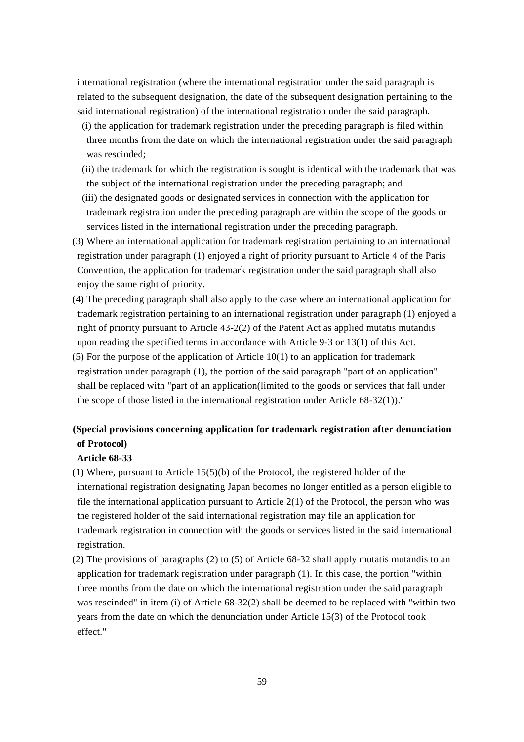international registration (where the international registration under the said paragraph is related to the subsequent designation, the date of the subsequent designation pertaining to the said international registration) of the international registration under the said paragraph.

(i) the application for trademark registration under the preceding paragraph is filed within three months from the date on which the international registration under the said paragraph was rescinded;

(ii) the trademark for which the registration is sought is identical with the trademark that was the subject of the international registration under the preceding paragraph; and

(iii) the designated goods or designated services in connection with the application for trademark registration under the preceding paragraph are within the scope of the goods or services listed in the international registration under the preceding paragraph.

(3) Where an international application for trademark registration pertaining to an international registration under paragraph (1) enjoyed a right of priority pursuant to Article 4 of the Paris Convention, the application for trademark registration under the said paragraph shall also enjoy the same right of priority.

(4) The preceding paragraph shall also apply to the case where an international application for trademark registration pertaining to an international registration under paragraph (1) enjoyed a right of priority pursuant to Article 43-2(2) of the Patent Act as applied mutatis mutandis upon reading the specified terms in accordance with Article 9-3 or 13(1) of this Act.

(5) For the purpose of the application of Article 10(1) to an application for trademark registration under paragraph (1), the portion of the said paragraph "part of an application" shall be replaced with "part of an application(limited to the goods or services that fall under the scope of those listed in the international registration under Article 68-32(1))."

**(Special provisions concerning application for trademark registration after denunciation of Protocol)**

**Article 68-33**

(1) Where, pursuant to Article 15(5)(b) of the Protocol, the registered holder of the international registration designating Japan becomes no longer entitled as a person eligible to file the international application pursuant to Article 2(1) of the Protocol, the person who was the registered holder of the said international registration may file an application for trademark registration in connection with the goods or services listed in the said international registration.

(2) The provisions of paragraphs (2) to (5) of Article 68-32 shall apply mutatis mutandis to an application for trademark registration under paragraph (1). In this case, the portion "within three months from the date on which the international registration under the said paragraph was rescinded" in item (i) of Article 68-32(2) shall be deemed to be replaced with "within two years from the date on which the denunciation under Article 15(3) of the Protocol took effect."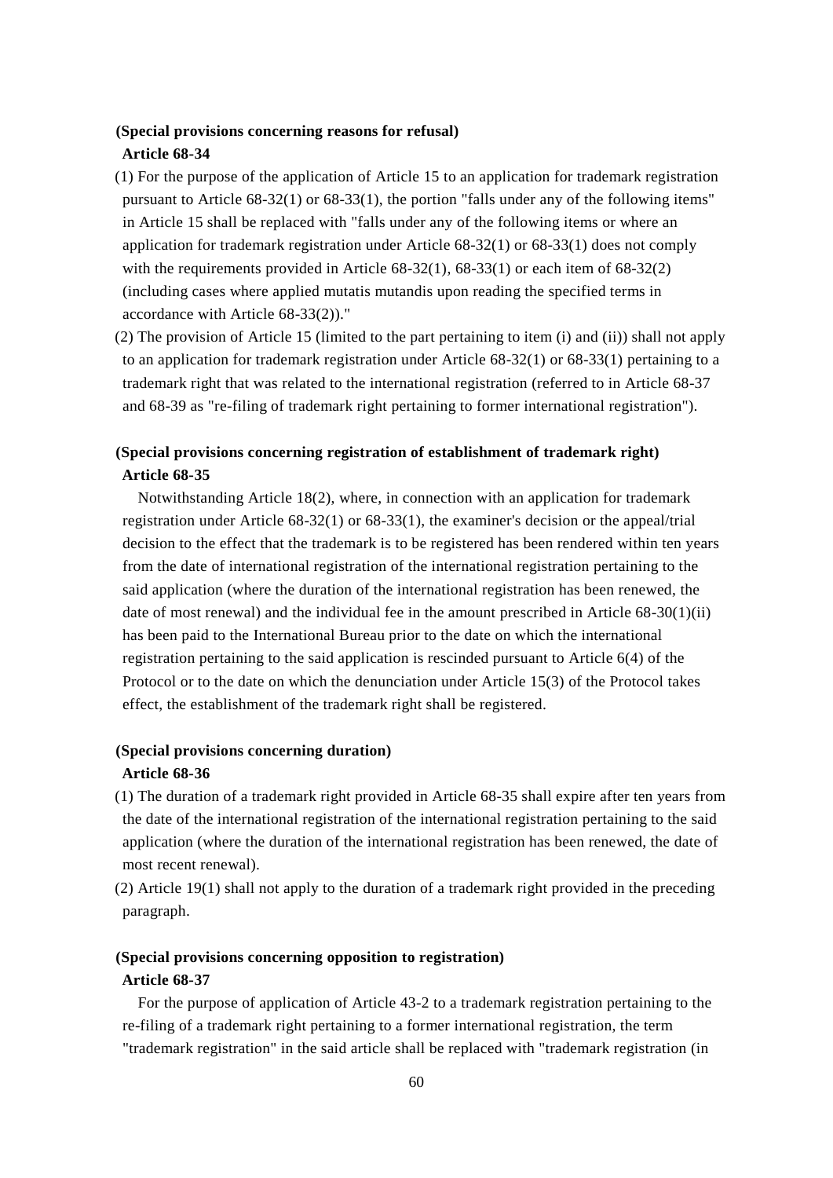**(Special provisions concerning reasons for refusal)**

**Article 68-34**

(1) For the purpose of the application of Article 15 to an application for trademark registration pursuant to Article 68-32(1) or 68-33(1), the portion "falls under any of the following items" in Article 15 shall be replaced with "falls under any of the following items or where an application for trademark registration under Article 68-32(1) or 68-33(1) does not comply with the requirements provided in Article 68-32(1), 68-33(1) or each item of 68-32(2) (including cases where applied mutatis mutandis upon reading the specified terms in accordance with Article 68-33(2))."

(2) The provision of Article 15 (limited to the part pertaining to item (i) and (ii)) shall not apply to an application for trademark registration under Article 68-32(1) or 68-33(1) pertaining to a trademark right that was related to the international registration (referred to in Article 68-37 and 68-39 as "re-filing of trademark right pertaining to former international registration").

**(Special provisions concerning registration of establishment of trademark right)**

**Article 68-35**

Notwithstanding Article 18(2), where, in connection with an application for trademark registration under Article 68-32(1) or 68-33(1), the examiner's decision or the appeal/trial decision to the effect that the trademark is to be registered has been rendered within ten years from the date of international registration of the international registration pertaining to the said application (where the duration of the international registration has been renewed, the date of most renewal) and the individual fee in the amount prescribed in Article 68-30(1)(ii) has been paid to the International Bureau prior to the date on which the international registration pertaining to the said application is rescinded pursuant to Article 6(4) of the Protocol or to the date on which the denunciation under Article 15(3) of the Protocol takes effect, the establishment of the trademark right shall be registered.

**(Special provisions concerning duration)**

**Article 68-36**

(1) The duration of a trademark right provided in Article 68-35 shall expire after ten years from the date of the international registration of the international registration pertaining to the said application (where the duration of the international registration has been renewed, the date of most recent renewal).

(2) Article 19(1) shall not apply to the duration of a trademark right provided in the preceding paragraph.

**(Special provisions concerning opposition to registration)**

**Article 68-37**

For the purpose of application of Article 43-2 to a trademark registration pertaining to the re-filing of a trademark right pertaining to a former international registration, the term "trademark registration" in the said article shall be replaced with "trademark registration (in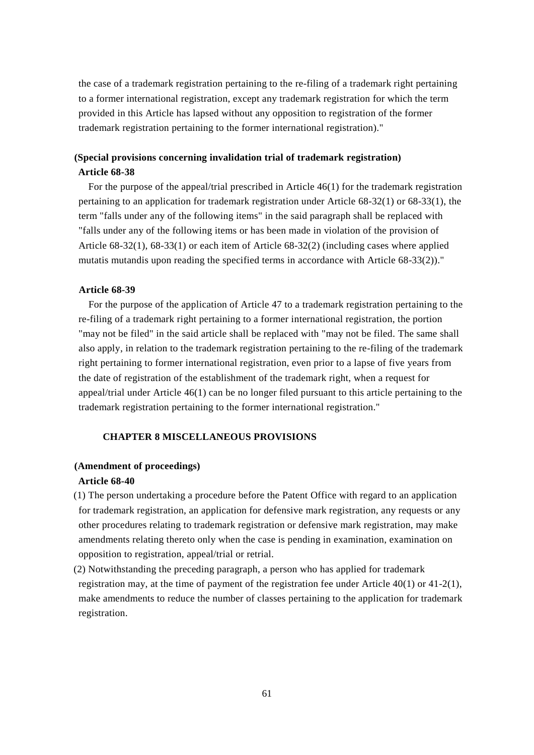the case of a trademark registration pertaining to the re-filing of a trademark right pertaining to a former international registration, except any trademark registration for which the term provided in this Article has lapsed without any opposition to registration of the former trademark registration pertaining to the former international registration)."

**(Special provisions concerning invalidation trial of trademark registration)**

**Article 68-38**

For the purpose of the appeal/trial prescribed in Article 46(1) for the trademark registration pertaining to an application for trademark registration under Article 68-32(1) or 68-33(1), the term "falls under any of the following items" in the said paragraph shall be replaced with "falls under any of the following items or has been made in violation of the provision of Article 68-32(1), 68-33(1) or each item of Article 68-32(2) (including cases where applied mutatis mutandis upon reading the specified terms in accordance with Article 68-33(2))."

**Article 68-39**

For the purpose of the application of Article 47 to a trademark registration pertaining to the re-filing of a trademark right pertaining to a former international registration, the portion "may not be filed" in the said article shall be replaced with "may not be filed. The same shall also apply, in relation to the trademark registration pertaining to the re-filing of the trademark right pertaining to former international registration, even prior to a lapse of five years from the date of registration of the establishment of the trademark right, when a request for appeal/trial under Article 46(1) can be no longer filed pursuant to this article pertaining to the trademark registration pertaining to the former international registration."

## CHAPTER 8 MISCELLANEOUS PROVISIONS

**(Amendment of proceedings)**

**Article 68-40**

(1) The person undertaking a procedure before the Patent Office with regard to an application for trademark registration, an application for defensive mark registration, any requests or any other procedures relating to trademark registration or defensive mark registration, may make amendments relating thereto only when the case is pending in examination, examination on opposition to registration, appeal/trial or retrial.

(2) Notwithstanding the preceding paragraph, a person who has applied for trademark registration may, at the time of payment of the registration fee under Article 40(1) or 41-2(1), make amendments to reduce the number of classes pertaining to the application for trademark registration.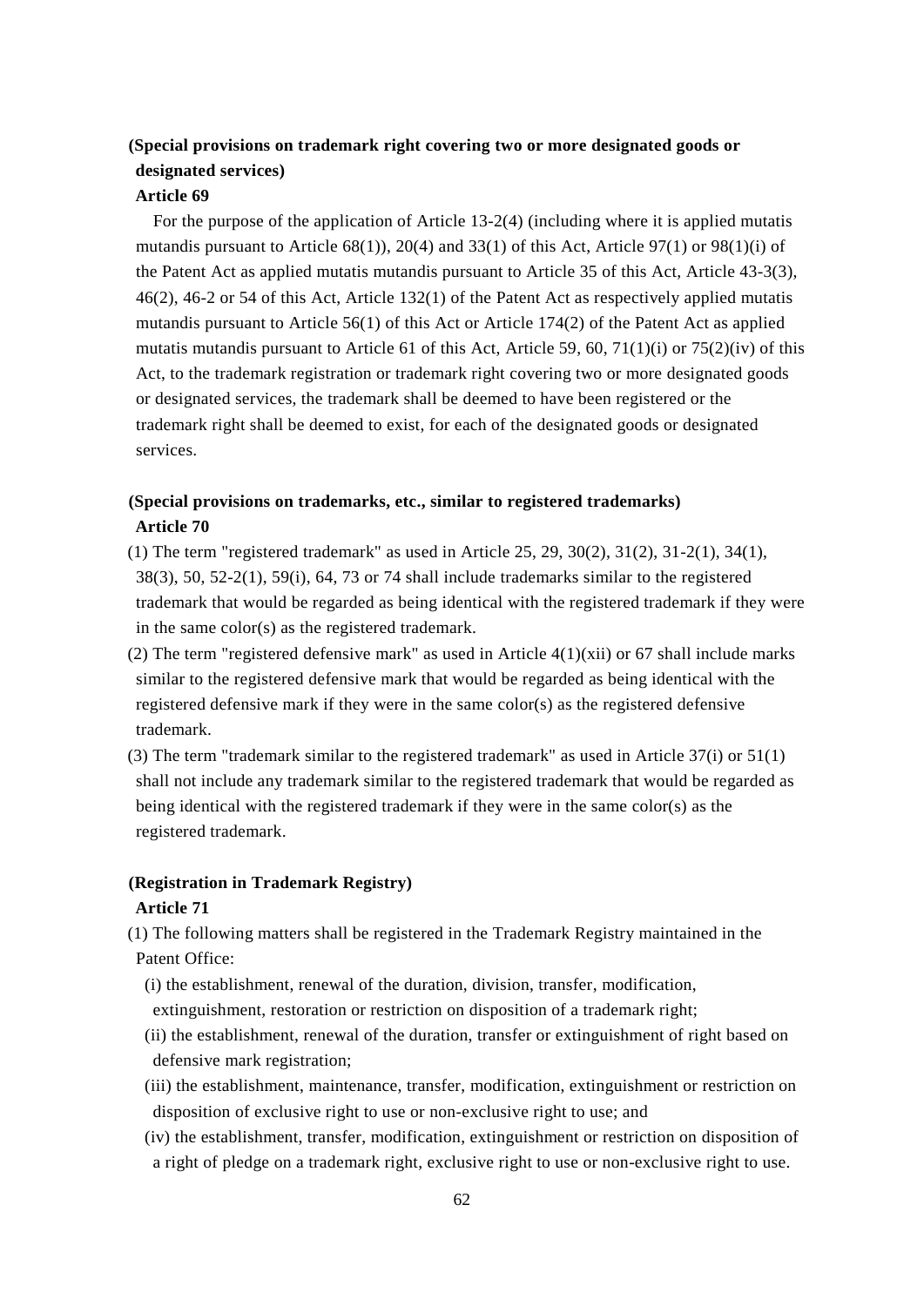**(Special provisions on trademark right covering two or more designated goods or designated services)**

**Article 69**

For the purpose of the application of Article 13-2(4) (including where it is applied mutatis mutandis pursuant to Article 68(1)), 20(4) and 33(1) of this Act, Article 97(1) or 98(1)(i) of the Patent Act as applied mutatis mutandis pursuant to Article 35 of this Act, Article 43-3(3), 46(2), 46-2 or 54 of this Act, Article 132(1) of the Patent Act as respectively applied mutatis mutandis pursuant to Article 56(1) of this Act or Article 174(2) of the Patent Act as applied mutatis mutandis pursuant to Article 61 of this Act, Article 59, 60, 71(1)(i) or 75(2)(iv) of this Act, to the trademark registration or trademark right covering two or more designated goods or designated services, the trademark shall be deemed to have been registered or the trademark right shall be deemed to exist, for each of the designated goods or designated services.

**(Special provisions on trademarks, etc., similar to registered trademarks)**

**Article 70**

(1) The term "registered trademark" as used in Article 25, 29, 30(2), 31(2), 31-2(1), 34(1), 38(3), 50, 52-2(1), 59(i), 64, 73 or 74 shall include trademarks similar to the registered trademark that would be regarded as being identical with the registered trademark if they were in the same color(s) as the registered trademark.

(2) The term "registered defensive mark" as used in Article 4(1)(xii) or 67 shall include marks similar to the registered defensive mark that would be regarded as being identical with the registered defensive mark if they were in the same color(s) as the registered defensive trademark.

(3) The term "trademark similar to the registered trademark" as used in Article 37(i) or 51(1) shall not include any trademark similar to the registered trademark that would be regarded as being identical with the registered trademark if they were in the same color(s) as the registered trademark.

**(Registration in Trademark Registry)**

**Article 71**

(1) The following matters shall be registered in the Trademark Registry maintained in the Patent Office:

(i) the establishment, renewal of the duration, division, transfer, modification, extinguishment, restoration or restriction on disposition of a trademark right;

(ii) the establishment, renewal of the duration, transfer or extinguishment of right based on defensive mark registration;

(iii) the establishment, maintenance, transfer, modification, extinguishment or restriction on disposition of exclusive right to use or non-exclusive right to use; and

(iv) the establishment, transfer, modification, extinguishment or restriction on disposition of a right of pledge on a trademark right, exclusive right to use or non-exclusive right to use.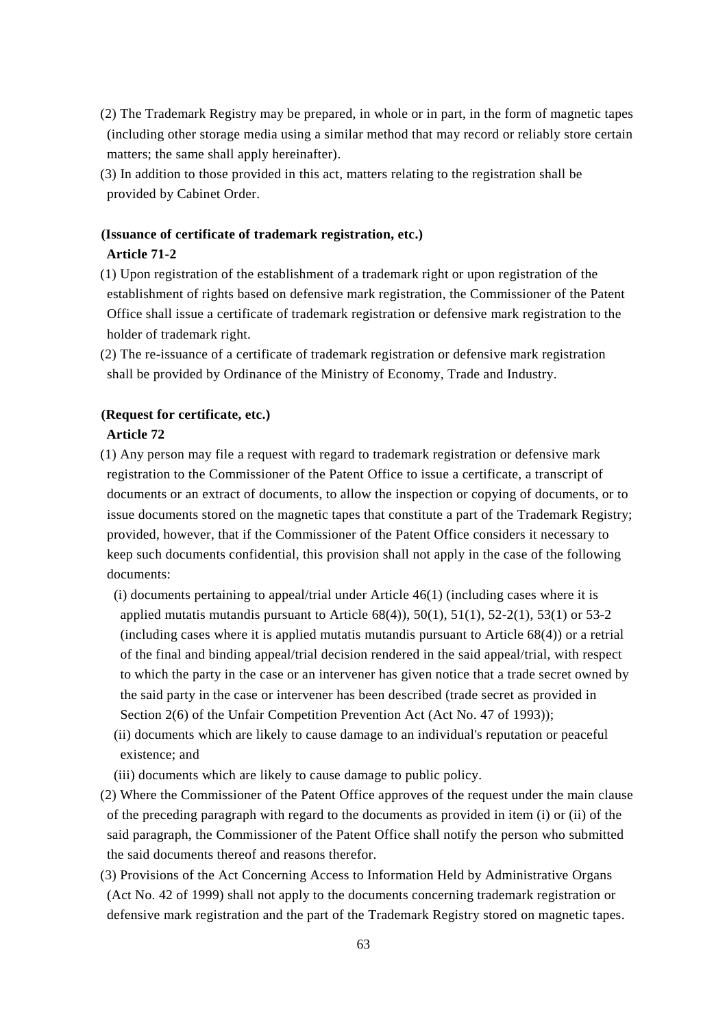(2) The Trademark Registry may be prepared, in whole or in part, in the form of magnetic tapes (including other storage media using a similar method that may record or reliably store certain matters; the same shall apply hereinafter).

(3) In addition to those provided in this act, matters relating to the registration shall be provided by Cabinet Order.

**(Issuance of certificate of trademark registration, etc.)**

**Article 71-2**

(1) Upon registration of the establishment of a trademark right or upon registration of the establishment of rights based on defensive mark registration, the Commissioner of the Patent Office shall issue a certificate of trademark registration or defensive mark registration to the holder of trademark right.

(2) The re-issuance of a certificate of trademark registration or defensive mark registration shall be provided by Ordinance of the Ministry of Economy, Trade and Industry.

**(Request for certificate, etc.)**

**Article 72**

(1) Any person may file a request with regard to trademark registration or defensive mark registration to the Commissioner of the Patent Office to issue a certificate, a transcript of documents or an extract of documents, to allow the inspection or copying of documents, or to issue documents stored on the magnetic tapes that constitute a part of the Trademark Registry; provided, however, that if the Commissioner of the Patent Office considers it necessary to keep such documents confidential, this provision shall not apply in the case of the following documents:

(i) documents pertaining to appeal/trial under Article 46(1) (including cases where it is applied mutatis mutandis pursuant to Article 68(4)), 50(1), 51(1), 52-2(1), 53(1) or 53-2 (including cases where it is applied mutatis mutandis pursuant to Article 68(4)) or a retrial of the final and binding appeal/trial decision rendered in the said appeal/trial, with respect to which the party in the case or an intervener has given notice that a trade secret owned by the said party in the case or intervener has been described (trade secret as provided in Section 2(6) of the Unfair Competition Prevention Act (Act No. 47 of 1993));

(ii) documents which are likely to cause damage to an individual's reputation or peaceful existence; and

(iii) documents which are likely to cause damage to public policy.

(2) Where the Commissioner of the Patent Office approves of the request under the main clause of the preceding paragraph with regard to the documents as provided in item (i) or (ii) of the said paragraph, the Commissioner of the Patent Office shall notify the person who submitted the said documents thereof and reasons therefor.

(3) Provisions of the Act Concerning Access to Information Held by Administrative Organs (Act No. 42 of 1999) shall not apply to the documents concerning trademark registration or defensive mark registration and the part of the Trademark Registry stored on magnetic tapes.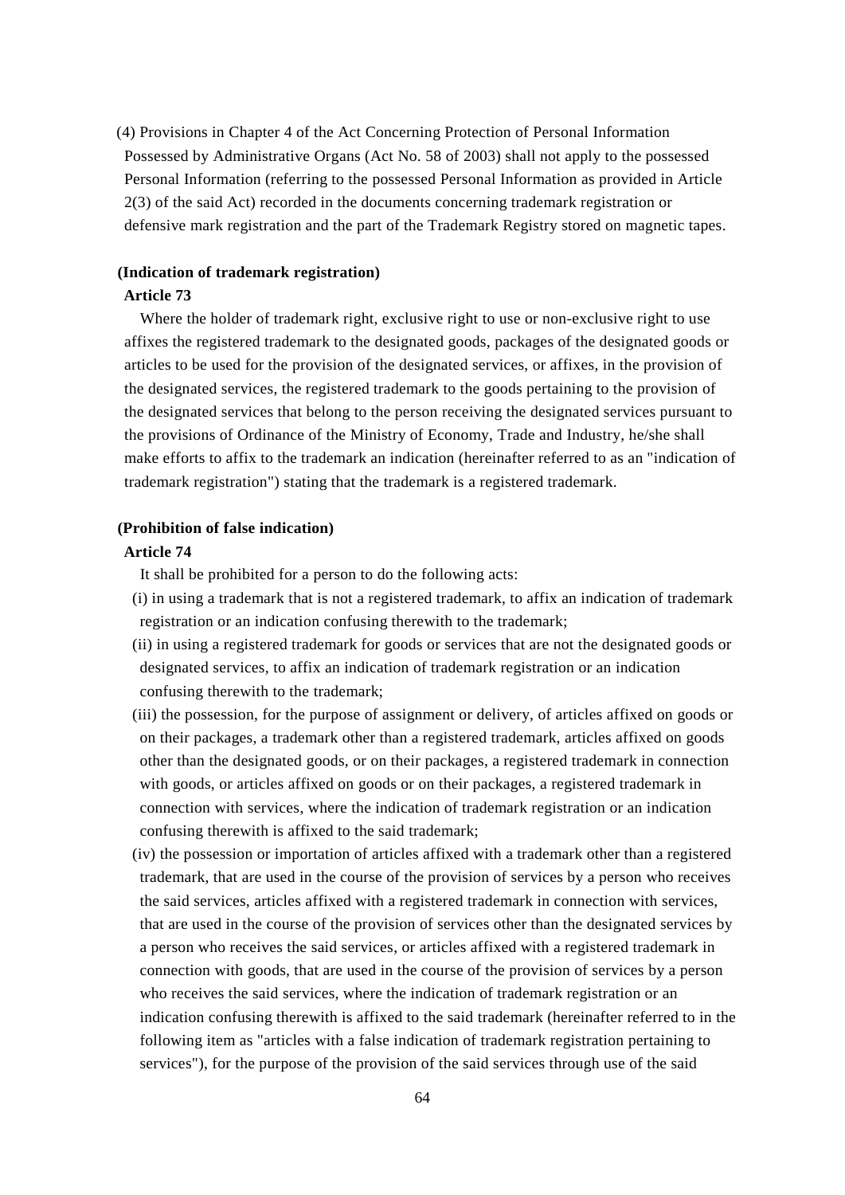(4) Provisions in Chapter 4 of the Act Concerning Protection of Personal Information Possessed by Administrative Organs (Act No. 58 of 2003) shall not apply to the possessed Personal Information (referring to the possessed Personal Information as provided in Article 2(3) of the said Act) recorded in the documents concerning trademark registration or defensive mark registration and the part of the Trademark Registry stored on magnetic tapes.

**(Indication of trademark registration)**

**Article 73**

Where the holder of trademark right, exclusive right to use or non-exclusive right to use affixes the registered trademark to the designated goods, packages of the designated goods or articles to be used for the provision of the designated services, or affixes, in the provision of the designated services, the registered trademark to the goods pertaining to the provision of the designated services that belong to the person receiving the designated services pursuant to the provisions of Ordinance of the Ministry of Economy, Trade and Industry, he/she shall make efforts to affix to the trademark an indication (hereinafter referred to as an "indication of trademark registration") stating that the trademark is a registered trademark.

**(Prohibition of false indication)**

**Article 74**

It shall be prohibited for a person to do the following acts:

(i) in using a trademark that is not a registered trademark, to affix an indication of trademark registration or an indication confusing therewith to the trademark;

(ii) in using a registered trademark for goods or services that are not the designated goods or designated services, to affix an indication of trademark registration or an indication confusing therewith to the trademark;

(iii) the possession, for the purpose of assignment or delivery, of articles affixed on goods or on their packages, a trademark other than a registered trademark, articles affixed on goods other than the designated goods, or on their packages, a registered trademark in connection with goods, or articles affixed on goods or on their packages, a registered trademark in connection with services, where the indication of trademark registration or an indication confusing therewith is affixed to the said trademark;

(iv) the possession or importation of articles affixed with a trademark other than a registered trademark, that are used in the course of the provision of services by a person who receives the said services, articles affixed with a registered trademark in connection with services, that are used in the course of the provision of services other than the designated services by a person who receives the said services, or articles affixed with a registered trademark in connection with goods, that are used in the course of the provision of services by a person who receives the said services, where the indication of trademark registration or an indication confusing therewith is affixed to the said trademark (hereinafter referred to in the following item as "articles with a false indication of trademark registration pertaining to services"), for the purpose of the provision of the said services through use of the said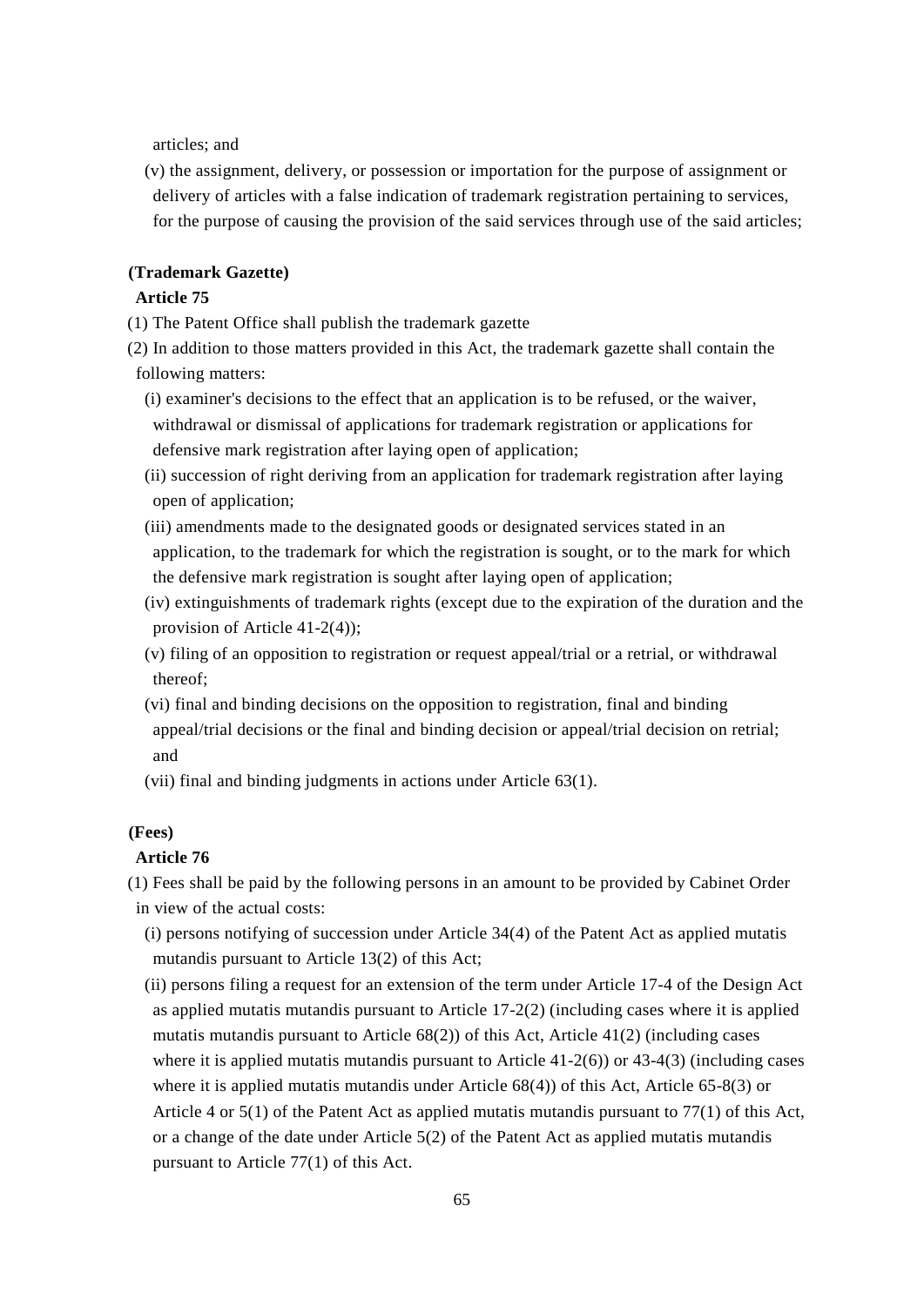articles; and

(v) the assignment, delivery, or possession or importation for the purpose of assignment or delivery of articles with a false indication of trademark registration pertaining to services, for the purpose of causing the provision of the said services through use of the said articles;

**(Trademark Gazette)**

**Article 75**

(1) The Patent Office shall publish the trademark gazette

(2) In addition to those matters provided in this Act, the trademark gazette shall contain the following matters:

(i) examiner's decisions to the effect that an application is to be refused, or the waiver, withdrawal or dismissal of applications for trademark registration or applications for defensive mark registration after laying open of application;

(ii) succession of right deriving from an application for trademark registration after laying open of application;

(iii) amendments made to the designated goods or designated services stated in an application, to the trademark for which the registration is sought, or to the mark for which the defensive mark registration is sought after laying open of application;

(iv) extinguishments of trademark rights (except due to the expiration of the duration and the provision of Article 41-2(4));

(v) filing of an opposition to registration or request appeal/trial or a retrial, or withdrawal thereof;

(vi) final and binding decisions on the opposition to registration, final and binding appeal/trial decisions or the final and binding decision or appeal/trial decision on retrial; and

(vii) final and binding judgments in actions under Article 63(1).

**(Fees)**

**Article 76**

(1) Fees shall be paid by the following persons in an amount to be provided by Cabinet Order in view of the actual costs:

(i) persons notifying of succession under Article 34(4) of the Patent Act as applied mutatis mutandis pursuant to Article 13(2) of this Act;

(ii) persons filing a request for an extension of the term under Article 17-4 of the Design Act as applied mutatis mutandis pursuant to Article 17-2(2) (including cases where it is applied mutatis mutandis pursuant to Article 68(2)) of this Act, Article 41(2) (including cases where it is applied mutatis mutandis pursuant to Article 41-2(6)) or 43-4(3) (including cases where it is applied mutatis mutandis under Article 68(4)) of this Act, Article 65-8(3) or Article 4 or 5(1) of the Patent Act as applied mutatis mutandis pursuant to 77(1) of this Act, or a change of the date under Article 5(2) of the Patent Act as applied mutatis mutandis pursuant to Article 77(1) of this Act.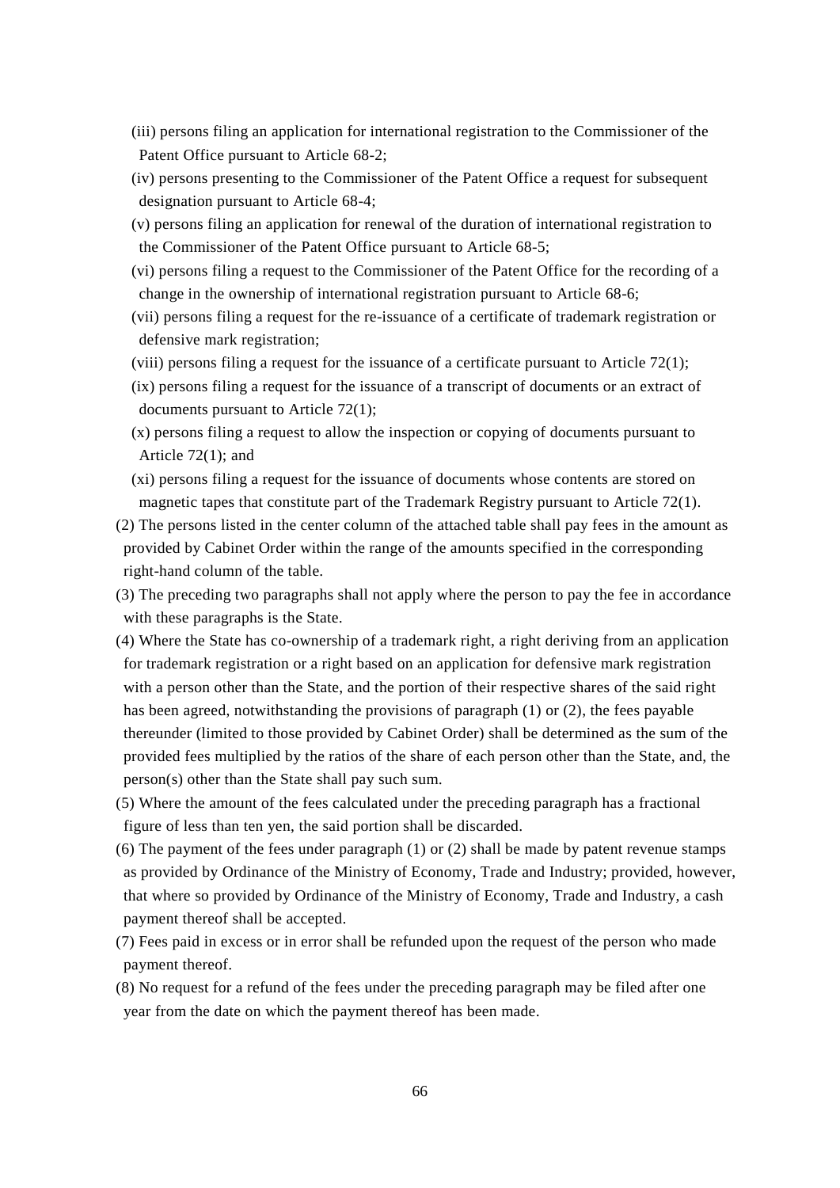(iii) persons filing an application for international registration to the Commissioner of the Patent Office pursuant to Article 68-2;

(iv) persons presenting to the Commissioner of the Patent Office a request for subsequent designation pursuant to Article 68-4;

(v) persons filing an application for renewal of the duration of international registration to the Commissioner of the Patent Office pursuant to Article 68-5;

(vi) persons filing a request to the Commissioner of the Patent Office for the recording of a change in the ownership of international registration pursuant to Article 68-6;

(vii) persons filing a request for the re-issuance of a certificate of trademark registration or defensive mark registration;

(viii) persons filing a request for the issuance of a certificate pursuant to Article 72(1);

(ix) persons filing a request for the issuance of a transcript of documents or an extract of documents pursuant to Article 72(1);

(x) persons filing a request to allow the inspection or copying of documents pursuant to Article 72(1); and

(xi) persons filing a request for the issuance of documents whose contents are stored on magnetic tapes that constitute part of the Trademark Registry pursuant to Article 72(1).

(2) The persons listed in the center column of the attached table shall pay fees in the amount as provided by Cabinet Order within the range of the amounts specified in the corresponding right-hand column of the table.

(3) The preceding two paragraphs shall not apply where the person to pay the fee in accordance with these paragraphs is the State.

(4) Where the State has co-ownership of a trademark right, a right deriving from an application for trademark registration or a right based on an application for defensive mark registration with a person other than the State, and the portion of their respective shares of the said right has been agreed, notwithstanding the provisions of paragraph (1) or (2), the fees payable thereunder (limited to those provided by Cabinet Order) shall be determined as the sum of the provided fees multiplied by the ratios of the share of each person other than the State, and, the person(s) other than the State shall pay such sum.

(5) Where the amount of the fees calculated under the preceding paragraph has a fractional figure of less than ten yen, the said portion shall be discarded.

(6) The payment of the fees under paragraph (1) or (2) shall be made by patent revenue stamps as provided by Ordinance of the Ministry of Economy, Trade and Industry; provided, however, that where so provided by Ordinance of the Ministry of Economy, Trade and Industry, a cash payment thereof shall be accepted.

(7) Fees paid in excess or in error shall be refunded upon the request of the person who made payment thereof.

(8) No request for a refund of the fees under the preceding paragraph may be filed after one year from the date on which the payment thereof has been made.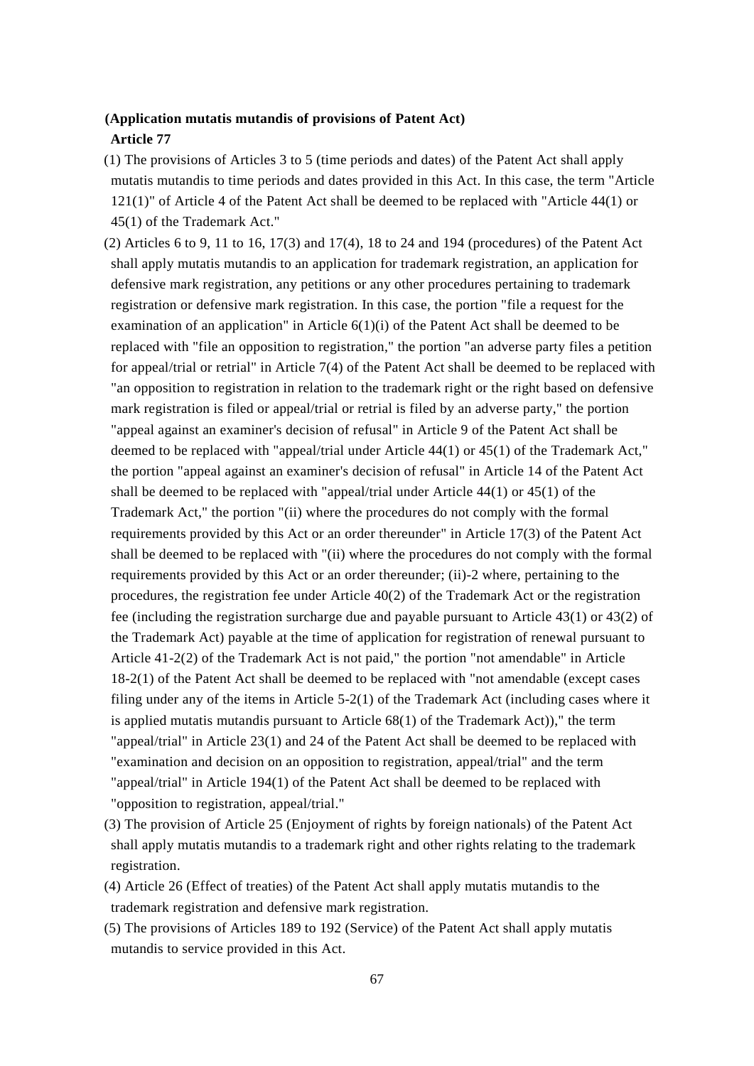**(Application mutatis mutandis of provisions of Patent Act)**

**Article 77**

(1) The provisions of Articles 3 to 5 (time periods and dates) of the Patent Act shall apply mutatis mutandis to time periods and dates provided in this Act. In this case, the term "Article 121(1)" of Article 4 of the Patent Act shall be deemed to be replaced with "Article 44(1) or 45(1) of the Trademark Act."

(2) Articles 6 to 9, 11 to 16, 17(3) and 17(4), 18 to 24 and 194 (procedures) of the Patent Act shall apply mutatis mutandis to an application for trademark registration, an application for defensive mark registration, any petitions or any other procedures pertaining to trademark registration or defensive mark registration. In this case, the portion "file a request for the examination of an application" in Article 6(1)(i) of the Patent Act shall be deemed to be replaced with "file an opposition to registration," the portion "an adverse party files a petition for appeal/trial or retrial" in Article 7(4) of the Patent Act shall be deemed to be replaced with "an opposition to registration in relation to the trademark right or the right based on defensive mark registration is filed or appeal/trial or retrial is filed by an adverse party," the portion "appeal against an examiner's decision of refusal" in Article 9 of the Patent Act shall be deemed to be replaced with "appeal/trial under Article 44(1) or 45(1) of the Trademark Act," the portion "appeal against an examiner's decision of refusal" in Article 14 of the Patent Act shall be deemed to be replaced with "appeal/trial under Article 44(1) or 45(1) of the Trademark Act," the portion "(ii) where the procedures do not comply with the formal requirements provided by this Act or an order thereunder" in Article 17(3) of the Patent Act shall be deemed to be replaced with "(ii) where the procedures do not comply with the formal requirements provided by this Act or an order thereunder; (ii)-2 where, pertaining to the procedures, the registration fee under Article 40(2) of the Trademark Act or the registration fee (including the registration surcharge due and payable pursuant to Article 43(1) or 43(2) of the Trademark Act) payable at the time of application for registration of renewal pursuant to Article 41-2(2) of the Trademark Act is not paid," the portion "not amendable" in Article 18-2(1) of the Patent Act shall be deemed to be replaced with "not amendable (except cases filing under any of the items in Article 5-2(1) of the Trademark Act (including cases where it is applied mutatis mutandis pursuant to Article 68(1) of the Trademark Act))," the term "appeal/trial" in Article 23(1) and 24 of the Patent Act shall be deemed to be replaced with "examination and decision on an opposition to registration, appeal/trial" and the term "appeal/trial" in Article 194(1) of the Patent Act shall be deemed to be replaced with "opposition to registration, appeal/trial."

(3) The provision of Article 25 (Enjoyment of rights by foreign nationals) of the Patent Act shall apply mutatis mutandis to a trademark right and other rights relating to the trademark registration.

(4) Article 26 (Effect of treaties) of the Patent Act shall apply mutatis mutandis to the trademark registration and defensive mark registration.

(5) The provisions of Articles 189 to 192 (Service) of the Patent Act shall apply mutatis mutandis to service provided in this Act.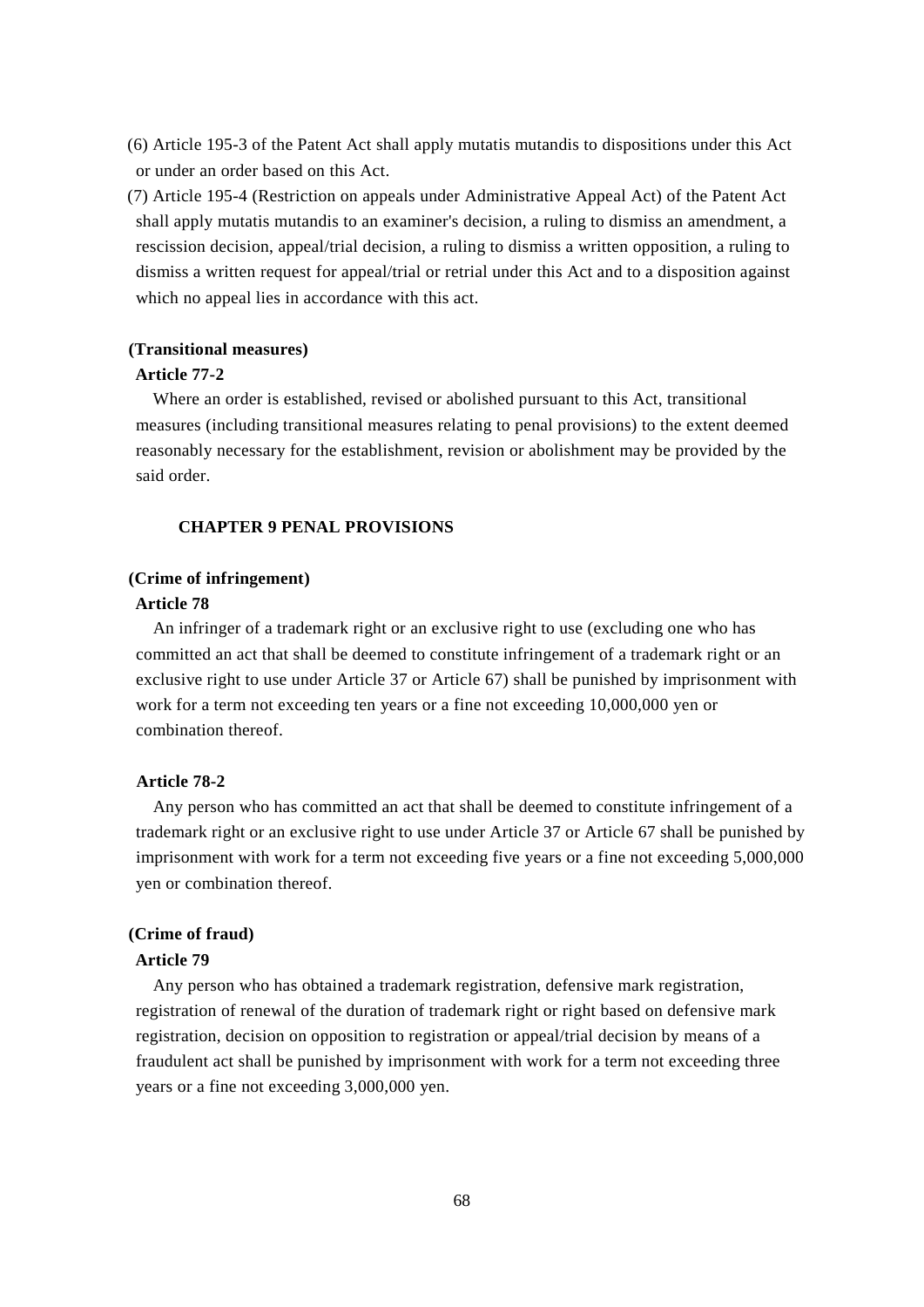(6) Article 195-3 of the Patent Act shall apply mutatis mutandis to dispositions under this Act or under an order based on this Act.

(7) Article 195-4 (Restriction on appeals under Administrative Appeal Act) of the Patent Act shall apply mutatis mutandis to an examiner's decision, a ruling to dismiss an amendment, a rescission decision, appeal/trial decision, a ruling to dismiss a written opposition, a ruling to dismiss a written request for appeal/trial or retrial under this Act and to a disposition against which no appeal lies in accordance with this act.

**(Transitional measures)**

**Article 77-2**

Where an order is established, revised or abolished pursuant to this Act, transitional measures (including transitional measures relating to penal provisions) to the extent deemed reasonably necessary for the establishment, revision or abolishment may be provided by the said order.

## CHAPTER 9 PENAL PROVISIONS

**(Crime of infringement)**

**Article 78**

An infringer of a trademark right or an exclusive right to use (excluding one who has committed an act that shall be deemed to constitute infringement of a trademark right or an exclusive right to use under Article 37 or Article 67) shall be punished by imprisonment with work for a term not exceeding ten years or a fine not exceeding 10,000,000 yen or combination thereof.

**Article 78-2**

Any person who has committed an act that shall be deemed to constitute infringement of a trademark right or an exclusive right to use under Article 37 or Article 67 shall be punished by imprisonment with work for a term not exceeding five years or a fine not exceeding 5,000,000 yen or combination thereof.

**(Crime of fraud)**

**Article 79**

Any person who has obtained a trademark registration, defensive mark registration, registration of renewal of the duration of trademark right or right based on defensive mark registration, decision on opposition to registration or appeal/trial decision by means of a fraudulent act shall be punished by imprisonment with work for a term not exceeding three years or a fine not exceeding 3,000,000 yen.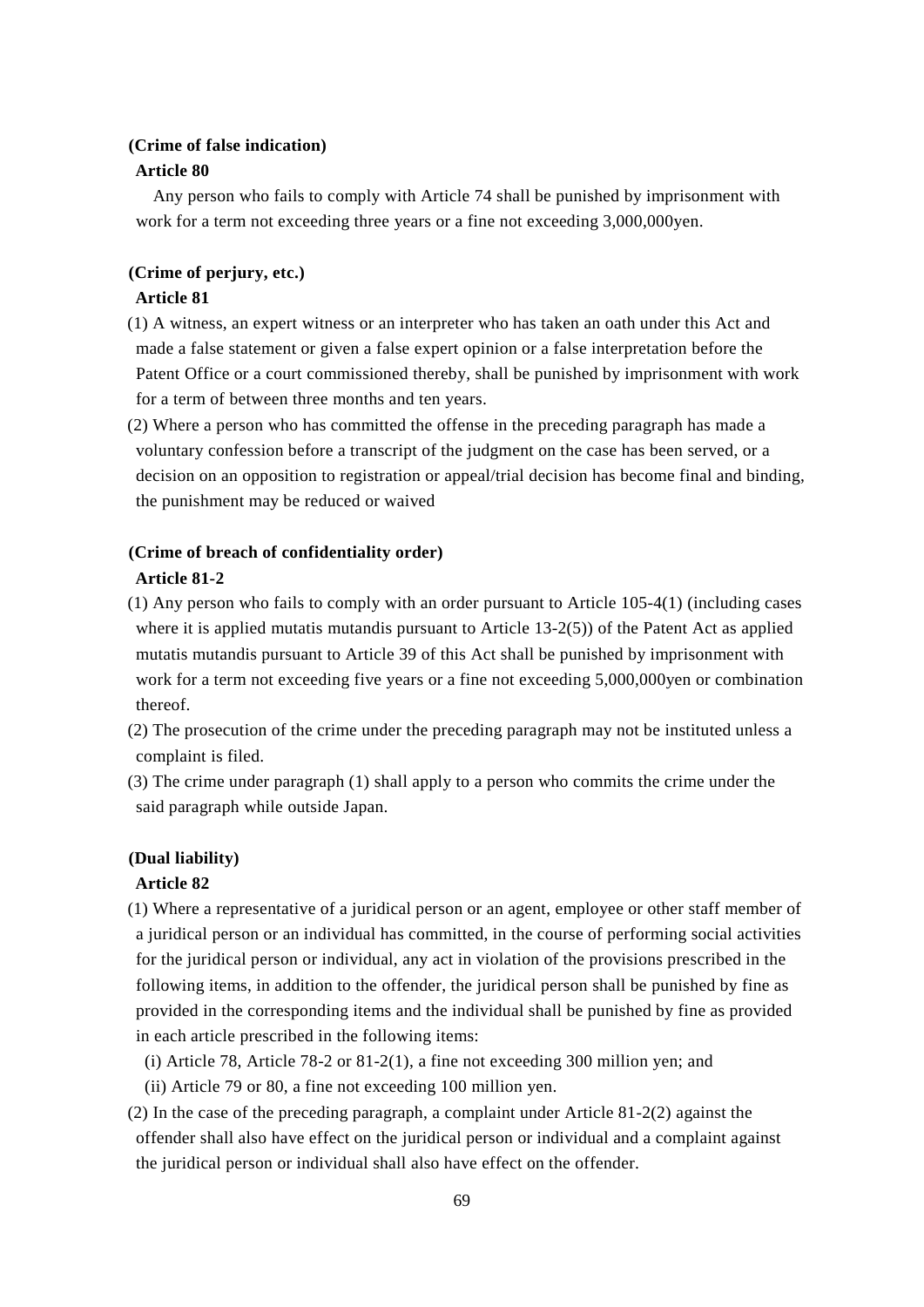**(Crime of false indication)**

**Article 80**

Any person who fails to comply with Article 74 shall be punished by imprisonment with work for a term not exceeding three years or a fine not exceeding 3,000,000yen.

**(Crime of perjury, etc.)**

**Article 81**

(1) A witness, an expert witness or an interpreter who has taken an oath under this Act and made a false statement or given a false expert opinion or a false interpretation before the Patent Office or a court commissioned thereby, shall be punished by imprisonment with work for a term of between three months and ten years.

(2) Where a person who has committed the offense in the preceding paragraph has made a voluntary confession before a transcript of the judgment on the case has been served, or a decision on an opposition to registration or appeal/trial decision has become final and binding, the punishment may be reduced or waived

**(Crime of breach of confidentiality order)**

**Article 81-2**

(1) Any person who fails to comply with an order pursuant to Article 105-4(1) (including cases where it is applied mutatis mutandis pursuant to Article 13-2(5)) of the Patent Act as applied mutatis mutandis pursuant to Article 39 of this Act shall be punished by imprisonment with work for a term not exceeding five years or a fine not exceeding 5,000,000yen or combination thereof.

(2) The prosecution of the crime under the preceding paragraph may not be instituted unless a complaint is filed.

(3) The crime under paragraph (1) shall apply to a person who commits the crime under the said paragraph while outside Japan.

**(Dual liability)**

**Article 82**

(1) Where a representative of a juridical person or an agent, employee or other staff member of a juridical person or an individual has committed, in the course of performing social activities for the juridical person or individual, any act in violation of the provisions prescribed in the following items, in addition to the offender, the juridical person shall be punished by fine as provided in the corresponding items and the individual shall be punished by fine as provided in each article prescribed in the following items:

(i) Article 78, Article 78-2 or 81-2(1), a fine not exceeding 300 million yen; and

(ii) Article 79 or 80, a fine not exceeding 100 million yen.

(2) In the case of the preceding paragraph, a complaint under Article 81-2(2) against the offender shall also have effect on the juridical person or individual and a complaint against the juridical person or individual shall also have effect on the offender.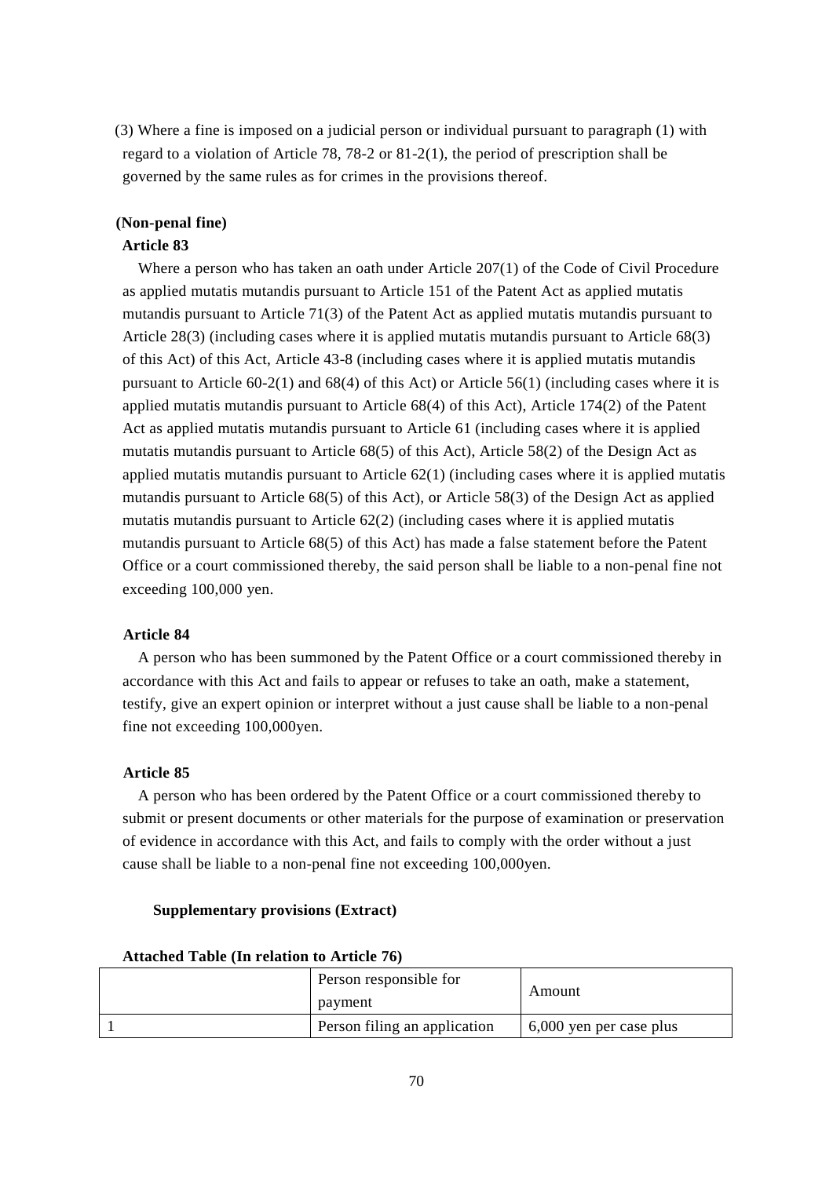(3) Where a fine is imposed on a judicial person or individual pursuant to paragraph (1) with regard to a violation of Article 78, 78-2 or 81-2(1), the period of prescription shall be governed by the same rules as for crimes in the provisions thereof.

**(Non-penal fine)**

**Article 83**

Where a person who has taken an oath under Article 207(1) of the Code of Civil Procedure as applied mutatis mutandis pursuant to Article 151 of the Patent Act as applied mutatis mutandis pursuant to Article 71(3) of the Patent Act as applied mutatis mutandis pursuant to Article 28(3) (including cases where it is applied mutatis mutandis pursuant to Article 68(3) of this Act) of this Act, Article 43-8 (including cases where it is applied mutatis mutandis pursuant to Article 60-2(1) and 68(4) of this Act) or Article 56(1) (including cases where it is applied mutatis mutandis pursuant to Article 68(4) of this Act), Article 174(2) of the Patent Act as applied mutatis mutandis pursuant to Article 61 (including cases where it is applied mutatis mutandis pursuant to Article 68(5) of this Act), Article 58(2) of the Design Act as applied mutatis mutandis pursuant to Article 62(1) (including cases where it is applied mutatis mutandis pursuant to Article 68(5) of this Act), or Article 58(3) of the Design Act as applied mutatis mutandis pursuant to Article 62(2) (including cases where it is applied mutatis mutandis pursuant to Article 68(5) of this Act) has made a false statement before the Patent Office or a court commissioned thereby, the said person shall be liable to a non-penal fine not exceeding 100,000 yen.

**Article 84**

A person who has been summoned by the Patent Office or a court commissioned thereby in accordance with this Act and fails to appear or refuses to take an oath, make a statement, testify, give an expert opinion or interpret without a just cause shall be liable to a non-penal fine not exceeding 100,000yen.

**Article 85**

A person who has been ordered by the Patent Office or a court commissioned thereby to submit or present documents or other materials for the purpose of examination or preservation of evidence in accordance with this Act, and fails to comply with the order without a just cause shall be liable to a non-penal fine not exceeding 100,000yen.

**Supplementary provisions (Extract)**

**Attached Table (In relation to Article 76)**

| | Person responsible for payment | Amount |
|---|---|---|
| 1 | Person filing an application | 6,000 yen per case plus |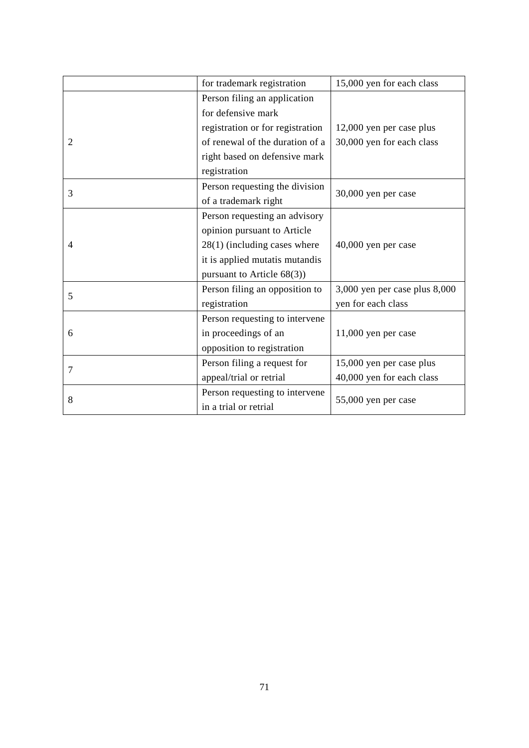| | | |
|---|---|---|
| | for trademark registration | 15,000 yen for each class |
| 2 | Person filing an application for defensive mark registration or for registration of renewal of the duration of a right based on defensive mark registration | 12,000 yen per case plus 30,000 yen for each class |
| 3 | Person requesting the division of a trademark right | 30,000 yen per case |
| 4 | Person requesting an advisory opinion pursuant to Article 28(1) (including cases where it is applied mutatis mutandis pursuant to Article 68(3)) | 40,000 yen per case |
| 5 | Person filing an opposition to registration | 3,000 yen per case plus 8,000 yen for each class |
| 6 | Person requesting to intervene in proceedings of an opposition to registration | 11,000 yen per case |
| 7 | Person filing a request for appeal/trial or retrial | 15,000 yen per case plus 40,000 yen for each class |
| 8 | Person requesting to intervene in a trial or retrial | 55,000 yen per case |